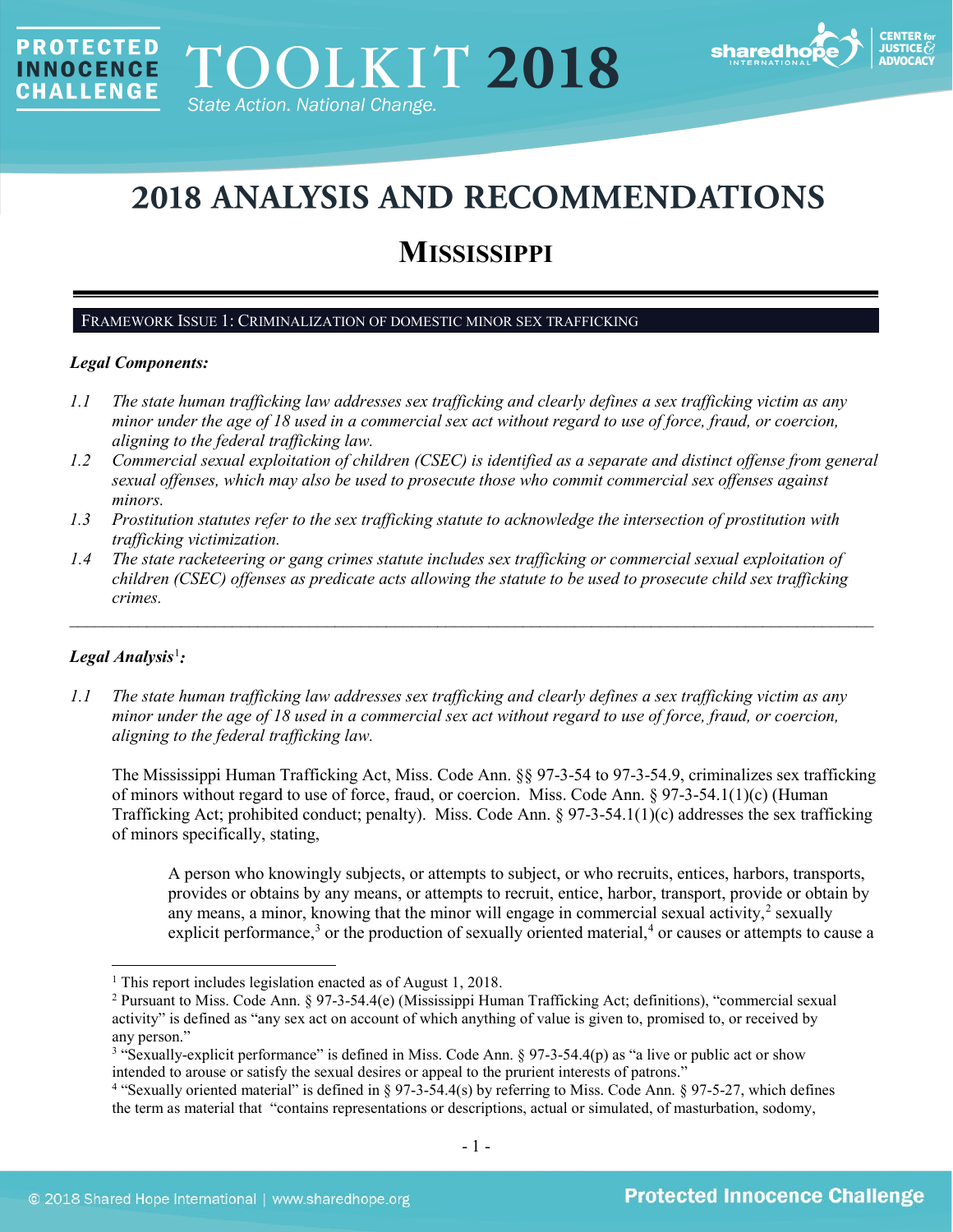# 2018 ANALYSIS AND RECOMMENDATIONS

## MISSISSIPPI

### FRAMEWORK ISSUE 1: CRIMINALIZATION OF DOMESTIC MINOR SEX TRAFFICKING

***Legal Components:***

*1.1 The state human trafficking law addresses sex trafficking and clearly defines a sex trafficking victim as any minor under the age of 18 used in a commercial sex act without regard to use of force, fraud, or coercion, aligning to the federal trafficking law.*

*1.2 Commercial sexual exploitation of children (CSEC) is identified as a separate and distinct offense from general sexual offenses, which may also be used to prosecute those who commit commercial sex offenses against minors.*

*1.3 Prostitution statutes refer to the sex trafficking statute to acknowledge the intersection of prostitution with trafficking victimization.*

*1.4 The state racketeering or gang crimes statute includes sex trafficking or commercial sexual exploitation of children (CSEC) offenses as predicate acts allowing the statute to be used to prosecute child sex trafficking crimes.*

---

***Legal Analysis[1]:***

*1.1 The state human trafficking law addresses sex trafficking and clearly defines a sex trafficking victim as any minor under the age of 18 used in a commercial sex act without regard to use of force, fraud, or coercion, aligning to the federal trafficking law.*

The Mississippi Human Trafficking Act, Miss. Code Ann. §§ 97-3-54 to 97-3-54.9, criminalizes sex trafficking of minors without regard to use of force, fraud, or coercion. Miss. Code Ann. § 97-3-54.1(1)(c) (Human Trafficking Act; prohibited conduct; penalty). Miss. Code Ann. § 97-3-54.1(1)(c) addresses the sex trafficking of minors specifically, stating,

> A person who knowingly subjects, or attempts to subject, or who recruits, entices, harbors, transports, provides or obtains by any means, or attempts to recruit, entice, harbor, transport, provide or obtain by any means, a minor, knowing that the minor will engage in commercial sexual activity,[2] sexually explicit performance,[3] or the production of sexually oriented material,[4] or causes or attempts to cause a

---

[1] This report includes legislation enacted as of August 1, 2018.

[2] Pursuant to Miss. Code Ann. § 97-3-54.4(e) (Mississippi Human Trafficking Act; definitions), "commercial sexual activity" is defined as "any sex act on account of which anything of value is given to, promised to, or received by any person."

[3] "Sexually-explicit performance" is defined in Miss. Code Ann. § 97-3-54.4(p) as "a live or public act or show intended to arouse or satisfy the sexual desires or appeal to the prurient interests of patrons."

[4] "Sexually oriented material" is defined in § 97-3-54.4(s) by referring to Miss. Code Ann. § 97-5-27, which defines the term as material that "contains representations or descriptions, actual or simulated, of masturbation, sodomy,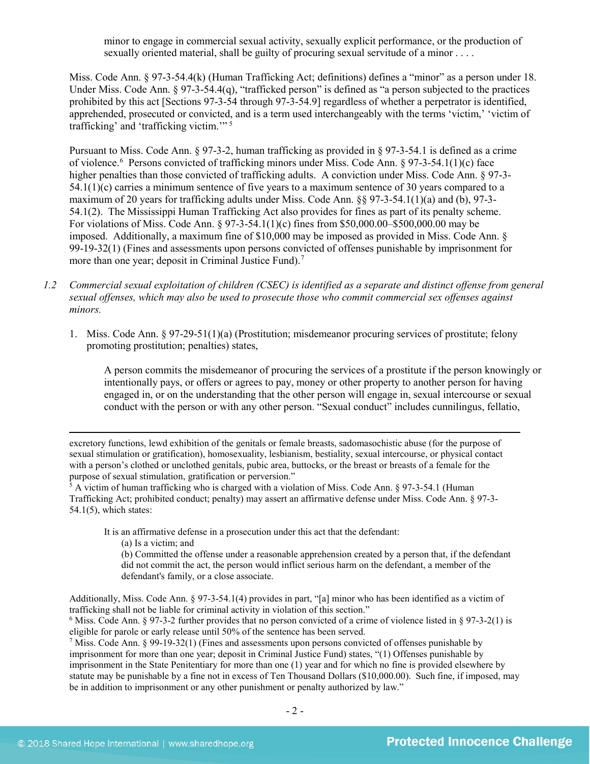> minor to engage in commercial sexual activity, sexually explicit performance, or the production of sexually oriented material, shall be guilty of procuring sexual servitude of a minor . . . .

Miss. Code Ann. § 97-3-54.4(k) (Human Trafficking Act; definitions) defines a "minor" as a person under 18. Under Miss. Code Ann. § 97-3-54.4(q), "trafficked person" is defined as "a person subjected to the practices prohibited by this act [Sections 97-3-54 through 97-3-54.9] regardless of whether a perpetrator is identified, apprehended, prosecuted or convicted, and is a term used interchangeably with the terms 'victim,' 'victim of trafficking' and 'trafficking victim.'"[5]

Pursuant to Miss. Code Ann. § 97-3-2, human trafficking as provided in § 97-3-54.1 is defined as a crime of violence.[6] Persons convicted of trafficking minors under Miss. Code Ann. § 97-3-54.1(1)(c) face higher penalties than those convicted of trafficking adults. A conviction under Miss. Code Ann. § 97-3-54.1(1)(c) carries a minimum sentence of five years to a maximum sentence of 30 years compared to a maximum of 20 years for trafficking adults under Miss. Code Ann. §§ 97-3-54.1(1)(a) and (b), 97-3-54.1(2). The Mississippi Human Trafficking Act also provides for fines as part of its penalty scheme. For violations of Miss. Code Ann. § 97-3-54.1(1)(c) fines from $50,000.00–$500,000.00 may be imposed. Additionally, a maximum fine of $10,000 may be imposed as provided in Miss. Code Ann. § 99-19-32(1) (Fines and assessments upon persons convicted of offenses punishable by imprisonment for more than one year; deposit in Criminal Justice Fund).[7]

*1.2 Commercial sexual exploitation of children (CSEC) is identified as a separate and distinct offense from general sexual offenses, which may also be used to prosecute those who commit commercial sex offenses against minors.*

1. Miss. Code Ann. § 97-29-51(1)(a) (Prostitution; misdemeanor procuring services of prostitute; felony promoting prostitution; penalties) states,

> A person commits the misdemeanor of procuring the services of a prostitute if the person knowingly or intentionally pays, or offers or agrees to pay, money or other property to another person for having engaged in, or on the understanding that the other person will engage in, sexual intercourse or sexual conduct with the person or with any other person. "Sexual conduct" includes cunnilingus, fellatio,

---

excretory functions, lewd exhibition of the genitals or female breasts, sadomasochistic abuse (for the purpose of sexual stimulation or gratification), homosexuality, lesbianism, bestiality, sexual intercourse, or physical contact with a person's clothed or unclothed genitals, pubic area, buttocks, or the breast or breasts of a female for the purpose of sexual stimulation, gratification or perversion."

[5] A victim of human trafficking who is charged with a violation of Miss. Code Ann. § 97-3-54.1 (Human Trafficking Act; prohibited conduct; penalty) may assert an affirmative defense under Miss. Code Ann. § 97-3-54.1(5), which states:

> It is an affirmative defense in a prosecution under this act that the defendant:
> (a) Is a victim; and
> (b) Committed the offense under a reasonable apprehension created by a person that, if the defendant did not commit the act, the person would inflict serious harm on the defendant, a member of the defendant's family, or a close associate.

Additionally, Miss. Code Ann. § 97-3-54.1(4) provides in part, "[a] minor who has been identified as a victim of trafficking shall not be liable for criminal activity in violation of this section."

[6] Miss. Code Ann. § 97-3-2 further provides that no person convicted of a crime of violence listed in § 97-3-2(1) is eligible for parole or early release until 50% of the sentence has been served.

[7] Miss. Code Ann. § 99-19-32(1) (Fines and assessments upon persons convicted of offenses punishable by imprisonment for more than one year; deposit in Criminal Justice Fund) states, "(1) Offenses punishable by imprisonment in the State Penitentiary for more than one (1) year and for which no fine is provided elsewhere by statute may be punishable by a fine not in excess of Ten Thousand Dollars ($10,000.00). Such fine, if imposed, may be in addition to imprisonment or any other punishment or penalty authorized by law."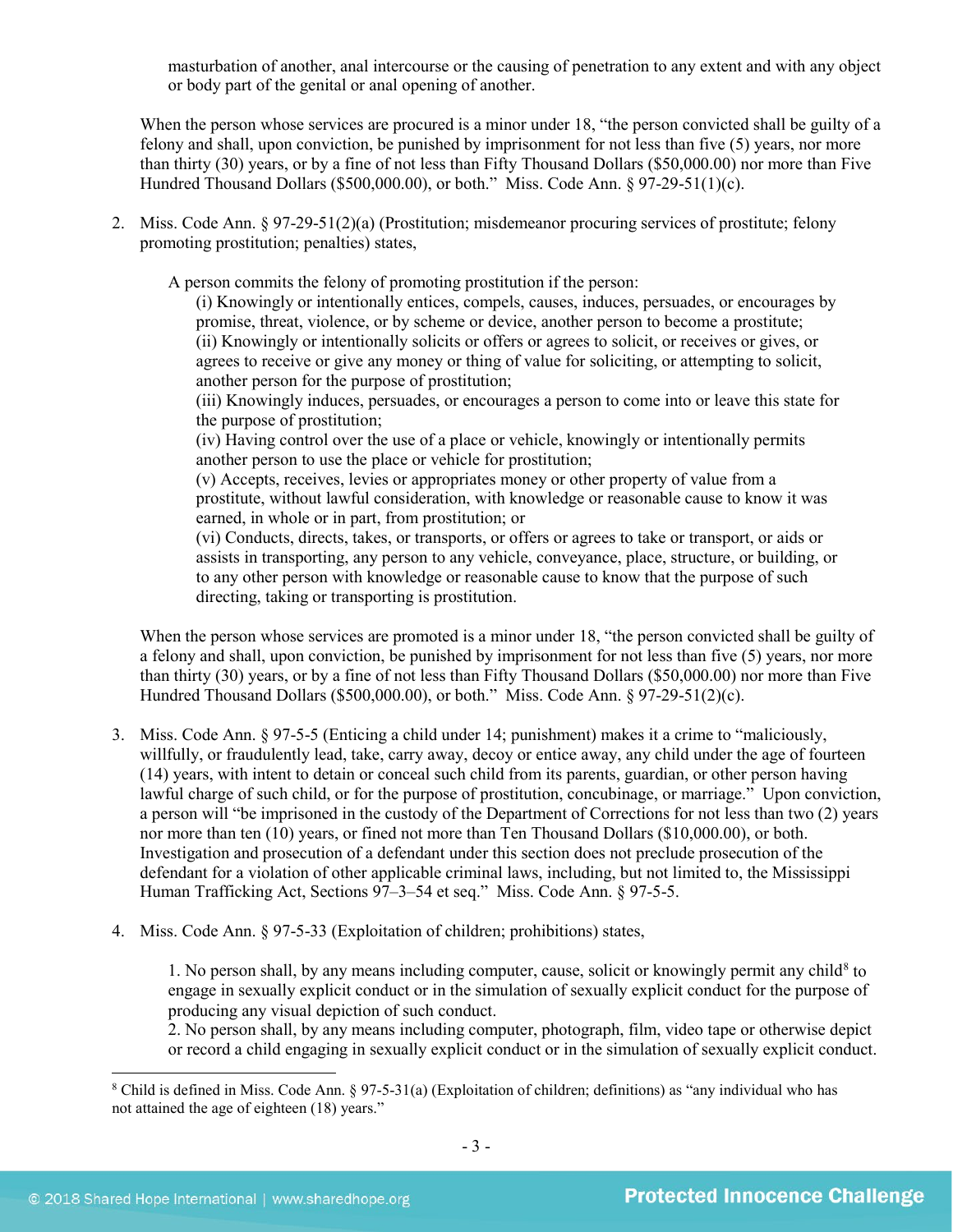masturbation of another, anal intercourse or the causing of penetration to any extent and with any object or body part of the genital or anal opening of another.

When the person whose services are procured is a minor under 18, "the person convicted shall be guilty of a felony and shall, upon conviction, be punished by imprisonment for not less than five (5) years, nor more than thirty (30) years, or by a fine of not less than Fifty Thousand Dollars ($50,000.00) nor more than Five Hundred Thousand Dollars ($500,000.00), or both." Miss. Code Ann. § 97-29-51(1)(c).

2. Miss. Code Ann. § 97-29-51(2)(a) (Prostitution; misdemeanor procuring services of prostitute; felony promoting prostitution; penalties) states,

   > A person commits the felony of promoting prostitution if the person:
   > (i) Knowingly or intentionally entices, compels, causes, induces, persuades, or encourages by promise, threat, violence, or by scheme or device, another person to become a prostitute;
   > (ii) Knowingly or intentionally solicits or offers or agrees to solicit, or receives or gives, or agrees to receive or give any money or thing of value for soliciting, or attempting to solicit, another person for the purpose of prostitution;
   > (iii) Knowingly induces, persuades, or encourages a person to come into or leave this state for the purpose of prostitution;
   > (iv) Having control over the use of a place or vehicle, knowingly or intentionally permits another person to use the place or vehicle for prostitution;
   > (v) Accepts, receives, levies or appropriates money or other property of value from a prostitute, without lawful consideration, with knowledge or reasonable cause to know it was earned, in whole or in part, from prostitution; or
   > (vi) Conducts, directs, takes, or transports, or offers or agrees to take or transport, or aids or assists in transporting, any person to any vehicle, conveyance, place, structure, or building, or to any other person with knowledge or reasonable cause to know that the purpose of such directing, taking or transporting is prostitution.

   When the person whose services are promoted is a minor under 18, "the person convicted shall be guilty of a felony and shall, upon conviction, be punished by imprisonment for not less than five (5) years, nor more than thirty (30) years, or by a fine of not less than Fifty Thousand Dollars ($50,000.00) nor more than Five Hundred Thousand Dollars ($500,000.00), or both." Miss. Code Ann. § 97-29-51(2)(c).

3. Miss. Code Ann. § 97-5-5 (Enticing a child under 14; punishment) makes it a crime to "maliciously, willfully, or fraudulently lead, take, carry away, decoy or entice away, any child under the age of fourteen (14) years, with intent to detain or conceal such child from its parents, guardian, or other person having lawful charge of such child, or for the purpose of prostitution, concubinage, or marriage." Upon conviction, a person will "be imprisoned in the custody of the Department of Corrections for not less than two (2) years nor more than ten (10) years, or fined not more than Ten Thousand Dollars ($10,000.00), or both. Investigation and prosecution of a defendant under this section does not preclude prosecution of the defendant for a violation of other applicable criminal laws, including, but not limited to, the Mississippi Human Trafficking Act, Sections 97–3–54 et seq." Miss. Code Ann. § 97-5-5.

4. Miss. Code Ann. § 97-5-33 (Exploitation of children; prohibitions) states,

   > 1. No person shall, by any means including computer, cause, solicit or knowingly permit any child[8] to engage in sexually explicit conduct or in the simulation of sexually explicit conduct for the purpose of producing any visual depiction of such conduct.
   > 2. No person shall, by any means including computer, photograph, film, video tape or otherwise depict or record a child engaging in sexually explicit conduct or in the simulation of sexually explicit conduct.

---

[8] Child is defined in Miss. Code Ann. § 97-5-31(a) (Exploitation of children; definitions) as "any individual who has not attained the age of eighteen (18) years."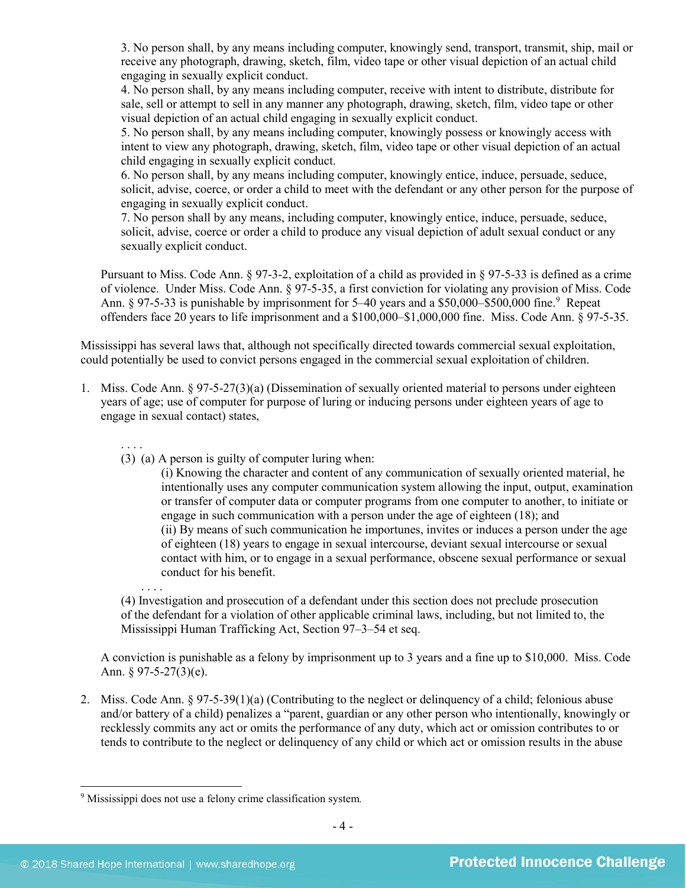3. No person shall, by any means including computer, knowingly send, transport, transmit, ship, mail or receive any photograph, drawing, sketch, film, video tape or other visual depiction of an actual child engaging in sexually explicit conduct.
4. No person shall, by any means including computer, receive with intent to distribute, distribute for sale, sell or attempt to sell in any manner any photograph, drawing, sketch, film, video tape or other visual depiction of an actual child engaging in sexually explicit conduct.
5. No person shall, by any means including computer, knowingly possess or knowingly access with intent to view any photograph, drawing, sketch, film, video tape or other visual depiction of an actual child engaging in sexually explicit conduct.
6. No person shall, by any means including computer, knowingly entice, induce, persuade, seduce, solicit, advise, coerce, or order a child to meet with the defendant or any other person for the purpose of engaging in sexually explicit conduct.
7. No person shall by any means, including computer, knowingly entice, induce, persuade, seduce, solicit, advise, coerce or order a child to produce any visual depiction of adult sexual conduct or any sexually explicit conduct.

Pursuant to Miss. Code Ann. § 97-3-2, exploitation of a child as provided in § 97-5-33 is defined as a crime of violence. Under Miss. Code Ann. § 97-5-35, a first conviction for violating any provision of Miss. Code Ann. § 97-5-33 is punishable by imprisonment for 5–40 years and a $50,000–$500,000 fine.[9] Repeat offenders face 20 years to life imprisonment and a $100,000–$1,000,000 fine. Miss. Code Ann. § 97-5-35.

Mississippi has several laws that, although not specifically directed towards commercial sexual exploitation, could potentially be used to convict persons engaged in the commercial sexual exploitation of children.

1. Miss. Code Ann. § 97-5-27(3)(a) (Dissemination of sexually oriented material to persons under eighteen years of age; use of computer for purpose of luring or inducing persons under eighteen years of age to engage in sexual contact) states,

   . . . .
   (3) (a) A person is guilty of computer luring when:
   (i) Knowing the character and content of any communication of sexually oriented material, he intentionally uses any computer communication system allowing the input, output, examination or transfer of computer data or computer programs from one computer to another, to initiate or engage in such communication with a person under the age of eighteen (18); and
   (ii) By means of such communication he importunes, invites or induces a person under the age of eighteen (18) years to engage in sexual intercourse, deviant sexual intercourse or sexual contact with him, or to engage in a sexual performance, obscene sexual performance or sexual conduct for his benefit.
   . . . .
   (4) Investigation and prosecution of a defendant under this section does not preclude prosecution of the defendant for a violation of other applicable criminal laws, including, but not limited to, the Mississippi Human Trafficking Act, Section 97–3–54 et seq.

   A conviction is punishable as a felony by imprisonment up to 3 years and a fine up to $10,000. Miss. Code Ann. § 97-5-27(3)(e).

2. Miss. Code Ann. § 97-5-39(1)(a) (Contributing to the neglect or delinquency of a child; felonious abuse and/or battery of a child) penalizes a "parent, guardian or any other person who intentionally, knowingly or recklessly commits any act or omits the performance of any duty, which act or omission contributes to or tends to contribute to the neglect or delinquency of any child or which act or omission results in the abuse

[9] Mississippi does not use a felony crime classification system.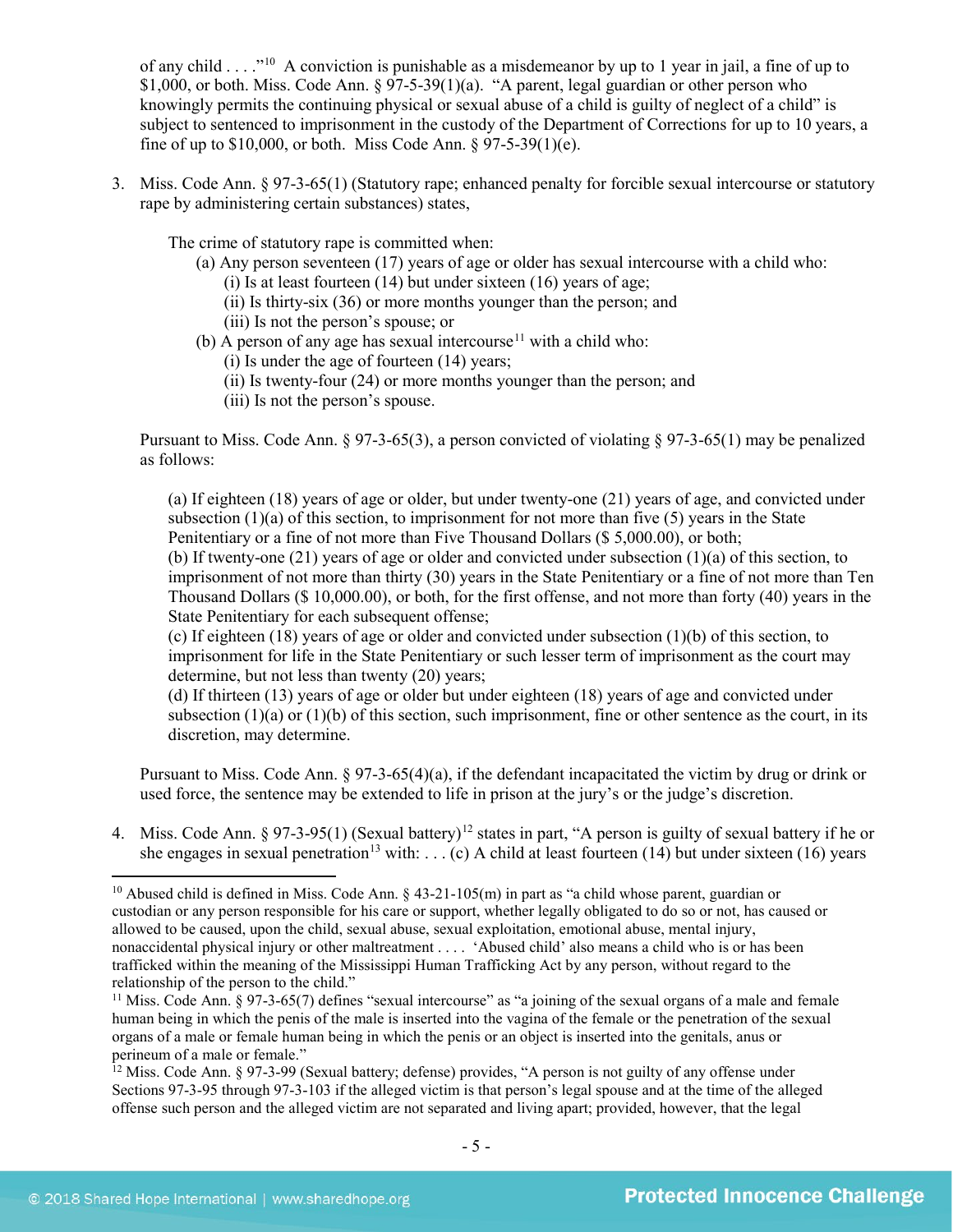of any child . . . ."[10] A conviction is punishable as a misdemeanor by up to 1 year in jail, a fine of up to $1,000, or both. Miss. Code Ann. § 97-5-39(1)(a). "A parent, legal guardian or other person who knowingly permits the continuing physical or sexual abuse of a child is guilty of neglect of a child" is subject to sentenced to imprisonment in the custody of the Department of Corrections for up to 10 years, a fine of up to $10,000, or both. Miss Code Ann. § 97-5-39(1)(e).

3. Miss. Code Ann. § 97-3-65(1) (Statutory rape; enhanced penalty for forcible sexual intercourse or statutory rape by administering certain substances) states,

   The crime of statutory rape is committed when:
   - (a) Any person seventeen (17) years of age or older has sexual intercourse with a child who:
     - (i) Is at least fourteen (14) but under sixteen (16) years of age;
     - (ii) Is thirty-six (36) or more months younger than the person; and
     - (iii) Is not the person's spouse; or
   - (b) A person of any age has sexual intercourse[11] with a child who:
     - (i) Is under the age of fourteen (14) years;
     - (ii) Is twenty-four (24) or more months younger than the person; and
     - (iii) Is not the person's spouse.

   Pursuant to Miss. Code Ann. § 97-3-65(3), a person convicted of violating § 97-3-65(1) may be penalized as follows:

   (a) If eighteen (18) years of age or older, but under twenty-one (21) years of age, and convicted under subsection (1)(a) of this section, to imprisonment for not more than five (5) years in the State Penitentiary or a fine of not more than Five Thousand Dollars ($ 5,000.00), or both;
   (b) If twenty-one (21) years of age or older and convicted under subsection (1)(a) of this section, to imprisonment of not more than thirty (30) years in the State Penitentiary or a fine of not more than Ten Thousand Dollars ($ 10,000.00), or both, for the first offense, and not more than forty (40) years in the State Penitentiary for each subsequent offense;
   (c) If eighteen (18) years of age or older and convicted under subsection (1)(b) of this section, to imprisonment for life in the State Penitentiary or such lesser term of imprisonment as the court may determine, but not less than twenty (20) years;
   (d) If thirteen (13) years of age or older but under eighteen (18) years of age and convicted under subsection (1)(a) or (1)(b) of this section, such imprisonment, fine or other sentence as the court, in its discretion, may determine.

   Pursuant to Miss. Code Ann. § 97-3-65(4)(a), if the defendant incapacitated the victim by drug or drink or used force, the sentence may be extended to life in prison at the jury's or the judge's discretion.

4. Miss. Code Ann. § 97-3-95(1) (Sexual battery)[12] states in part, "A person is guilty of sexual battery if he or she engages in sexual penetration[13] with: . . . (c) A child at least fourteen (14) but under sixteen (16) years

---

[10] Abused child is defined in Miss. Code Ann. § 43-21-105(m) in part as "a child whose parent, guardian or custodian or any person responsible for his care or support, whether legally obligated to do so or not, has caused or allowed to be caused, upon the child, sexual abuse, sexual exploitation, emotional abuse, mental injury, nonaccidental physical injury or other maltreatment . . . . 'Abused child' also means a child who is or has been trafficked within the meaning of the Mississippi Human Trafficking Act by any person, without regard to the relationship of the person to the child."

[11] Miss. Code Ann. § 97-3-65(7) defines "sexual intercourse" as "a joining of the sexual organs of a male and female human being in which the penis of the male is inserted into the vagina of the female or the penetration of the sexual organs of a male or female human being in which the penis or an object is inserted into the genitals, anus or perineum of a male or female."

[12] Miss. Code Ann. § 97-3-99 (Sexual battery; defense) provides, "A person is not guilty of any offense under Sections 97-3-95 through 97-3-103 if the alleged victim is that person's legal spouse and at the time of the alleged offense such person and the alleged victim are not separated and living apart; provided, however, that the legal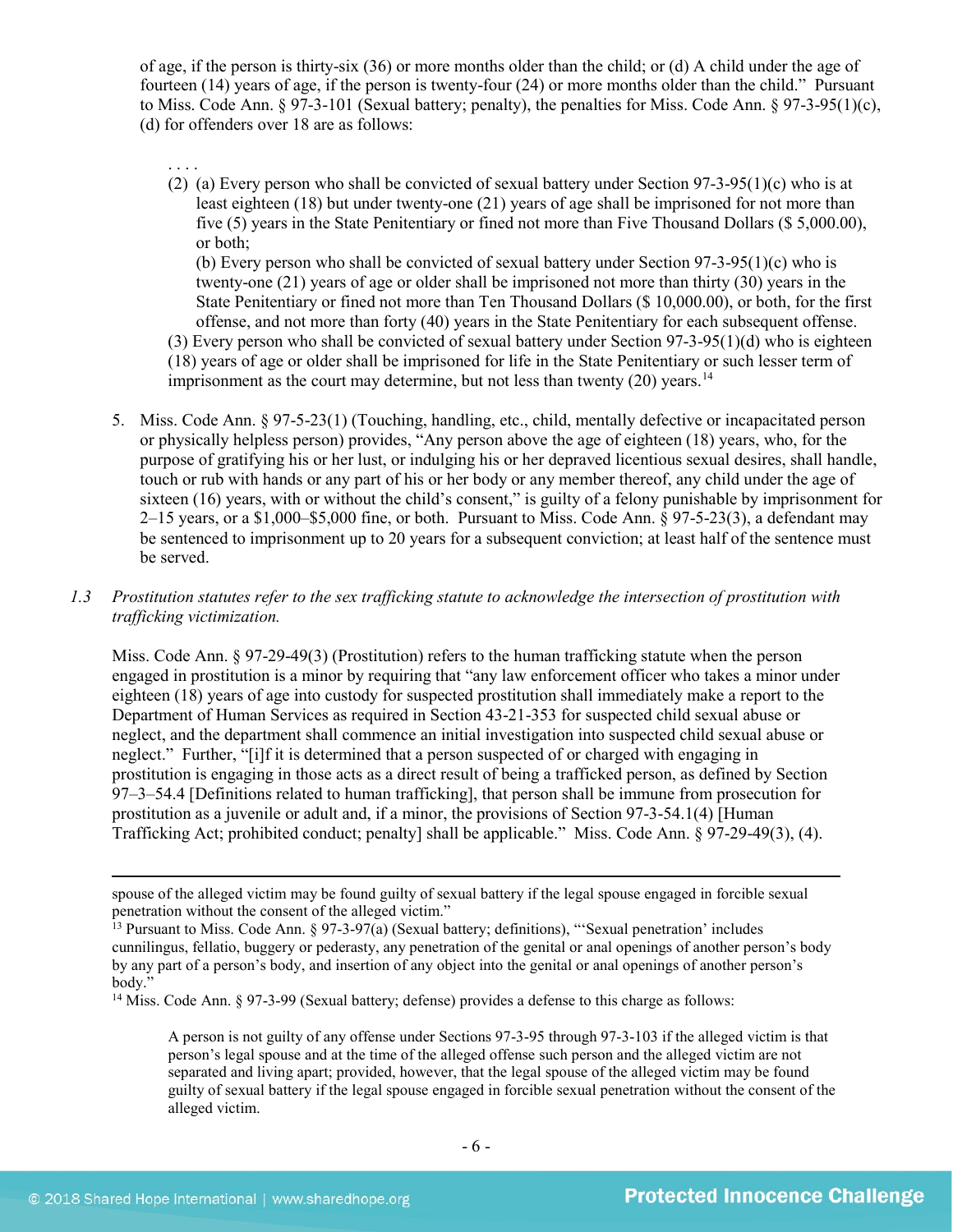of age, if the person is thirty-six (36) or more months older than the child; or (d) A child under the age of fourteen (14) years of age, if the person is twenty-four (24) or more months older than the child." Pursuant to Miss. Code Ann. § 97-3-101 (Sexual battery; penalty), the penalties for Miss. Code Ann. § 97-3-95(1)(c), (d) for offenders over 18 are as follows:

> . . . .
> (2) (a) Every person who shall be convicted of sexual battery under Section 97-3-95(1)(c) who is at least eighteen (18) but under twenty-one (21) years of age shall be imprisoned for not more than five (5) years in the State Penitentiary or fined not more than Five Thousand Dollars ($ 5,000.00), or both;
> (b) Every person who shall be convicted of sexual battery under Section 97-3-95(1)(c) who is twenty-one (21) years of age shall be imprisoned not more than thirty (30) years in the State Penitentiary or fined not more than Ten Thousand Dollars ($ 10,000.00), or both, for the first offense, and not more than forty (40) years in the State Penitentiary for each subsequent offense.
> (3) Every person who shall be convicted of sexual battery under Section 97-3-95(1)(d) who is eighteen (18) years of age or older shall be imprisoned for life in the State Penitentiary or such lesser term of imprisonment as the court may determine, but not less than twenty (20) years.[14]

5. Miss. Code Ann. § 97-5-23(1) (Touching, handling, etc., child, mentally defective or incapacitated person or physically helpless person) provides, "Any person above the age of eighteen (18) years, who, for the purpose of gratifying his or her lust, or indulging his or her depraved licentious sexual desires, shall handle, touch or rub with hands or any part of his or her body or any member thereof, any child under the age of sixteen (16) years, with or without the child's consent," is guilty of a felony punishable by imprisonment for 2–15 years, or a $1,000–$5,000 fine, or both. Pursuant to Miss. Code Ann. § 97-5-23(3), a defendant may be sentenced to imprisonment up to 20 years for a subsequent conviction; at least half of the sentence must be served.

*1.3 Prostitution statutes refer to the sex trafficking statute to acknowledge the intersection of prostitution with trafficking victimization.*

Miss. Code Ann. § 97-29-49(3) (Prostitution) refers to the human trafficking statute when the person engaged in prostitution is a minor by requiring that "any law enforcement officer who takes a minor under eighteen (18) years of age into custody for suspected prostitution shall immediately make a report to the Department of Human Services as required in Section 43-21-353 for suspected child sexual abuse or neglect, and the department shall commence an initial investigation into suspected child sexual abuse or neglect." Further, "[i]f it is determined that a person suspected of or charged with engaging in prostitution is engaging in those acts as a direct result of being a trafficked person, as defined by Section 97–3–54.4 [Definitions related to human trafficking], that person shall be immune from prosecution for prostitution as a juvenile or adult and, if a minor, the provisions of Section 97-3-54.1(4) [Human Trafficking Act; prohibited conduct; penalty] shall be applicable." Miss. Code Ann. § 97-29-49(3), (4).

---

spouse of the alleged victim may be found guilty of sexual battery if the legal spouse engaged in forcible sexual penetration without the consent of the alleged victim."

[13] Pursuant to Miss. Code Ann. § 97-3-97(a) (Sexual battery; definitions), "'Sexual penetration' includes cunnilingus, fellatio, buggery or pederasty, any penetration of the genital or anal openings of another person's body by any part of a person's body, and insertion of any object into the genital or anal openings of another person's body."

[14] Miss. Code Ann. § 97-3-99 (Sexual battery; defense) provides a defense to this charge as follows:

> A person is not guilty of any offense under Sections 97-3-95 through 97-3-103 if the alleged victim is that person's legal spouse and at the time of the alleged offense such person and the alleged victim are not separated and living apart; provided, however, that the legal spouse of the alleged victim may be found guilty of sexual battery if the legal spouse engaged in forcible sexual penetration without the consent of the alleged victim.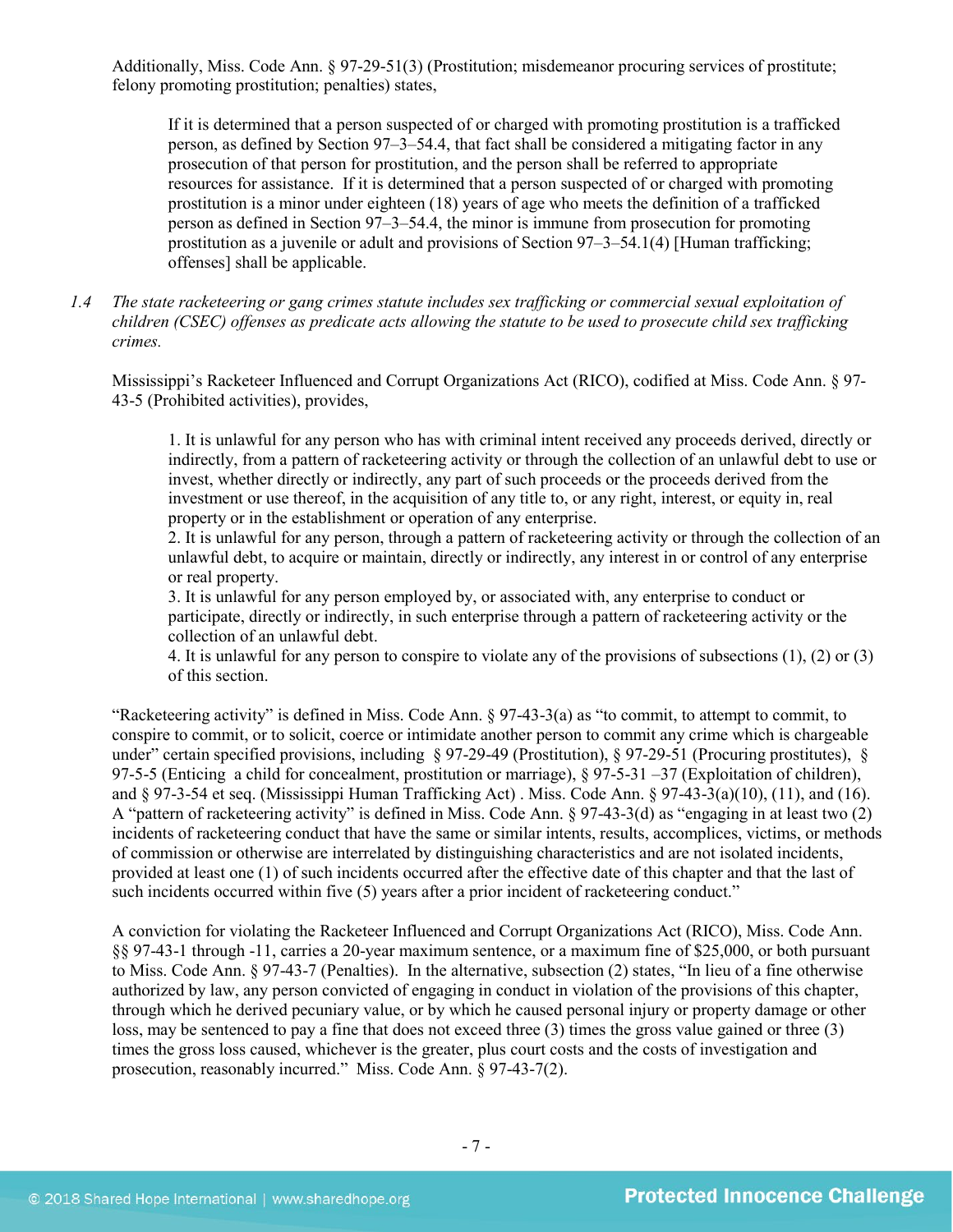Additionally, Miss. Code Ann. § 97-29-51(3) (Prostitution; misdemeanor procuring services of prostitute; felony promoting prostitution; penalties) states,

> If it is determined that a person suspected of or charged with promoting prostitution is a trafficked person, as defined by Section 97–3–54.4, that fact shall be considered a mitigating factor in any prosecution of that person for prostitution, and the person shall be referred to appropriate resources for assistance. If it is determined that a person suspected of or charged with promoting prostitution is a minor under eighteen (18) years of age who meets the definition of a trafficked person as defined in Section 97–3–54.4, the minor is immune from prosecution for promoting prostitution as a juvenile or adult and provisions of Section 97–3–54.1(4) [Human trafficking; offenses] shall be applicable.

1.4 *The state racketeering or gang crimes statute includes sex trafficking or commercial sexual exploitation of children (CSEC) offenses as predicate acts allowing the statute to be used to prosecute child sex trafficking crimes.*

Mississippi's Racketeer Influenced and Corrupt Organizations Act (RICO), codified at Miss. Code Ann. § 97-43-5 (Prohibited activities), provides,

> 1. It is unlawful for any person who has with criminal intent received any proceeds derived, directly or indirectly, from a pattern of racketeering activity or through the collection of an unlawful debt to use or invest, whether directly or indirectly, any part of such proceeds or the proceeds derived from the investment or use thereof, in the acquisition of any title to, or any right, interest, or equity in, real property or in the establishment or operation of any enterprise.
> 2. It is unlawful for any person, through a pattern of racketeering activity or through the collection of an unlawful debt, to acquire or maintain, directly or indirectly, any interest in or control of any enterprise or real property.
> 3. It is unlawful for any person employed by, or associated with, any enterprise to conduct or participate, directly or indirectly, in such enterprise through a pattern of racketeering activity or the collection of an unlawful debt.
> 4. It is unlawful for any person to conspire to violate any of the provisions of subsections (1), (2) or (3) of this section.

"Racketeering activity" is defined in Miss. Code Ann. § 97-43-3(a) as "to commit, to attempt to commit, to conspire to commit, or to solicit, coerce or intimidate another person to commit any crime which is chargeable under" certain specified provisions, including § 97-29-49 (Prostitution), § 97-29-51 (Procuring prostitutes), § 97-5-5 (Enticing a child for concealment, prostitution or marriage), § 97-5-31 –37 (Exploitation of children), and § 97-3-54 et seq. (Mississippi Human Trafficking Act) . Miss. Code Ann. § 97-43-3(a)(10), (11), and (16). A "pattern of racketeering activity" is defined in Miss. Code Ann. § 97-43-3(d) as "engaging in at least two (2) incidents of racketeering conduct that have the same or similar intents, results, accomplices, victims, or methods of commission or otherwise are interrelated by distinguishing characteristics and are not isolated incidents, provided at least one (1) of such incidents occurred after the effective date of this chapter and that the last of such incidents occurred within five (5) years after a prior incident of racketeering conduct."

A conviction for violating the Racketeer Influenced and Corrupt Organizations Act (RICO), Miss. Code Ann. §§ 97-43-1 through -11, carries a 20-year maximum sentence, or a maximum fine of $25,000, or both pursuant to Miss. Code Ann. § 97-43-7 (Penalties). In the alternative, subsection (2) states, "In lieu of a fine otherwise authorized by law, any person convicted of engaging in conduct in violation of the provisions of this chapter, through which he derived pecuniary value, or by which he caused personal injury or property damage or other loss, may be sentenced to pay a fine that does not exceed three (3) times the gross value gained or three (3) times the gross loss caused, whichever is the greater, plus court costs and the costs of investigation and prosecution, reasonably incurred." Miss. Code Ann. § 97-43-7(2).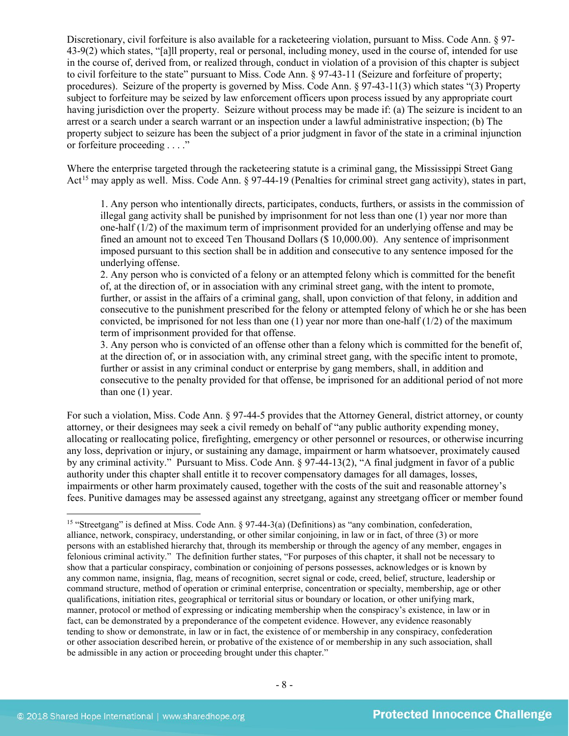Discretionary, civil forfeiture is also available for a racketeering violation, pursuant to Miss. Code Ann. § 97-43-9(2) which states, "[a]ll property, real or personal, including money, used in the course of, intended for use in the course of, derived from, or realized through, conduct in violation of a provision of this chapter is subject to civil forfeiture to the state" pursuant to Miss. Code Ann. § 97-43-11 (Seizure and forfeiture of property; procedures). Seizure of the property is governed by Miss. Code Ann. § 97-43-11(3) which states "(3) Property subject to forfeiture may be seized by law enforcement officers upon process issued by any appropriate court having jurisdiction over the property. Seizure without process may be made if: (a) The seizure is incident to an arrest or a search under a search warrant or an inspection under a lawful administrative inspection; (b) The property subject to seizure has been the subject of a prior judgment in favor of the state in a criminal injunction or forfeiture proceeding . . . ."

Where the enterprise targeted through the racketeering statute is a criminal gang, the Mississippi Street Gang Act[15] may apply as well. Miss. Code Ann. § 97-44-19 (Penalties for criminal street gang activity), states in part,

> 1. Any person who intentionally directs, participates, conducts, furthers, or assists in the commission of illegal gang activity shall be punished by imprisonment for not less than one (1) year nor more than one-half (1/2) of the maximum term of imprisonment provided for an underlying offense and may be fined an amount not to exceed Ten Thousand Dollars ($ 10,000.00). Any sentence of imprisonment imposed pursuant to this section shall be in addition and consecutive to any sentence imposed for the underlying offense.
> 2. Any person who is convicted of a felony or an attempted felony which is committed for the benefit of, at the direction of, or in association with any criminal street gang, with the intent to promote, further, or assist in the affairs of a criminal gang, shall, upon conviction of that felony, in addition and consecutive to the punishment prescribed for the felony or attempted felony of which he or she has been convicted, be imprisoned for not less than one (1) year nor more than one-half (1/2) of the maximum term of imprisonment provided for that offense.
> 3. Any person who is convicted of an offense other than a felony which is committed for the benefit of, at the direction of, or in association with, any criminal street gang, with the specific intent to promote, further or assist in any criminal conduct or enterprise by gang members, shall, in addition and consecutive to the penalty provided for that offense, be imprisoned for an additional period of not more than one (1) year.

For such a violation, Miss. Code Ann. § 97-44-5 provides that the Attorney General, district attorney, or county attorney, or their designees may seek a civil remedy on behalf of "any public authority expending money, allocating or reallocating police, firefighting, emergency or other personnel or resources, or otherwise incurring any loss, deprivation or injury, or sustaining any damage, impairment or harm whatsoever, proximately caused by any criminal activity." Pursuant to Miss. Code Ann. § 97-44-13(2), "A final judgment in favor of a public authority under this chapter shall entitle it to recover compensatory damages for all damages, losses, impairments or other harm proximately caused, together with the costs of the suit and reasonable attorney's fees. Punitive damages may be assessed against any streetgang, against any streetgang officer or member found

---

[15] "Streetgang" is defined at Miss. Code Ann. § 97-44-3(a) (Definitions) as "any combination, confederation, alliance, network, conspiracy, understanding, or other similar conjoining, in law or in fact, of three (3) or more persons with an established hierarchy that, through its membership or through the agency of any member, engages in felonious criminal activity." The definition further states, "For purposes of this chapter, it shall not be necessary to show that a particular conspiracy, combination or conjoining of persons possesses, acknowledges or is known by any common name, insignia, flag, means of recognition, secret signal or code, creed, belief, structure, leadership or command structure, method of operation or criminal enterprise, concentration or specialty, membership, age or other qualifications, initiation rites, geographical or territorial situs or boundary or location, or other unifying mark, manner, protocol or method of expressing or indicating membership when the conspiracy's existence, in law or in fact, can be demonstrated by a preponderance of the competent evidence. However, any evidence reasonably tending to show or demonstrate, in law or in fact, the existence of or membership in any conspiracy, confederation or other association described herein, or probative of the existence of or membership in any such association, shall be admissible in any action or proceeding brought under this chapter."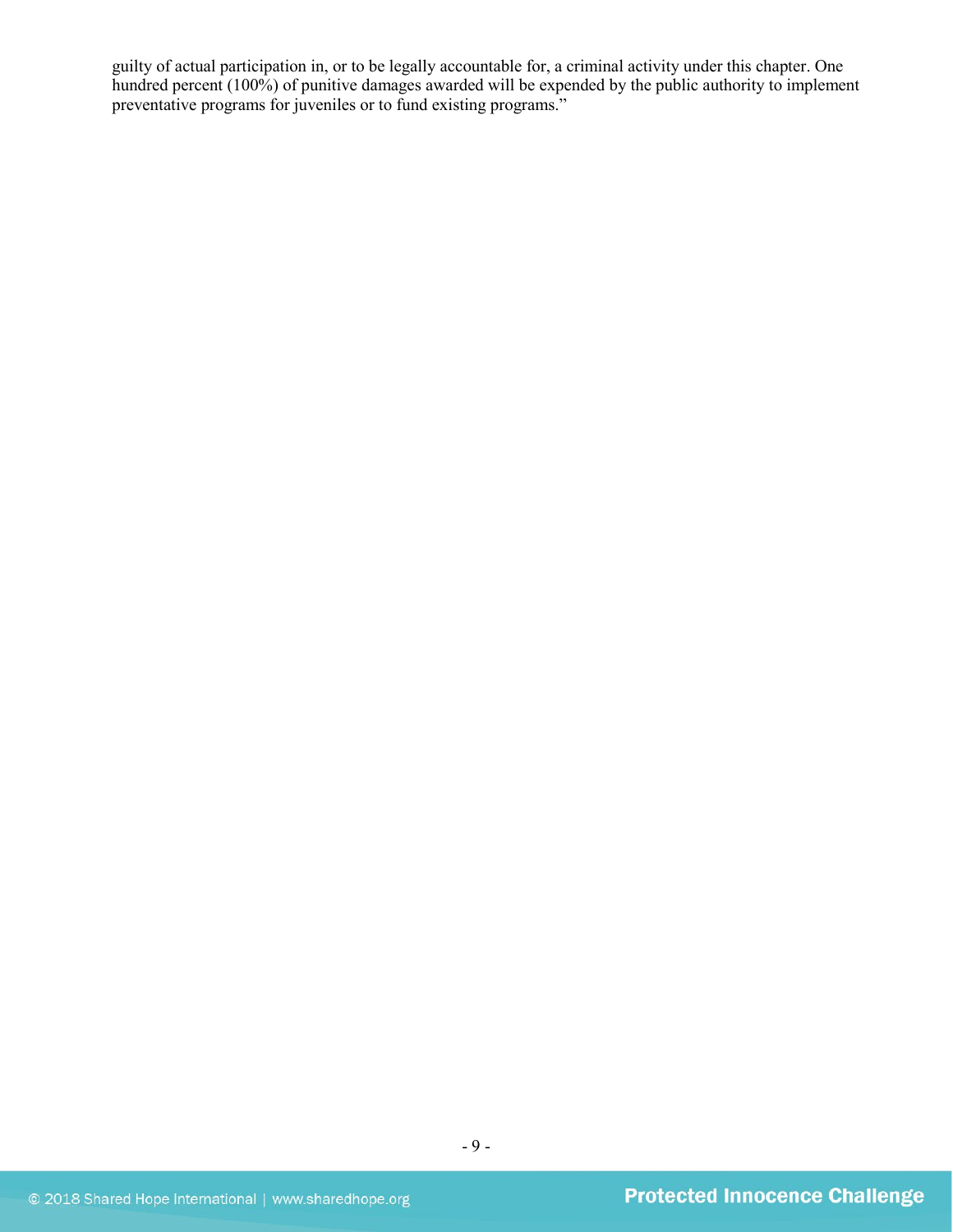guilty of actual participation in, or to be legally accountable for, a criminal activity under this chapter. One hundred percent (100%) of punitive damages awarded will be expended by the public authority to implement preventative programs for juveniles or to fund existing programs."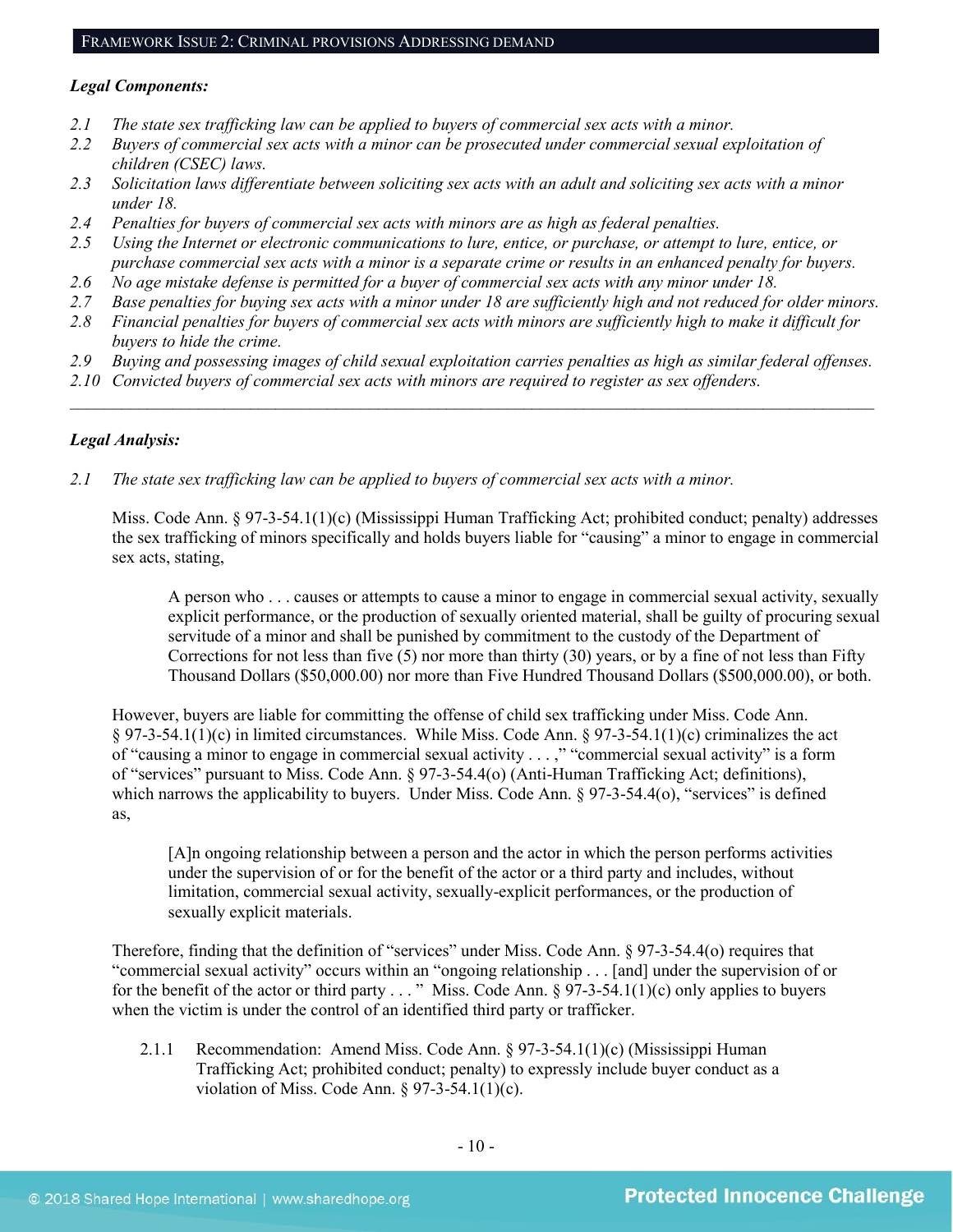## Framework Issue 2: Criminal provisions Addressing demand

***Legal Components:***

*2.1 The state sex trafficking law can be applied to buyers of commercial sex acts with a minor.*
*2.2 Buyers of commercial sex acts with a minor can be prosecuted under commercial sexual exploitation of children (CSEC) laws.*
*2.3 Solicitation laws differentiate between soliciting sex acts with an adult and soliciting sex acts with a minor under 18.*
*2.4 Penalties for buyers of commercial sex acts with minors are as high as federal penalties.*
*2.5 Using the Internet or electronic communications to lure, entice, or purchase, or attempt to lure, entice, or purchase commercial sex acts with a minor is a separate crime or results in an enhanced penalty for buyers.*
*2.6 No age mistake defense is permitted for a buyer of commercial sex acts with any minor under 18.*
*2.7 Base penalties for buying sex acts with a minor under 18 are sufficiently high and not reduced for older minors.*
*2.8 Financial penalties for buyers of commercial sex acts with minors are sufficiently high to make it difficult for buyers to hide the crime.*
*2.9 Buying and possessing images of child sexual exploitation carries penalties as high as similar federal offenses.*
*2.10 Convicted buyers of commercial sex acts with minors are required to register as sex offenders.*

---

***Legal Analysis:***

*2.1 The state sex trafficking law can be applied to buyers of commercial sex acts with a minor.*

Miss. Code Ann. § 97-3-54.1(1)(c) (Mississippi Human Trafficking Act; prohibited conduct; penalty) addresses the sex trafficking of minors specifically and holds buyers liable for "causing" a minor to engage in commercial sex acts, stating,

> A person who . . . causes or attempts to cause a minor to engage in commercial sexual activity, sexually explicit performance, or the production of sexually oriented material, shall be guilty of procuring sexual servitude of a minor and shall be punished by commitment to the custody of the Department of Corrections for not less than five (5) nor more than thirty (30) years, or by a fine of not less than Fifty Thousand Dollars ($50,000.00) nor more than Five Hundred Thousand Dollars ($500,000.00), or both.

However, buyers are liable for committing the offense of child sex trafficking under Miss. Code Ann. § 97-3-54.1(1)(c) in limited circumstances. While Miss. Code Ann. § 97-3-54.1(1)(c) criminalizes the act of "causing a minor to engage in commercial sexual activity . . . ," "commercial sexual activity" is a form of "services" pursuant to Miss. Code Ann. § 97-3-54.4(o) (Anti-Human Trafficking Act; definitions), which narrows the applicability to buyers. Under Miss. Code Ann. § 97-3-54.4(o), "services" is defined as,

> [A]n ongoing relationship between a person and the actor in which the person performs activities under the supervision of or for the benefit of the actor or a third party and includes, without limitation, commercial sexual activity, sexually-explicit performances, or the production of sexually explicit materials.

Therefore, finding that the definition of "services" under Miss. Code Ann. § 97-3-54.4(o) requires that "commercial sexual activity" occurs within an "ongoing relationship . . . [and] under the supervision of or for the benefit of the actor or third party . . . " Miss. Code Ann. § 97-3-54.1(1)(c) only applies to buyers when the victim is under the control of an identified third party or trafficker.

2.1.1 Recommendation: Amend Miss. Code Ann. § 97-3-54.1(1)(c) (Mississippi Human Trafficking Act; prohibited conduct; penalty) to expressly include buyer conduct as a violation of Miss. Code Ann. § 97-3-54.1(1)(c).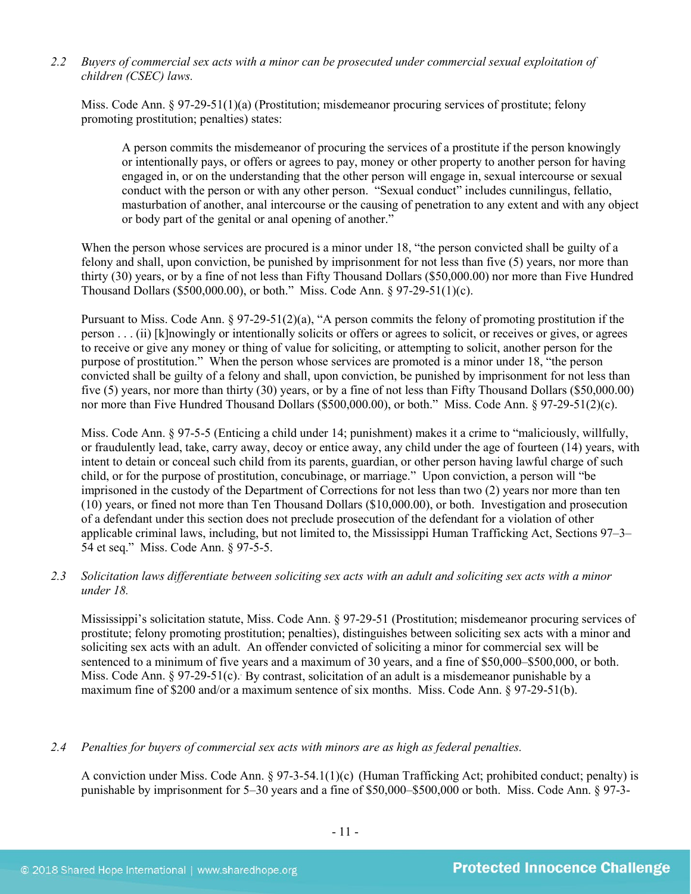*2.2 Buyers of commercial sex acts with a minor can be prosecuted under commercial sexual exploitation of children (CSEC) laws.*

Miss. Code Ann. § 97-29-51(1)(a) (Prostitution; misdemeanor procuring services of prostitute; felony promoting prostitution; penalties) states:

> A person commits the misdemeanor of procuring the services of a prostitute if the person knowingly or intentionally pays, or offers or agrees to pay, money or other property to another person for having engaged in, or on the understanding that the other person will engage in, sexual intercourse or sexual conduct with the person or with any other person. "Sexual conduct" includes cunnilingus, fellatio, masturbation of another, anal intercourse or the causing of penetration to any extent and with any object or body part of the genital or anal opening of another."

When the person whose services are procured is a minor under 18, "the person convicted shall be guilty of a felony and shall, upon conviction, be punished by imprisonment for not less than five (5) years, nor more than thirty (30) years, or by a fine of not less than Fifty Thousand Dollars ($50,000.00) nor more than Five Hundred Thousand Dollars ($500,000.00), or both." Miss. Code Ann. § 97-29-51(1)(c).

Pursuant to Miss. Code Ann. § 97-29-51(2)(a), "A person commits the felony of promoting prostitution if the person . . . (ii) [k]nowingly or intentionally solicits or offers or agrees to solicit, or receives or gives, or agrees to receive or give any money or thing of value for soliciting, or attempting to solicit, another person for the purpose of prostitution." When the person whose services are promoted is a minor under 18, "the person convicted shall be guilty of a felony and shall, upon conviction, be punished by imprisonment for not less than five (5) years, nor more than thirty (30) years, or by a fine of not less than Fifty Thousand Dollars ($50,000.00) nor more than Five Hundred Thousand Dollars ($500,000.00), or both." Miss. Code Ann. § 97-29-51(2)(c).

Miss. Code Ann. § 97-5-5 (Enticing a child under 14; punishment) makes it a crime to "maliciously, willfully, or fraudulently lead, take, carry away, decoy or entice away, any child under the age of fourteen (14) years, with intent to detain or conceal such child from its parents, guardian, or other person having lawful charge of such child, or for the purpose of prostitution, concubinage, or marriage." Upon conviction, a person will "be imprisoned in the custody of the Department of Corrections for not less than two (2) years nor more than ten (10) years, or fined not more than Ten Thousand Dollars ($10,000.00), or both. Investigation and prosecution of a defendant under this section does not preclude prosecution of the defendant for a violation of other applicable criminal laws, including, but not limited to, the Mississippi Human Trafficking Act, Sections 97–3–54 et seq." Miss. Code Ann. § 97-5-5.

*2.3 Solicitation laws differentiate between soliciting sex acts with an adult and soliciting sex acts with a minor under 18.*

Mississippi's solicitation statute, Miss. Code Ann. § 97-29-51 (Prostitution; misdemeanor procuring services of prostitute; felony promoting prostitution; penalties), distinguishes between soliciting sex acts with a minor and soliciting sex acts with an adult. An offender convicted of soliciting a minor for commercial sex will be sentenced to a minimum of five years and a maximum of 30 years, and a fine of $50,000–$500,000, or both. Miss. Code Ann. § 97-29-51(c). By contrast, solicitation of an adult is a misdemeanor punishable by a maximum fine of $200 and/or a maximum sentence of six months. Miss. Code Ann. § 97-29-51(b).

*2.4 Penalties for buyers of commercial sex acts with minors are as high as federal penalties.*

A conviction under Miss. Code Ann. § 97-3-54.1(1)(c) (Human Trafficking Act; prohibited conduct; penalty) is punishable by imprisonment for 5–30 years and a fine of $50,000–$500,000 or both. Miss. Code Ann. § 97-3-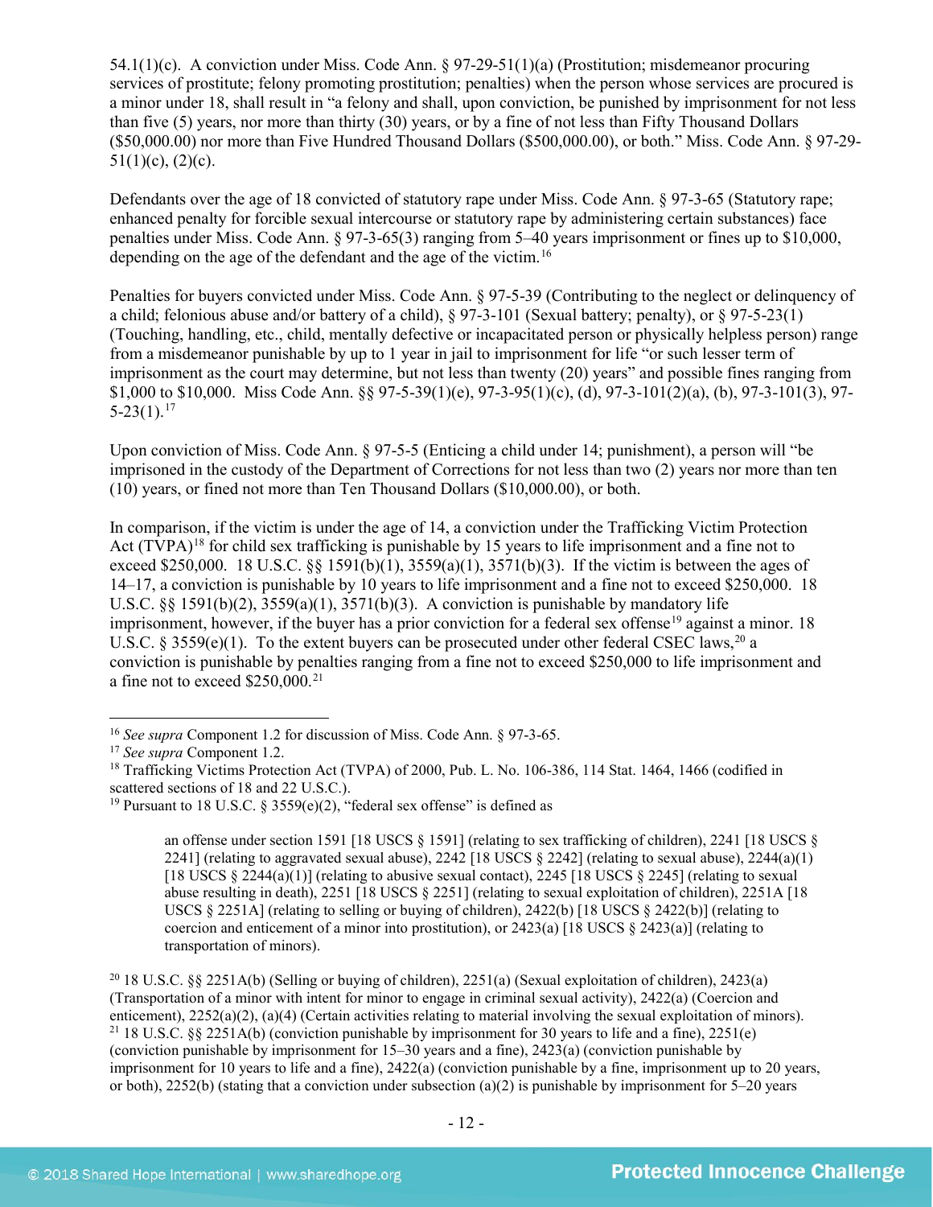54.1(1)(c). A conviction under Miss. Code Ann. § 97-29-51(1)(a) (Prostitution; misdemeanor procuring services of prostitute; felony promoting prostitution; penalties) when the person whose services are procured is a minor under 18, shall result in "a felony and shall, upon conviction, be punished by imprisonment for not less than five (5) years, nor more than thirty (30) years, or by a fine of not less than Fifty Thousand Dollars ($50,000.00) nor more than Five Hundred Thousand Dollars ($500,000.00), or both." Miss. Code Ann. § 97-29-51(1)(c), (2)(c).

Defendants over the age of 18 convicted of statutory rape under Miss. Code Ann. § 97-3-65 (Statutory rape; enhanced penalty for forcible sexual intercourse or statutory rape by administering certain substances) face penalties under Miss. Code Ann. § 97-3-65(3) ranging from 5–40 years imprisonment or fines up to $10,000, depending on the age of the defendant and the age of the victim.[16]

Penalties for buyers convicted under Miss. Code Ann. § 97-5-39 (Contributing to the neglect or delinquency of a child; felonious abuse and/or battery of a child), § 97-3-101 (Sexual battery; penalty), or § 97-5-23(1) (Touching, handling, etc., child, mentally defective or incapacitated person or physically helpless person) range from a misdemeanor punishable by up to 1 year in jail to imprisonment for life "or such lesser term of imprisonment as the court may determine, but not less than twenty (20) years" and possible fines ranging from $1,000 to $10,000. Miss Code Ann. §§ 97-5-39(1)(e), 97-3-95(1)(c), (d), 97-3-101(2)(a), (b), 97-3-101(3), 97-5-23(1).[17]

Upon conviction of Miss. Code Ann. § 97-5-5 (Enticing a child under 14; punishment), a person will "be imprisoned in the custody of the Department of Corrections for not less than two (2) years nor more than ten (10) years, or fined not more than Ten Thousand Dollars ($10,000.00), or both.

In comparison, if the victim is under the age of 14, a conviction under the Trafficking Victim Protection Act (TVPA)[18] for child sex trafficking is punishable by 15 years to life imprisonment and a fine not to exceed $250,000. 18 U.S.C. §§ 1591(b)(1), 3559(a)(1), 3571(b)(3). If the victim is between the ages of 14–17, a conviction is punishable by 10 years to life imprisonment and a fine not to exceed $250,000. 18 U.S.C. §§ 1591(b)(2), 3559(a)(1), 3571(b)(3). A conviction is punishable by mandatory life imprisonment, however, if the buyer has a prior conviction for a federal sex offense[19] against a minor. 18 U.S.C. § 3559(e)(1). To the extent buyers can be prosecuted under other federal CSEC laws,[20] a conviction is punishable by penalties ranging from a fine not to exceed $250,000 to life imprisonment and a fine not to exceed $250,000.[21]

---

[16] *See supra* Component 1.2 for discussion of Miss. Code Ann. § 97-3-65.

[17] *See supra* Component 1.2.

[18] Trafficking Victims Protection Act (TVPA) of 2000, Pub. L. No. 106-386, 114 Stat. 1464, 1466 (codified in scattered sections of 18 and 22 U.S.C.).

[19] Pursuant to 18 U.S.C. § 3559(e)(2), "federal sex offense" is defined as

> an offense under section 1591 [18 USCS § 1591] (relating to sex trafficking of children), 2241 [18 USCS § 2241] (relating to aggravated sexual abuse), 2242 [18 USCS § 2242] (relating to sexual abuse), 2244(a)(1) [18 USCS § 2244(a)(1)] (relating to abusive sexual contact), 2245 [18 USCS § 2245] (relating to sexual abuse resulting in death), 2251 [18 USCS § 2251] (relating to sexual exploitation of children), 2251A [18 USCS § 2251A] (relating to selling or buying of children), 2422(b) [18 USCS § 2422(b)] (relating to coercion and enticement of a minor into prostitution), or 2423(a) [18 USCS § 2423(a)] (relating to transportation of minors).

[20] 18 U.S.C. §§ 2251A(b) (Selling or buying of children), 2251(a) (Sexual exploitation of children), 2423(a) (Transportation of a minor with intent for minor to engage in criminal sexual activity), 2422(a) (Coercion and enticement), 2252(a)(2), (a)(4) (Certain activities relating to material involving the sexual exploitation of minors).

[21] 18 U.S.C. §§ 2251A(b) (conviction punishable by imprisonment for 30 years to life and a fine), 2251(e) (conviction punishable by imprisonment for 15–30 years and a fine), 2423(a) (conviction punishable by imprisonment for 10 years to life and a fine), 2422(a) (conviction punishable by a fine, imprisonment up to 20 years, or both), 2252(b) (stating that a conviction under subsection (a)(2) is punishable by imprisonment for 5–20 years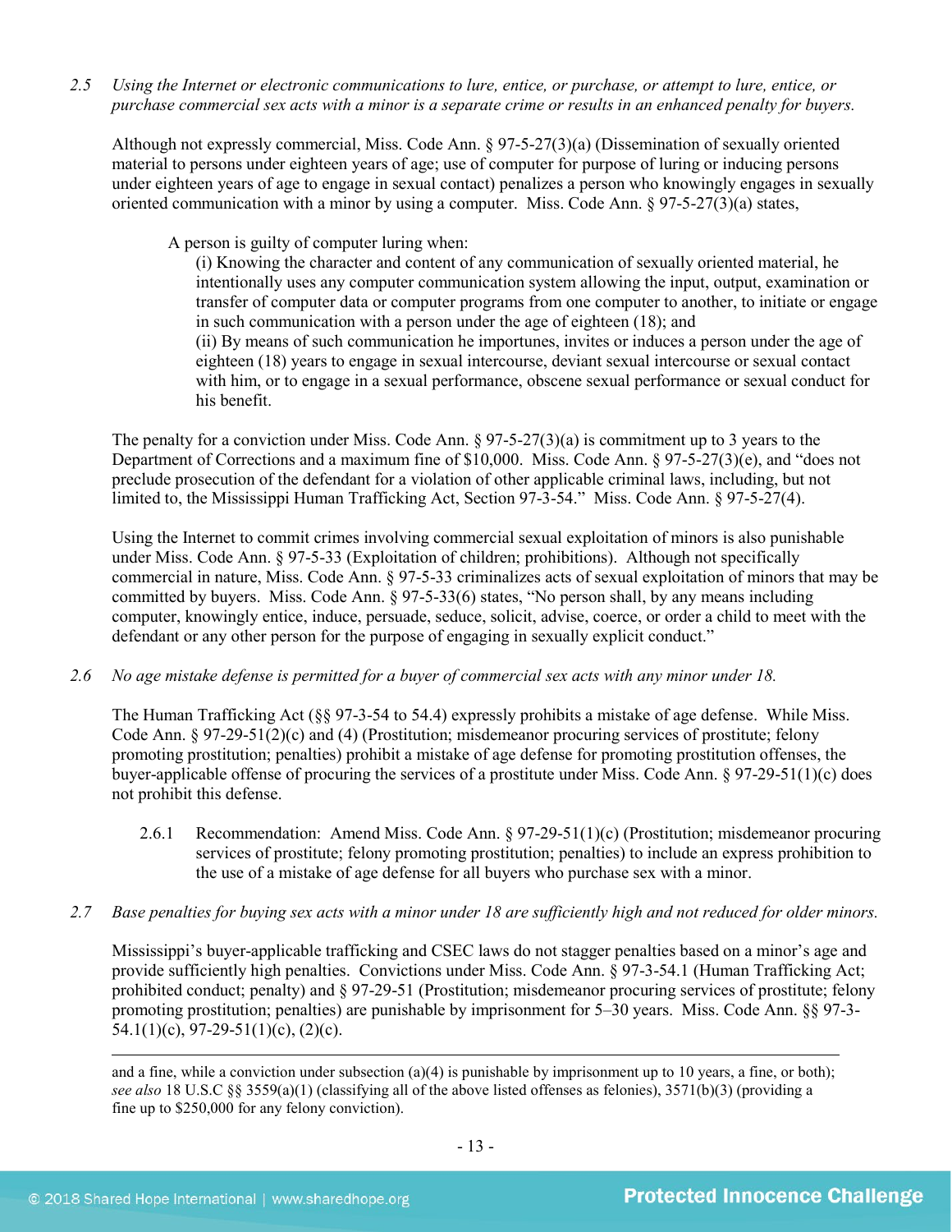*2.5 Using the Internet or electronic communications to lure, entice, or purchase, or attempt to lure, entice, or purchase commercial sex acts with a minor is a separate crime or results in an enhanced penalty for buyers.*

Although not expressly commercial, Miss. Code Ann. § 97-5-27(3)(a) (Dissemination of sexually oriented material to persons under eighteen years of age; use of computer for purpose of luring or inducing persons under eighteen years of age to engage in sexual contact) penalizes a person who knowingly engages in sexually oriented communication with a minor by using a computer. Miss. Code Ann. § 97-5-27(3)(a) states,

> A person is guilty of computer luring when:
> (i) Knowing the character and content of any communication of sexually oriented material, he intentionally uses any computer communication system allowing the input, output, examination or transfer of computer data or computer programs from one computer to another, to initiate or engage in such communication with a person under the age of eighteen (18); and
> (ii) By means of such communication he importunes, invites or induces a person under the age of eighteen (18) years to engage in sexual intercourse, deviant sexual intercourse or sexual contact with him, or to engage in a sexual performance, obscene sexual performance or sexual conduct for his benefit.

The penalty for a conviction under Miss. Code Ann. § 97-5-27(3)(a) is commitment up to 3 years to the Department of Corrections and a maximum fine of $10,000. Miss. Code Ann. § 97-5-27(3)(e), and "does not preclude prosecution of the defendant for a violation of other applicable criminal laws, including, but not limited to, the Mississippi Human Trafficking Act, Section 97-3-54." Miss. Code Ann. § 97-5-27(4).

Using the Internet to commit crimes involving commercial sexual exploitation of minors is also punishable under Miss. Code Ann. § 97-5-33 (Exploitation of children; prohibitions). Although not specifically commercial in nature, Miss. Code Ann. § 97-5-33 criminalizes acts of sexual exploitation of minors that may be committed by buyers. Miss. Code Ann. § 97-5-33(6) states, "No person shall, by any means including computer, knowingly entice, induce, persuade, seduce, solicit, advise, coerce, or order a child to meet with the defendant or any other person for the purpose of engaging in sexually explicit conduct."

*2.6 No age mistake defense is permitted for a buyer of commercial sex acts with any minor under 18.*

The Human Trafficking Act (§§ 97-3-54 to 54.4) expressly prohibits a mistake of age defense. While Miss. Code Ann. § 97-29-51(2)(c) and (4) (Prostitution; misdemeanor procuring services of prostitute; felony promoting prostitution; penalties) prohibit a mistake of age defense for promoting prostitution offenses, the buyer-applicable offense of procuring the services of a prostitute under Miss. Code Ann. § 97-29-51(1)(c) does not prohibit this defense.

2.6.1 Recommendation: Amend Miss. Code Ann. § 97-29-51(1)(c) (Prostitution; misdemeanor procuring services of prostitute; felony promoting prostitution; penalties) to include an express prohibition to the use of a mistake of age defense for all buyers who purchase sex with a minor.

*2.7 Base penalties for buying sex acts with a minor under 18 are sufficiently high and not reduced for older minors.*

Mississippi's buyer-applicable trafficking and CSEC laws do not stagger penalties based on a minor's age and provide sufficiently high penalties. Convictions under Miss. Code Ann. § 97-3-54.1 (Human Trafficking Act; prohibited conduct; penalty) and § 97-29-51 (Prostitution; misdemeanor procuring services of prostitute; felony promoting prostitution; penalties) are punishable by imprisonment for 5–30 years. Miss. Code Ann. §§ 97-3-54.1(1)(c), 97-29-51(1)(c), (2)(c).

---

and a fine, while a conviction under subsection (a)(4) is punishable by imprisonment up to 10 years, a fine, or both); *see also* 18 U.S.C §§ 3559(a)(1) (classifying all of the above listed offenses as felonies), 3571(b)(3) (providing a fine up to $250,000 for any felony conviction).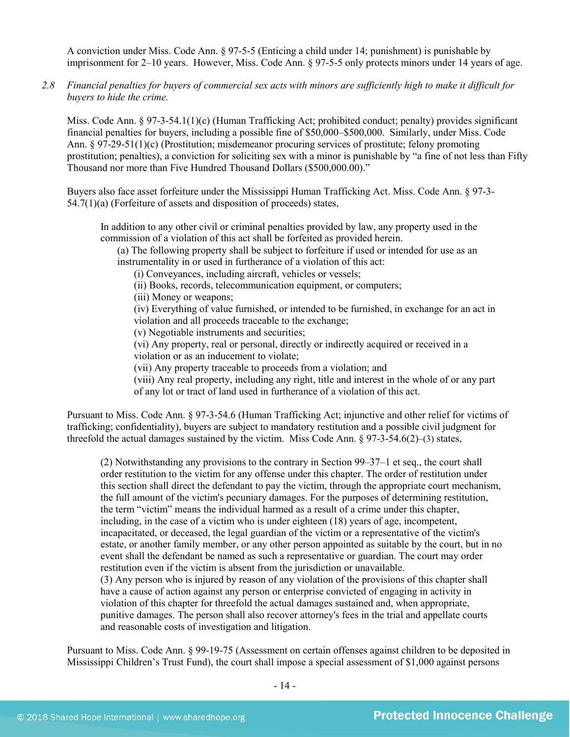A conviction under Miss. Code Ann. § 97-5-5 (Enticing a child under 14; punishment) is punishable by imprisonment for 2–10 years. However, Miss. Code Ann. § 97-5-5 only protects minors under 14 years of age.

2.8 *Financial penalties for buyers of commercial sex acts with minors are sufficiently high to make it difficult for buyers to hide the crime.*

Miss. Code Ann. § 97-3-54.1(1)(c) (Human Trafficking Act; prohibited conduct; penalty) provides significant financial penalties for buyers, including a possible fine of $50,000–$500,000. Similarly, under Miss. Code Ann. § 97-29-51(1)(c) (Prostitution; misdemeanor procuring services of prostitute; felony promoting prostitution; penalties), a conviction for soliciting sex with a minor is punishable by "a fine of not less than Fifty Thousand nor more than Five Hundred Thousand Dollars ($500,000.00)."

Buyers also face asset forfeiture under the Mississippi Human Trafficking Act. Miss. Code Ann. § 97-3-54.7(1)(a) (Forfeiture of assets and disposition of proceeds) states,

> In addition to any other civil or criminal penalties provided by law, any property used in the commission of a violation of this act shall be forfeited as provided herein.
>
> (a) The following property shall be subject to forfeiture if used or intended for use as an instrumentality in or used in furtherance of a violation of this act:
>
> (i) Conveyances, including aircraft, vehicles or vessels;
> (ii) Books, records, telecommunication equipment, or computers;
> (iii) Money or weapons;
> (iv) Everything of value furnished, or intended to be furnished, in exchange for an act in violation and all proceeds traceable to the exchange;
> (v) Negotiable instruments and securities;
> (vi) Any property, real or personal, directly or indirectly acquired or received in a violation or as an inducement to violate;
> (vii) Any property traceable to proceeds from a violation; and
> (viii) Any real property, including any right, title and interest in the whole of or any part of any lot or tract of land used in furtherance of a violation of this act.

Pursuant to Miss. Code Ann. § 97-3-54.6 (Human Trafficking Act; injunctive and other relief for victims of trafficking; confidentiality), buyers are subject to mandatory restitution and a possible civil judgment for threefold the actual damages sustained by the victim. Miss Code Ann. § 97-3-54.6(2)–(3) states,

> (2) Notwithstanding any provisions to the contrary in Section 99–37–1 et seq., the court shall order restitution to the victim for any offense under this chapter. The order of restitution under this section shall direct the defendant to pay the victim, through the appropriate court mechanism, the full amount of the victim's pecuniary damages. For the purposes of determining restitution, the term "victim" means the individual harmed as a result of a crime under this chapter, including, in the case of a victim who is under eighteen (18) years of age, incompetent, incapacitated, or deceased, the legal guardian of the victim or a representative of the victim's estate, or another family member, or any other person appointed as suitable by the court, but in no event shall the defendant be named as such a representative or guardian. The court may order restitution even if the victim is absent from the jurisdiction or unavailable.
>
> (3) Any person who is injured by reason of any violation of the provisions of this chapter shall have a cause of action against any person or enterprise convicted of engaging in activity in violation of this chapter for threefold the actual damages sustained and, when appropriate, punitive damages. The person shall also recover attorney's fees in the trial and appellate courts and reasonable costs of investigation and litigation.

Pursuant to Miss. Code Ann. § 99-19-75 (Assessment on certain offenses against children to be deposited in Mississippi Children's Trust Fund), the court shall impose a special assessment of $1,000 against persons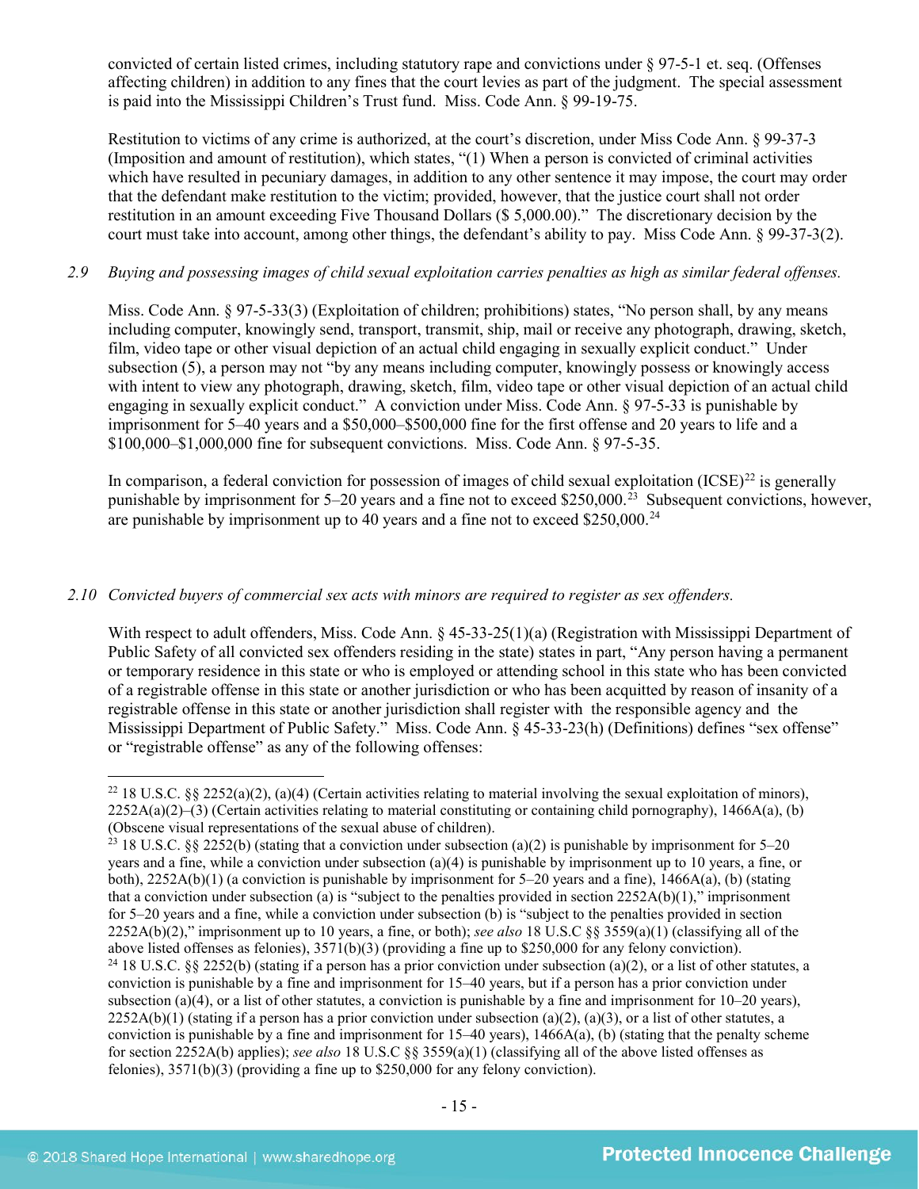convicted of certain listed crimes, including statutory rape and convictions under § 97-5-1 et. seq. (Offenses affecting children) in addition to any fines that the court levies as part of the judgment. The special assessment is paid into the Mississippi Children's Trust fund. Miss. Code Ann. § 99-19-75.

Restitution to victims of any crime is authorized, at the court's discretion, under Miss Code Ann. § 99-37-3 (Imposition and amount of restitution), which states, "(1) When a person is convicted of criminal activities which have resulted in pecuniary damages, in addition to any other sentence it may impose, the court may order that the defendant make restitution to the victim; provided, however, that the justice court shall not order restitution in an amount exceeding Five Thousand Dollars ($ 5,000.00)." The discretionary decision by the court must take into account, among other things, the defendant's ability to pay. Miss Code Ann. § 99-37-3(2).

*2.9 Buying and possessing images of child sexual exploitation carries penalties as high as similar federal offenses.*

Miss. Code Ann. § 97-5-33(3) (Exploitation of children; prohibitions) states, "No person shall, by any means including computer, knowingly send, transport, transmit, ship, mail or receive any photograph, drawing, sketch, film, video tape or other visual depiction of an actual child engaging in sexually explicit conduct." Under subsection (5), a person may not "by any means including computer, knowingly possess or knowingly access with intent to view any photograph, drawing, sketch, film, video tape or other visual depiction of an actual child engaging in sexually explicit conduct." A conviction under Miss. Code Ann. § 97-5-33 is punishable by imprisonment for 5–40 years and a $50,000–$500,000 fine for the first offense and 20 years to life and a $100,000–$1,000,000 fine for subsequent convictions. Miss. Code Ann. § 97-5-35.

In comparison, a federal conviction for possession of images of child sexual exploitation (ICSE)[22] is generally punishable by imprisonment for 5–20 years and a fine not to exceed $250,000.[23] Subsequent convictions, however, are punishable by imprisonment up to 40 years and a fine not to exceed $250,000.[24]

*2.10 Convicted buyers of commercial sex acts with minors are required to register as sex offenders.*

With respect to adult offenders, Miss. Code Ann. § 45-33-25(1)(a) (Registration with Mississippi Department of Public Safety of all convicted sex offenders residing in the state) states in part, "Any person having a permanent or temporary residence in this state or who is employed or attending school in this state who has been convicted of a registrable offense in this state or another jurisdiction or who has been acquitted by reason of insanity of a registrable offense in this state or another jurisdiction shall register with the responsible agency and the Mississippi Department of Public Safety." Miss. Code Ann. § 45-33-23(h) (Definitions) defines "sex offense" or "registrable offense" as any of the following offenses:

---

[22] 18 U.S.C. §§ 2252(a)(2), (a)(4) (Certain activities relating to material involving the sexual exploitation of minors), 2252A(a)(2)–(3) (Certain activities relating to material constituting or containing child pornography), 1466A(a), (b) (Obscene visual representations of the sexual abuse of children).

[23] 18 U.S.C. §§ 2252(b) (stating that a conviction under subsection (a)(2) is punishable by imprisonment for 5–20 years and a fine, while a conviction under subsection (a)(4) is punishable by imprisonment up to 10 years, a fine, or both), 2252A(b)(1) (a conviction is punishable by imprisonment for 5–20 years and a fine), 1466A(a), (b) (stating that a conviction under subsection (a) is "subject to the penalties provided in section 2252A(b)(1)," imprisonment for 5–20 years and a fine, while a conviction under subsection (b) is "subject to the penalties provided in section 2252A(b)(2)," imprisonment up to 10 years, a fine, or both); *see also* 18 U.S.C §§ 3559(a)(1) (classifying all of the above listed offenses as felonies), 3571(b)(3) (providing a fine up to $250,000 for any felony conviction).

[24] 18 U.S.C. §§ 2252(b) (stating if a person has a prior conviction under subsection (a)(2), or a list of other statutes, a conviction is punishable by a fine and imprisonment for 15–40 years, but if a person has a prior conviction under subsection (a)(4), or a list of other statutes, a conviction is punishable by a fine and imprisonment for 10–20 years), 2252A(b)(1) (stating if a person has a prior conviction under subsection (a)(2), (a)(3), or a list of other statutes, a conviction is punishable by a fine and imprisonment for 15–40 years), 1466A(a), (b) (stating that the penalty scheme for section 2252A(b) applies); *see also* 18 U.S.C §§ 3559(a)(1) (classifying all of the above listed offenses as felonies), 3571(b)(3) (providing a fine up to $250,000 for any felony conviction).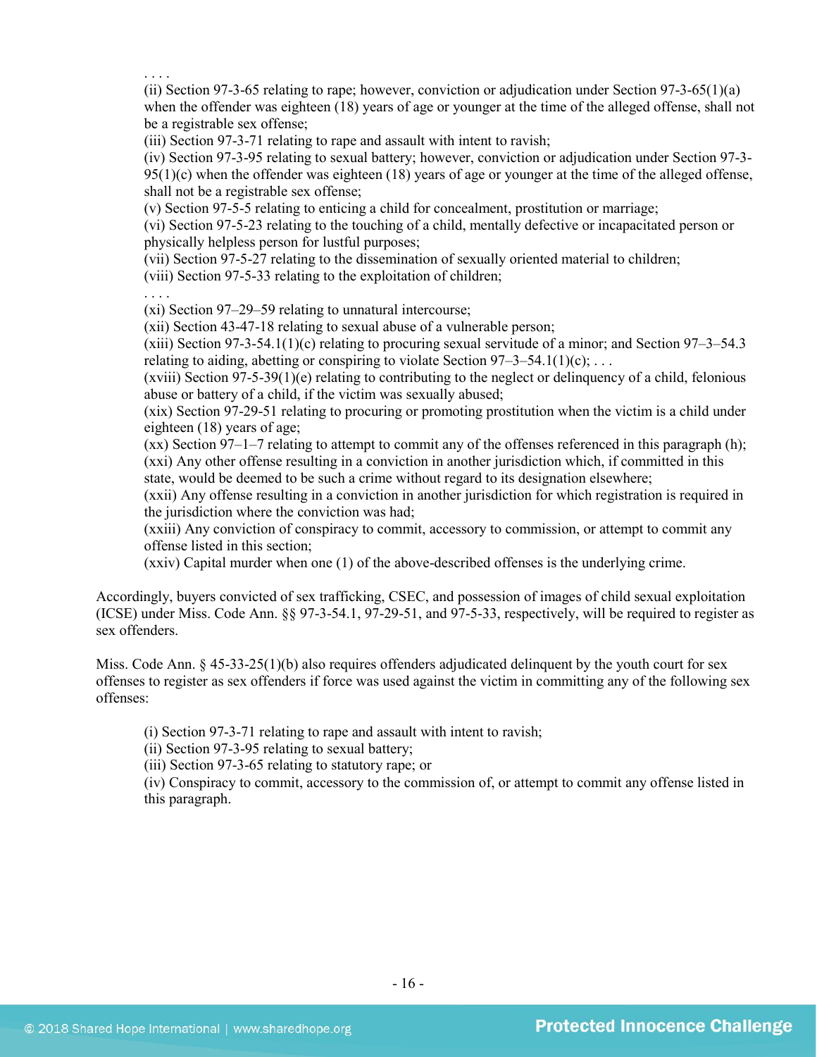. . . .
(ii) Section 97-3-65 relating to rape; however, conviction or adjudication under Section 97-3-65(1)(a) when the offender was eighteen (18) years of age or younger at the time of the alleged offense, shall not be a registrable sex offense;
(iii) Section 97-3-71 relating to rape and assault with intent to ravish;
(iv) Section 97-3-95 relating to sexual battery; however, conviction or adjudication under Section 97-3-95(1)(c) when the offender was eighteen (18) years of age or younger at the time of the alleged offense, shall not be a registrable sex offense;
(v) Section 97-5-5 relating to enticing a child for concealment, prostitution or marriage;
(vi) Section 97-5-23 relating to the touching of a child, mentally defective or incapacitated person or physically helpless person for lustful purposes;
(vii) Section 97-5-27 relating to the dissemination of sexually oriented material to children;
(viii) Section 97-5-33 relating to the exploitation of children;
. . . .
(xi) Section 97–29–59 relating to unnatural intercourse;
(xii) Section 43-47-18 relating to sexual abuse of a vulnerable person;
(xiii) Section 97-3-54.1(1)(c) relating to procuring sexual servitude of a minor; and Section 97–3–54.3 relating to aiding, abetting or conspiring to violate Section 97–3–54.1(1)(c); . . .
(xviii) Section 97-5-39(1)(e) relating to contributing to the neglect or delinquency of a child, felonious abuse or battery of a child, if the victim was sexually abused;
(xix) Section 97-29-51 relating to procuring or promoting prostitution when the victim is a child under eighteen (18) years of age;
(xx) Section 97–1–7 relating to attempt to commit any of the offenses referenced in this paragraph (h);
(xxi) Any other offense resulting in a conviction in another jurisdiction which, if committed in this state, would be deemed to be such a crime without regard to its designation elsewhere;
(xxii) Any offense resulting in a conviction in another jurisdiction for which registration is required in the jurisdiction where the conviction was had;
(xxiii) Any conviction of conspiracy to commit, accessory to commission, or attempt to commit any offense listed in this section;
(xxiv) Capital murder when one (1) of the above-described offenses is the underlying crime.

Accordingly, buyers convicted of sex trafficking, CSEC, and possession of images of child sexual exploitation (ICSE) under Miss. Code Ann. §§ 97-3-54.1, 97-29-51, and 97-5-33, respectively, will be required to register as sex offenders.

Miss. Code Ann. § 45-33-25(1)(b) also requires offenders adjudicated delinquent by the youth court for sex offenses to register as sex offenders if force was used against the victim in committing any of the following sex offenses:

(i) Section 97-3-71 relating to rape and assault with intent to ravish;
(ii) Section 97-3-95 relating to sexual battery;
(iii) Section 97-3-65 relating to statutory rape; or
(iv) Conspiracy to commit, accessory to the commission of, or attempt to commit any offense listed in this paragraph.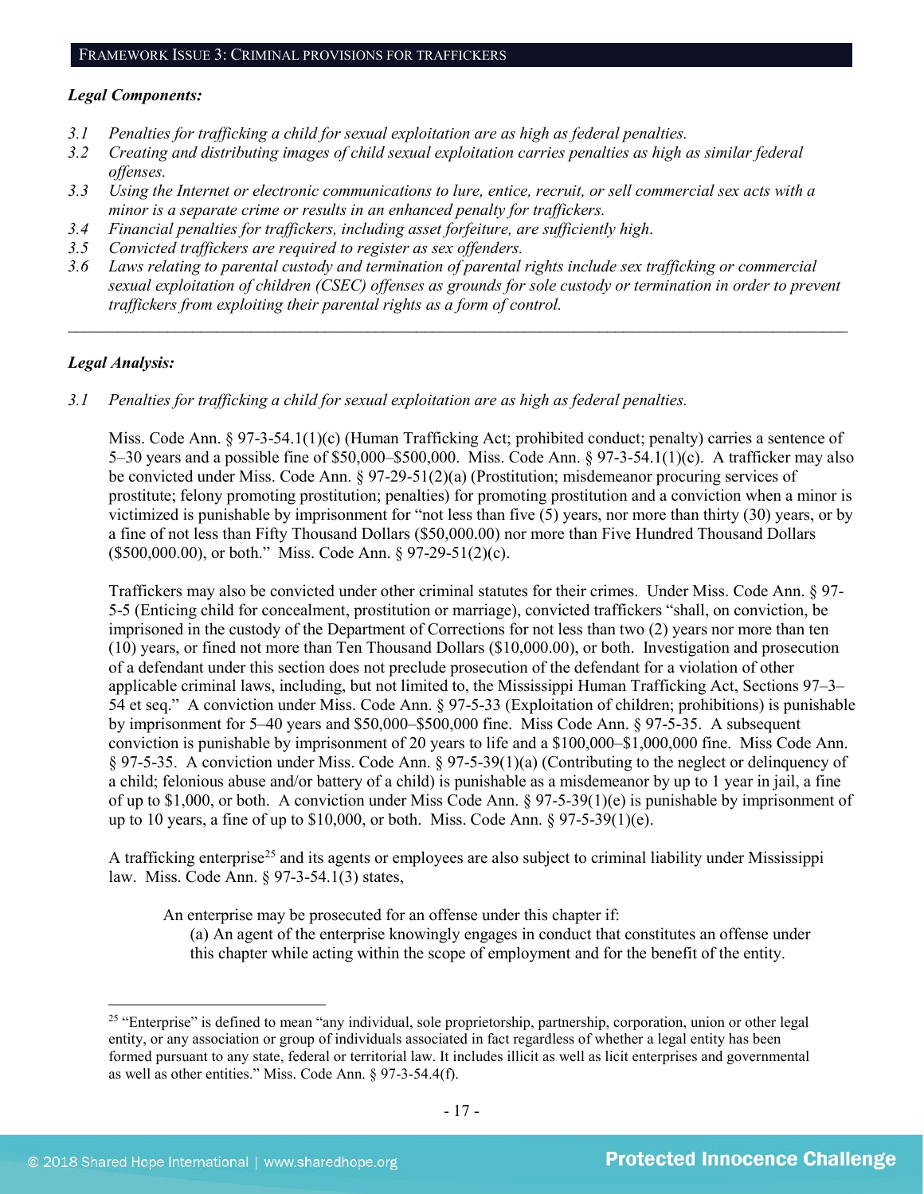## FRAMEWORK ISSUE 3: CRIMINAL PROVISIONS FOR TRAFFICKERS

***Legal Components:***

*3.1 Penalties for trafficking a child for sexual exploitation are as high as federal penalties.*

*3.2 Creating and distributing images of child sexual exploitation carries penalties as high as similar federal offenses.*

*3.3 Using the Internet or electronic communications to lure, entice, recruit, or sell commercial sex acts with a minor is a separate crime or results in an enhanced penalty for traffickers.*

*3.4 Financial penalties for traffickers, including asset forfeiture, are sufficiently high.*

*3.5 Convicted traffickers are required to register as sex offenders.*

*3.6 Laws relating to parental custody and termination of parental rights include sex trafficking or commercial sexual exploitation of children (CSEC) offenses as grounds for sole custody or termination in order to prevent traffickers from exploiting their parental rights as a form of control.*

---

***Legal Analysis:***

*3.1 Penalties for trafficking a child for sexual exploitation are as high as federal penalties.*

Miss. Code Ann. § 97-3-54.1(1)(c) (Human Trafficking Act; prohibited conduct; penalty) carries a sentence of 5–30 years and a possible fine of $50,000–$500,000. Miss. Code Ann. § 97-3-54.1(1)(c). A trafficker may also be convicted under Miss. Code Ann. § 97-29-51(2)(a) (Prostitution; misdemeanor procuring services of prostitute; felony promoting prostitution; penalties) for promoting prostitution and a conviction when a minor is victimized is punishable by imprisonment for "not less than five (5) years, nor more than thirty (30) years, or by a fine of not less than Fifty Thousand Dollars ($50,000.00) nor more than Five Hundred Thousand Dollars ($500,000.00), or both." Miss. Code Ann. § 97-29-51(2)(c).

Traffickers may also be convicted under other criminal statutes for their crimes. Under Miss. Code Ann. § 97-5-5 (Enticing child for concealment, prostitution or marriage), convicted traffickers "shall, on conviction, be imprisoned in the custody of the Department of Corrections for not less than two (2) years nor more than ten (10) years, or fined not more than Ten Thousand Dollars ($10,000.00), or both. Investigation and prosecution of a defendant under this section does not preclude prosecution of the defendant for a violation of other applicable criminal laws, including, but not limited to, the Mississippi Human Trafficking Act, Sections 97–3–54 et seq." A conviction under Miss. Code Ann. § 97-5-33 (Exploitation of children; prohibitions) is punishable by imprisonment for 5–40 years and $50,000–$500,000 fine. Miss Code Ann. § 97-5-35. A subsequent conviction is punishable by imprisonment of 20 years to life and a $100,000–$1,000,000 fine. Miss Code Ann. § 97-5-35. A conviction under Miss. Code Ann. § 97-5-39(1)(a) (Contributing to the neglect or delinquency of a child; felonious abuse and/or battery of a child) is punishable as a misdemeanor by up to 1 year in jail, a fine of up to $1,000, or both. A conviction under Miss Code Ann. § 97-5-39(1)(e) is punishable by imprisonment of up to 10 years, a fine of up to $10,000, or both. Miss. Code Ann. § 97-5-39(1)(e).

A trafficking enterprise[25] and its agents or employees are also subject to criminal liability under Mississippi law. Miss. Code Ann. § 97-3-54.1(3) states,

> An enterprise may be prosecuted for an offense under this chapter if:
>
> (a) An agent of the enterprise knowingly engages in conduct that constitutes an offense under this chapter while acting within the scope of employment and for the benefit of the entity.

---

[25] "Enterprise" is defined to mean "any individual, sole proprietorship, partnership, corporation, union or other legal entity, or any association or group of individuals associated in fact regardless of whether a legal entity has been formed pursuant to any state, federal or territorial law. It includes illicit as well as licit enterprises and governmental as well as other entities." Miss. Code Ann. § 97-3-54.4(f).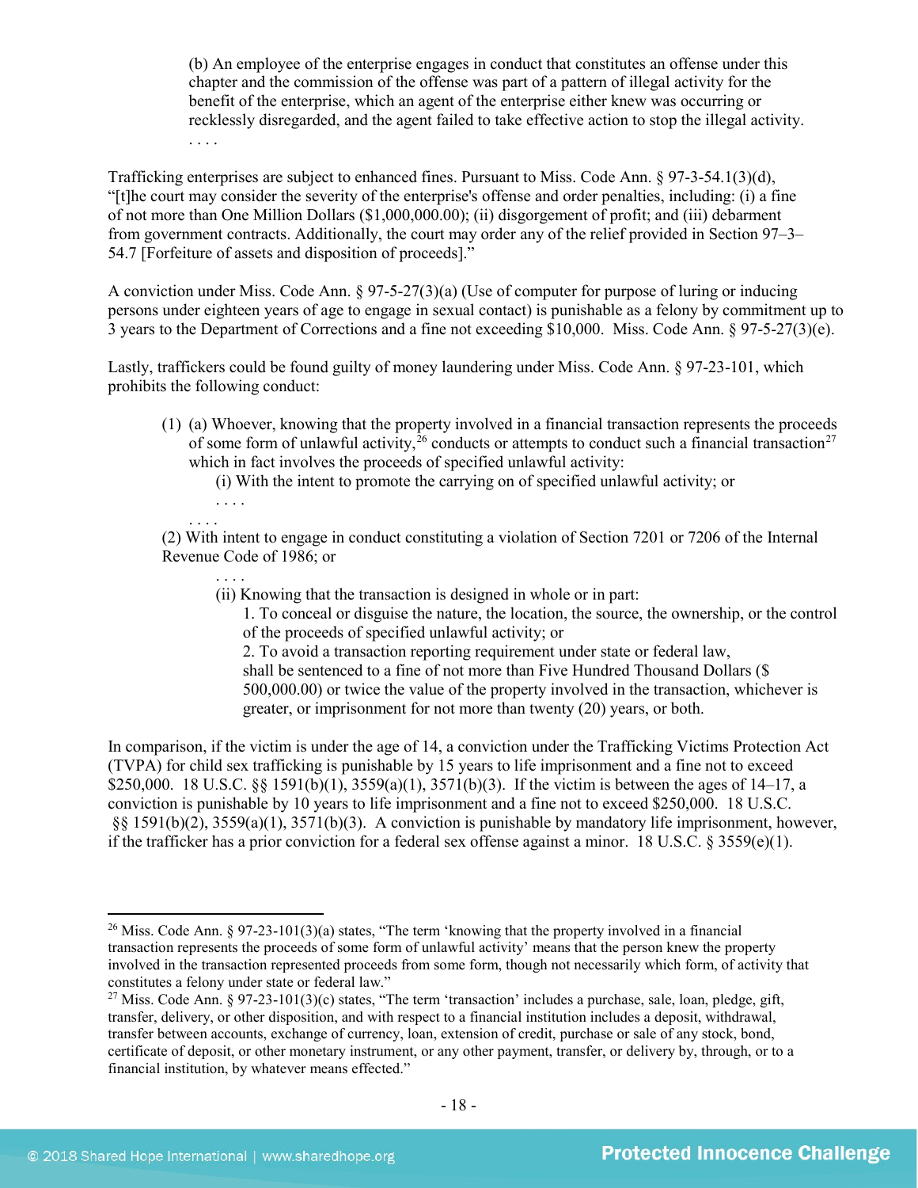(b) An employee of the enterprise engages in conduct that constitutes an offense under this chapter and the commission of the offense was part of a pattern of illegal activity for the benefit of the enterprise, which an agent of the enterprise either knew was occurring or recklessly disregarded, and the agent failed to take effective action to stop the illegal activity.
. . . .

Trafficking enterprises are subject to enhanced fines. Pursuant to Miss. Code Ann. § 97-3-54.1(3)(d), "[t]he court may consider the severity of the enterprise's offense and order penalties, including: (i) a fine of not more than One Million Dollars ($1,000,000.00); (ii) disgorgement of profit; and (iii) debarment from government contracts. Additionally, the court may order any of the relief provided in Section 97–3–54.7 [Forfeiture of assets and disposition of proceeds]."

A conviction under Miss. Code Ann. § 97-5-27(3)(a) (Use of computer for purpose of luring or inducing persons under eighteen years of age to engage in sexual contact) is punishable as a felony by commitment up to 3 years to the Department of Corrections and a fine not exceeding $10,000. Miss. Code Ann. § 97-5-27(3)(e).

Lastly, traffickers could be found guilty of money laundering under Miss. Code Ann. § 97-23-101, which prohibits the following conduct:

> (1) (a) Whoever, knowing that the property involved in a financial transaction represents the proceeds of some form of unlawful activity,[26] conducts or attempts to conduct such a financial transaction[27] which in fact involves the proceeds of specified unlawful activity:
>
> (i) With the intent to promote the carrying on of specified unlawful activity; or
> . . . .
>
> . . . .
>
> (2) With intent to engage in conduct constituting a violation of Section 7201 or 7206 of the Internal Revenue Code of 1986; or
> . . . .
>
> (ii) Knowing that the transaction is designed in whole or in part:
>
> 1. To conceal or disguise the nature, the location, the source, the ownership, or the control of the proceeds of specified unlawful activity; or
> 2. To avoid a transaction reporting requirement under state or federal law,
>
> shall be sentenced to a fine of not more than Five Hundred Thousand Dollars ($ 500,000.00) or twice the value of the property involved in the transaction, whichever is greater, or imprisonment for not more than twenty (20) years, or both.

In comparison, if the victim is under the age of 14, a conviction under the Trafficking Victims Protection Act (TVPA) for child sex trafficking is punishable by 15 years to life imprisonment and a fine not to exceed $250,000. 18 U.S.C. §§ 1591(b)(1), 3559(a)(1), 3571(b)(3). If the victim is between the ages of 14–17, a conviction is punishable by 10 years to life imprisonment and a fine not to exceed $250,000. 18 U.S.C. §§ 1591(b)(2), 3559(a)(1), 3571(b)(3). A conviction is punishable by mandatory life imprisonment, however, if the trafficker has a prior conviction for a federal sex offense against a minor. 18 U.S.C. § 3559(e)(1).

---

[26] Miss. Code Ann. § 97-23-101(3)(a) states, "The term 'knowing that the property involved in a financial transaction represents the proceeds of some form of unlawful activity' means that the person knew the property involved in the transaction represented proceeds from some form, though not necessarily which form, of activity that constitutes a felony under state or federal law."

[27] Miss. Code Ann. § 97-23-101(3)(c) states, "The term 'transaction' includes a purchase, sale, loan, pledge, gift, transfer, delivery, or other disposition, and with respect to a financial institution includes a deposit, withdrawal, transfer between accounts, exchange of currency, loan, extension of credit, purchase or sale of any stock, bond, certificate of deposit, or other monetary instrument, or any other payment, transfer, or delivery by, through, or to a financial institution, by whatever means effected."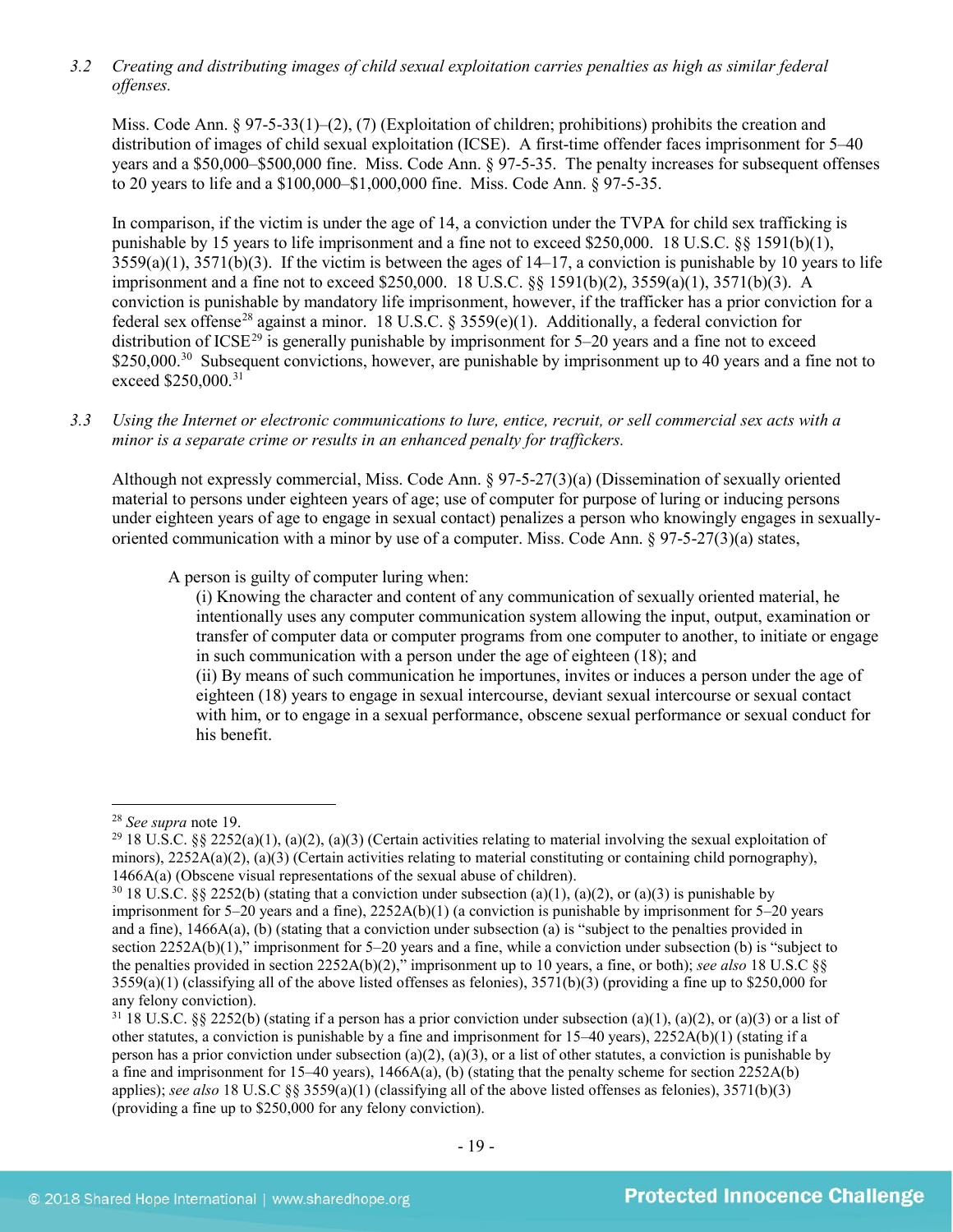*3.2 Creating and distributing images of child sexual exploitation carries penalties as high as similar federal offenses.*

Miss. Code Ann. § 97-5-33(1)–(2), (7) (Exploitation of children; prohibitions) prohibits the creation and distribution of images of child sexual exploitation (ICSE). A first-time offender faces imprisonment for 5–40 years and a $50,000–$500,000 fine. Miss. Code Ann. § 97-5-35. The penalty increases for subsequent offenses to 20 years to life and a $100,000–$1,000,000 fine. Miss. Code Ann. § 97-5-35.

In comparison, if the victim is under the age of 14, a conviction under the TVPA for child sex trafficking is punishable by 15 years to life imprisonment and a fine not to exceed $250,000. 18 U.S.C. §§ 1591(b)(1), 3559(a)(1), 3571(b)(3). If the victim is between the ages of 14–17, a conviction is punishable by 10 years to life imprisonment and a fine not to exceed $250,000. 18 U.S.C. §§ 1591(b)(2), 3559(a)(1), 3571(b)(3). A conviction is punishable by mandatory life imprisonment, however, if the trafficker has a prior conviction for a federal sex offense[28] against a minor. 18 U.S.C. § 3559(e)(1). Additionally, a federal conviction for distribution of ICSE[29] is generally punishable by imprisonment for 5–20 years and a fine not to exceed $250,000.[30] Subsequent convictions, however, are punishable by imprisonment up to 40 years and a fine not to exceed $250,000.[31]

*3.3 Using the Internet or electronic communications to lure, entice, recruit, or sell commercial sex acts with a minor is a separate crime or results in an enhanced penalty for traffickers.*

Although not expressly commercial, Miss. Code Ann. § 97-5-27(3)(a) (Dissemination of sexually oriented material to persons under eighteen years of age; use of computer for purpose of luring or inducing persons under eighteen years of age to engage in sexual contact) penalizes a person who knowingly engages in sexually-oriented communication with a minor by use of a computer. Miss. Code Ann. § 97-5-27(3)(a) states,

> A person is guilty of computer luring when:
>
> (i) Knowing the character and content of any communication of sexually oriented material, he intentionally uses any computer communication system allowing the input, output, examination or transfer of computer data or computer programs from one computer to another, to initiate or engage in such communication with a person under the age of eighteen (18); and
>
> (ii) By means of such communication he importunes, invites or induces a person under the age of eighteen (18) years to engage in sexual intercourse, deviant sexual intercourse or sexual contact with him, or to engage in a sexual performance, obscene sexual performance or sexual conduct for his benefit.

---

[28] *See supra* note 19.

[29] 18 U.S.C. §§ 2252(a)(1), (a)(2), (a)(3) (Certain activities relating to material involving the sexual exploitation of minors), 2252A(a)(2), (a)(3) (Certain activities relating to material constituting or containing child pornography), 1466A(a) (Obscene visual representations of the sexual abuse of children).

[30] 18 U.S.C. §§ 2252(b) (stating that a conviction under subsection (a)(1), (a)(2), or (a)(3) is punishable by imprisonment for 5–20 years and a fine), 2252A(b)(1) (a conviction is punishable by imprisonment for 5–20 years and a fine), 1466A(a), (b) (stating that a conviction under subsection (a) is "subject to the penalties provided in section 2252A(b)(1)," imprisonment for 5–20 years and a fine, while a conviction under subsection (b) is "subject to the penalties provided in section 2252A(b)(2)," imprisonment up to 10 years, a fine, or both); *see also* 18 U.S.C §§ 3559(a)(1) (classifying all of the above listed offenses as felonies), 3571(b)(3) (providing a fine up to $250,000 for any felony conviction).

[31] 18 U.S.C. §§ 2252(b) (stating if a person has a prior conviction under subsection (a)(1), (a)(2), or (a)(3) or a list of other statutes, a conviction is punishable by a fine and imprisonment for 15–40 years), 2252A(b)(1) (stating if a person has a prior conviction under subsection (a)(2), (a)(3), or a list of other statutes, a conviction is punishable by a fine and imprisonment for 15–40 years), 1466A(a), (b) (stating that the penalty scheme for section 2252A(b) applies); *see also* 18 U.S.C §§ 3559(a)(1) (classifying all of the above listed offenses as felonies), 3571(b)(3) (providing a fine up to $250,000 for any felony conviction).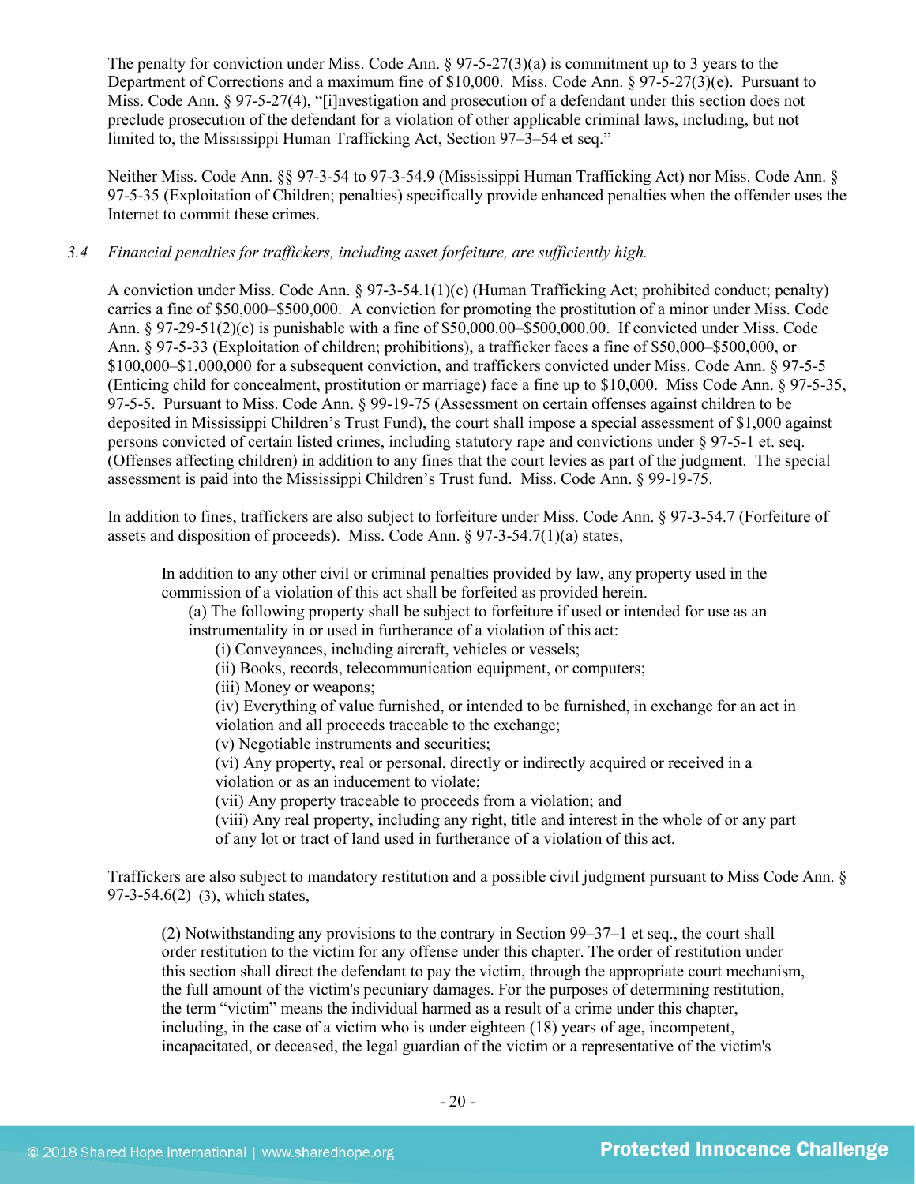The penalty for conviction under Miss. Code Ann. § 97-5-27(3)(a) is commitment up to 3 years to the Department of Corrections and a maximum fine of $10,000. Miss. Code Ann. § 97-5-27(3)(e). Pursuant to Miss. Code Ann. § 97-5-27(4), "[i]nvestigation and prosecution of a defendant under this section does not preclude prosecution of the defendant for a violation of other applicable criminal laws, including, but not limited to, the Mississippi Human Trafficking Act, Section 97–3–54 et seq."

Neither Miss. Code Ann. §§ 97-3-54 to 97-3-54.9 (Mississippi Human Trafficking Act) nor Miss. Code Ann. § 97-5-35 (Exploitation of Children; penalties) specifically provide enhanced penalties when the offender uses the Internet to commit these crimes.

*3.4 Financial penalties for traffickers, including asset forfeiture, are sufficiently high.*

A conviction under Miss. Code Ann. § 97-3-54.1(1)(c) (Human Trafficking Act; prohibited conduct; penalty) carries a fine of $50,000–$500,000. A conviction for promoting the prostitution of a minor under Miss. Code Ann. § 97-29-51(2)(c) is punishable with a fine of $50,000.00–$500,000.00. If convicted under Miss. Code Ann. § 97-5-33 (Exploitation of children; prohibitions), a trafficker faces a fine of $50,000–$500,000, or $100,000–$1,000,000 for a subsequent conviction, and traffickers convicted under Miss. Code Ann. § 97-5-5 (Enticing child for concealment, prostitution or marriage) face a fine up to $10,000. Miss Code Ann. § 97-5-35, 97-5-5. Pursuant to Miss. Code Ann. § 99-19-75 (Assessment on certain offenses against children to be deposited in Mississippi Children's Trust Fund), the court shall impose a special assessment of $1,000 against persons convicted of certain listed crimes, including statutory rape and convictions under § 97-5-1 et. seq. (Offenses affecting children) in addition to any fines that the court levies as part of the judgment. The special assessment is paid into the Mississippi Children's Trust fund. Miss. Code Ann. § 99-19-75.

In addition to fines, traffickers are also subject to forfeiture under Miss. Code Ann. § 97-3-54.7 (Forfeiture of assets and disposition of proceeds). Miss. Code Ann. § 97-3-54.7(1)(a) states,

> In addition to any other civil or criminal penalties provided by law, any property used in the commission of a violation of this act shall be forfeited as provided herein.
>
> (a) The following property shall be subject to forfeiture if used or intended for use as an instrumentality in or used in furtherance of a violation of this act:
>
> (i) Conveyances, including aircraft, vehicles or vessels;
> (ii) Books, records, telecommunication equipment, or computers;
> (iii) Money or weapons;
> (iv) Everything of value furnished, or intended to be furnished, in exchange for an act in violation and all proceeds traceable to the exchange;
> (v) Negotiable instruments and securities;
> (vi) Any property, real or personal, directly or indirectly acquired or received in a violation or as an inducement to violate;
> (vii) Any property traceable to proceeds from a violation; and
> (viii) Any real property, including any right, title and interest in the whole of or any part of any lot or tract of land used in furtherance of a violation of this act.

Traffickers are also subject to mandatory restitution and a possible civil judgment pursuant to Miss Code Ann. § 97-3-54.6(2)–(3), which states,

> (2) Notwithstanding any provisions to the contrary in Section 99–37–1 et seq., the court shall order restitution to the victim for any offense under this chapter. The order of restitution under this section shall direct the defendant to pay the victim, through the appropriate court mechanism, the full amount of the victim's pecuniary damages. For the purposes of determining restitution, the term "victim" means the individual harmed as a result of a crime under this chapter, including, in the case of a victim who is under eighteen (18) years of age, incompetent, incapacitated, or deceased, the legal guardian of the victim or a representative of the victim's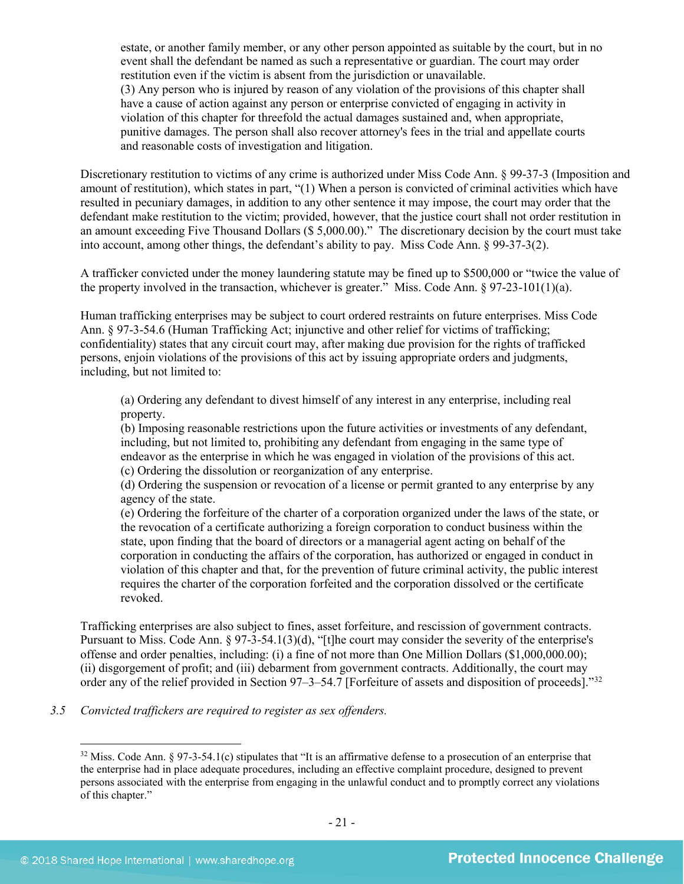estate, or another family member, or any other person appointed as suitable by the court, but in no event shall the defendant be named as such a representative or guardian. The court may order restitution even if the victim is absent from the jurisdiction or unavailable.
(3) Any person who is injured by reason of any violation of the provisions of this chapter shall have a cause of action against any person or enterprise convicted of engaging in activity in violation of this chapter for threefold the actual damages sustained and, when appropriate, punitive damages. The person shall also recover attorney's fees in the trial and appellate courts and reasonable costs of investigation and litigation.

Discretionary restitution to victims of any crime is authorized under Miss Code Ann. § 99-37-3 (Imposition and amount of restitution), which states in part, "(1) When a person is convicted of criminal activities which have resulted in pecuniary damages, in addition to any other sentence it may impose, the court may order that the defendant make restitution to the victim; provided, however, that the justice court shall not order restitution in an amount exceeding Five Thousand Dollars ($ 5,000.00)." The discretionary decision by the court must take into account, among other things, the defendant's ability to pay. Miss Code Ann. § 99-37-3(2).

A trafficker convicted under the money laundering statute may be fined up to $500,000 or "twice the value of the property involved in the transaction, whichever is greater." Miss. Code Ann. § 97-23-101(1)(a).

Human trafficking enterprises may be subject to court ordered restraints on future enterprises. Miss Code Ann. § 97-3-54.6 (Human Trafficking Act; injunctive and other relief for victims of trafficking; confidentiality) states that any circuit court may, after making due provision for the rights of trafficked persons, enjoin violations of the provisions of this act by issuing appropriate orders and judgments, including, but not limited to:

> (a) Ordering any defendant to divest himself of any interest in any enterprise, including real property.
> (b) Imposing reasonable restrictions upon the future activities or investments of any defendant, including, but not limited to, prohibiting any defendant from engaging in the same type of endeavor as the enterprise in which he was engaged in violation of the provisions of this act.
> (c) Ordering the dissolution or reorganization of any enterprise.
> (d) Ordering the suspension or revocation of a license or permit granted to any enterprise by any agency of the state.
> (e) Ordering the forfeiture of the charter of a corporation organized under the laws of the state, or the revocation of a certificate authorizing a foreign corporation to conduct business within the state, upon finding that the board of directors or a managerial agent acting on behalf of the corporation in conducting the affairs of the corporation, has authorized or engaged in conduct in violation of this chapter and that, for the prevention of future criminal activity, the public interest requires the charter of the corporation forfeited and the corporation dissolved or the certificate revoked.

Trafficking enterprises are also subject to fines, asset forfeiture, and rescission of government contracts. Pursuant to Miss. Code Ann. § 97-3-54.1(3)(d), "[t]he court may consider the severity of the enterprise's offense and order penalties, including: (i) a fine of not more than One Million Dollars ($1,000,000.00); (ii) disgorgement of profit; and (iii) debarment from government contracts. Additionally, the court may order any of the relief provided in Section 97–3–54.7 [Forfeiture of assets and disposition of proceeds]."[32]

*3.5 Convicted traffickers are required to register as sex offenders.*

[32] Miss. Code Ann. § 97-3-54.1(c) stipulates that "It is an affirmative defense to a prosecution of an enterprise that the enterprise had in place adequate procedures, including an effective complaint procedure, designed to prevent persons associated with the enterprise from engaging in the unlawful conduct and to promptly correct any violations of this chapter."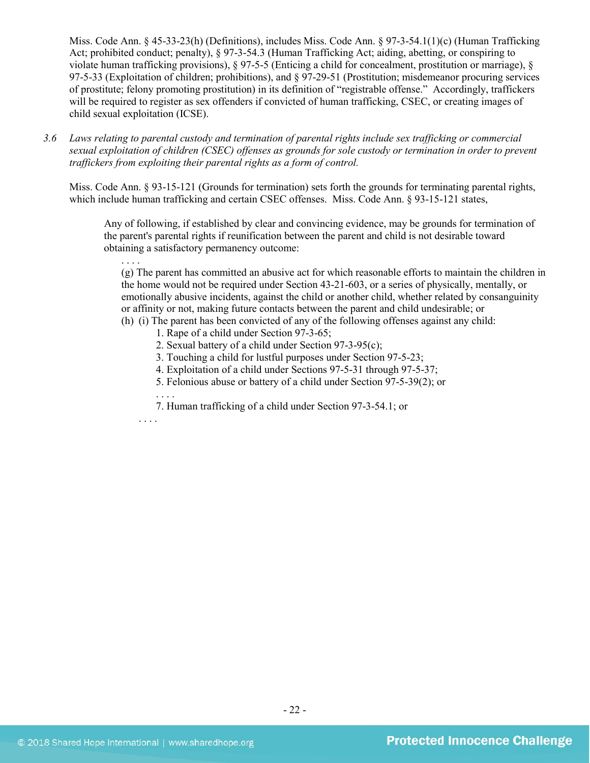Miss. Code Ann. § 45-33-23(h) (Definitions), includes Miss. Code Ann. § 97-3-54.1(1)(c) (Human Trafficking Act; prohibited conduct; penalty), § 97-3-54.3 (Human Trafficking Act; aiding, abetting, or conspiring to violate human trafficking provisions), § 97-5-5 (Enticing a child for concealment, prostitution or marriage), § 97-5-33 (Exploitation of children; prohibitions), and § 97-29-51 (Prostitution; misdemeanor procuring services of prostitute; felony promoting prostitution) in its definition of "registrable offense." Accordingly, traffickers will be required to register as sex offenders if convicted of human trafficking, CSEC, or creating images of child sexual exploitation (ICSE).

*3.6 Laws relating to parental custody and termination of parental rights include sex trafficking or commercial sexual exploitation of children (CSEC) offenses as grounds for sole custody or termination in order to prevent traffickers from exploiting their parental rights as a form of control.*

Miss. Code Ann. § 93-15-121 (Grounds for termination) sets forth the grounds for terminating parental rights, which include human trafficking and certain CSEC offenses. Miss. Code Ann. § 93-15-121 states,

> Any of following, if established by clear and convincing evidence, may be grounds for termination of the parent's parental rights if reunification between the parent and child is not desirable toward obtaining a satisfactory permanency outcome:
>
> . . . .
>
> (g) The parent has committed an abusive act for which reasonable efforts to maintain the children in the home would not be required under Section 43-21-603, or a series of physically, mentally, or emotionally abusive incidents, against the child or another child, whether related by consanguinity or affinity or not, making future contacts between the parent and child undesirable; or
>
> (h) (i) The parent has been convicted of any of the following offenses against any child:
>
> 1. Rape of a child under Section 97-3-65;
> 2. Sexual battery of a child under Section 97-3-95(c);
> 3. Touching a child for lustful purposes under Section 97-5-23;
> 4. Exploitation of a child under Sections 97-5-31 through 97-5-37;
> 5. Felonious abuse or battery of a child under Section 97-5-39(2); or
>
> . . . .
>
> 7. Human trafficking of a child under Section 97-3-54.1; or
>
> . . . .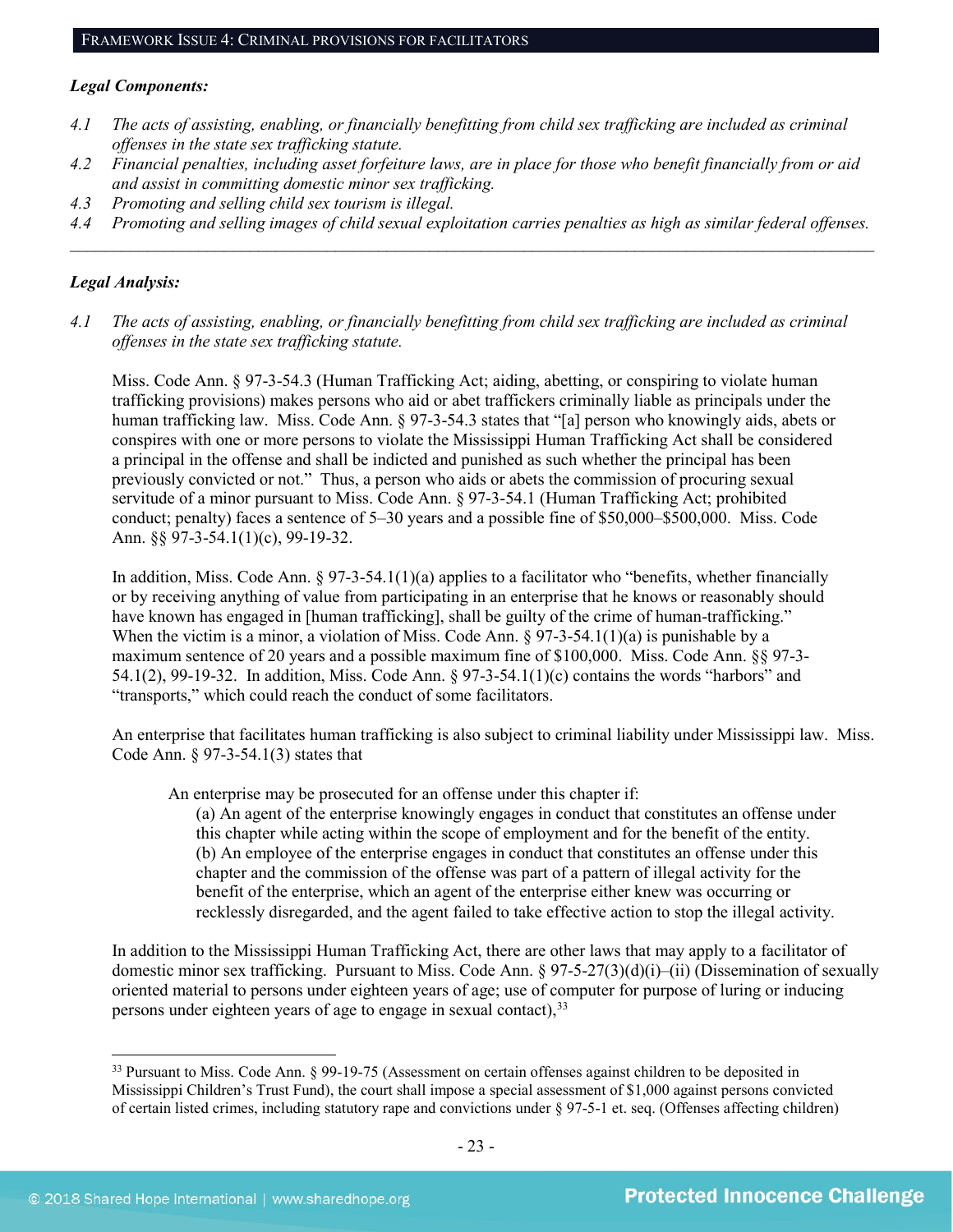## FRAMEWORK ISSUE 4: CRIMINAL PROVISIONS FOR FACILITATORS

### *Legal Components:*

*4.1 The acts of assisting, enabling, or financially benefitting from child sex trafficking are included as criminal offenses in the state sex trafficking statute.*

*4.2 Financial penalties, including asset forfeiture laws, are in place for those who benefit financially from or aid and assist in committing domestic minor sex trafficking.*

*4.3 Promoting and selling child sex tourism is illegal.*

*4.4 Promoting and selling images of child sexual exploitation carries penalties as high as similar federal offenses.*

---

### *Legal Analysis:*

*4.1 The acts of assisting, enabling, or financially benefitting from child sex trafficking are included as criminal offenses in the state sex trafficking statute.*

Miss. Code Ann. § 97-3-54.3 (Human Trafficking Act; aiding, abetting, or conspiring to violate human trafficking provisions) makes persons who aid or abet traffickers criminally liable as principals under the human trafficking law. Miss. Code Ann. § 97-3-54.3 states that "[a] person who knowingly aids, abets or conspires with one or more persons to violate the Mississippi Human Trafficking Act shall be considered a principal in the offense and shall be indicted and punished as such whether the principal has been previously convicted or not." Thus, a person who aids or abets the commission of procuring sexual servitude of a minor pursuant to Miss. Code Ann. § 97-3-54.1 (Human Trafficking Act; prohibited conduct; penalty) faces a sentence of 5–30 years and a possible fine of $50,000–$500,000. Miss. Code Ann. §§ 97-3-54.1(1)(c), 99-19-32.

In addition, Miss. Code Ann. § 97-3-54.1(1)(a) applies to a facilitator who "benefits, whether financially or by receiving anything of value from participating in an enterprise that he knows or reasonably should have known has engaged in [human trafficking], shall be guilty of the crime of human-trafficking." When the victim is a minor, a violation of Miss. Code Ann. § 97-3-54.1(1)(a) is punishable by a maximum sentence of 20 years and a possible maximum fine of $100,000. Miss. Code Ann. §§ 97-3-54.1(2), 99-19-32. In addition, Miss. Code Ann. § 97-3-54.1(1)(c) contains the words "harbors" and "transports," which could reach the conduct of some facilitators.

An enterprise that facilitates human trafficking is also subject to criminal liability under Mississippi law. Miss. Code Ann. § 97-3-54.1(3) states that

> An enterprise may be prosecuted for an offense under this chapter if:
> (a) An agent of the enterprise knowingly engages in conduct that constitutes an offense under this chapter while acting within the scope of employment and for the benefit of the entity.
> (b) An employee of the enterprise engages in conduct that constitutes an offense under this chapter and the commission of the offense was part of a pattern of illegal activity for the benefit of the enterprise, which an agent of the enterprise either knew was occurring or recklessly disregarded, and the agent failed to take effective action to stop the illegal activity.

In addition to the Mississippi Human Trafficking Act, there are other laws that may apply to a facilitator of domestic minor sex trafficking. Pursuant to Miss. Code Ann. § 97-5-27(3)(d)(i)–(ii) (Dissemination of sexually oriented material to persons under eighteen years of age; use of computer for purpose of luring or inducing persons under eighteen years of age to engage in sexual contact),[33]

---

[33] Pursuant to Miss. Code Ann. § 99-19-75 (Assessment on certain offenses against children to be deposited in Mississippi Children's Trust Fund), the court shall impose a special assessment of $1,000 against persons convicted of certain listed crimes, including statutory rape and convictions under § 97-5-1 et. seq. (Offenses affecting children)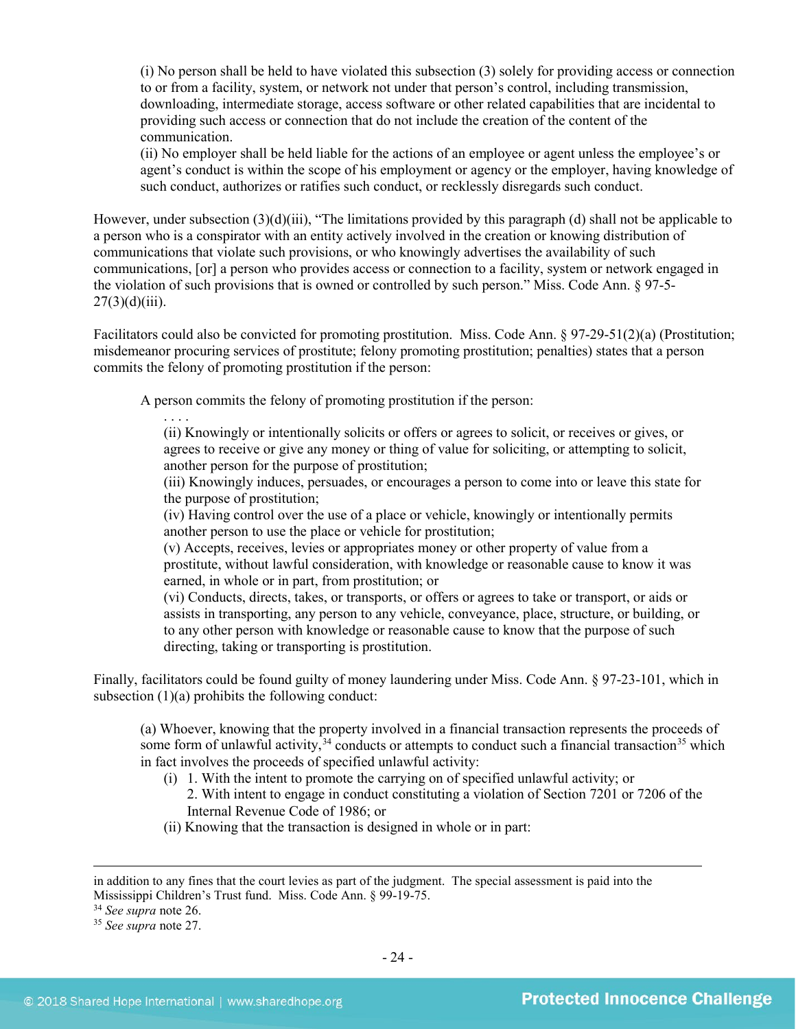> (i) No person shall be held to have violated this subsection (3) solely for providing access or connection to or from a facility, system, or network not under that person's control, including transmission, downloading, intermediate storage, access software or other related capabilities that are incidental to providing such access or connection that do not include the creation of the content of the communication.
> (ii) No employer shall be held liable for the actions of an employee or agent unless the employee's or agent's conduct is within the scope of his employment or agency or the employer, having knowledge of such conduct, authorizes or ratifies such conduct, or recklessly disregards such conduct.

However, under subsection (3)(d)(iii), "The limitations provided by this paragraph (d) shall not be applicable to a person who is a conspirator with an entity actively involved in the creation or knowing distribution of communications that violate such provisions, or who knowingly advertises the availability of such communications, [or] a person who provides access or connection to a facility, system or network engaged in the violation of such provisions that is owned or controlled by such person." Miss. Code Ann. § 97-5-27(3)(d)(iii).

Facilitators could also be convicted for promoting prostitution. Miss. Code Ann. § 97-29-51(2)(a) (Prostitution; misdemeanor procuring services of prostitute; felony promoting prostitution; penalties) states that a person commits the felony of promoting prostitution if the person:

> A person commits the felony of promoting prostitution if the person:
>
> > . . . .
> > (ii) Knowingly or intentionally solicits or offers or agrees to solicit, or receives or gives, or agrees to receive or give any money or thing of value for soliciting, or attempting to solicit, another person for the purpose of prostitution;
> > (iii) Knowingly induces, persuades, or encourages a person to come into or leave this state for the purpose of prostitution;
> > (iv) Having control over the use of a place or vehicle, knowingly or intentionally permits another person to use the place or vehicle for prostitution;
> > (v) Accepts, receives, levies or appropriates money or other property of value from a prostitute, without lawful consideration, with knowledge or reasonable cause to know it was earned, in whole or in part, from prostitution; or
> > (vi) Conducts, directs, takes, or transports, or offers or agrees to take or transport, or aids or assists in transporting, any person to any vehicle, conveyance, place, structure, or building, or to any other person with knowledge or reasonable cause to know that the purpose of such directing, taking or transporting is prostitution.

Finally, facilitators could be found guilty of money laundering under Miss. Code Ann. § 97-23-101, which in subsection (1)(a) prohibits the following conduct:

> (a) Whoever, knowing that the property involved in a financial transaction represents the proceeds of some form of unlawful activity,[34] conducts or attempts to conduct such a financial transaction[35] which in fact involves the proceeds of specified unlawful activity:
>
> > (i) 1. With the intent to promote the carrying on of specified unlawful activity; or
> > 2. With intent to engage in conduct constituting a violation of Section 7201 or 7206 of the Internal Revenue Code of 1986; or
> > (ii) Knowing that the transaction is designed in whole or in part:

---

in addition to any fines that the court levies as part of the judgment. The special assessment is paid into the Mississippi Children's Trust fund. Miss. Code Ann. § 99-19-75.

[34] *See supra* note 26.

[35] *See supra* note 27.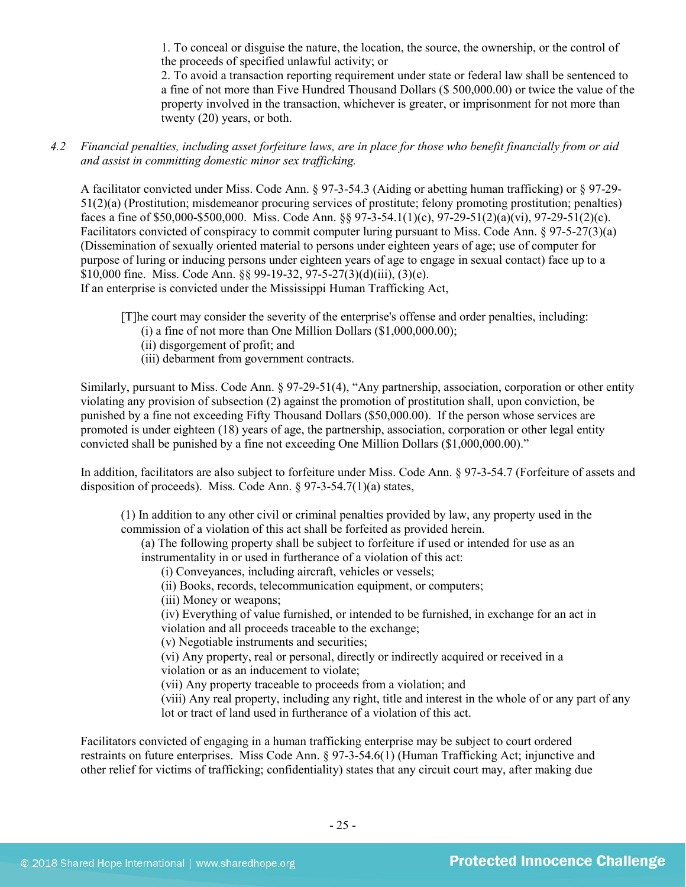1. To conceal or disguise the nature, the location, the source, the ownership, or the control of the proceeds of specified unlawful activity; or
2. To avoid a transaction reporting requirement under state or federal law shall be sentenced to a fine of not more than Five Hundred Thousand Dollars ($ 500,000.00) or twice the value of the property involved in the transaction, whichever is greater, or imprisonment for not more than twenty (20) years, or both.

*4.2 Financial penalties, including asset forfeiture laws, are in place for those who benefit financially from or aid and assist in committing domestic minor sex trafficking.*

A facilitator convicted under Miss. Code Ann. § 97-3-54.3 (Aiding or abetting human trafficking) or § 97-29-51(2)(a) (Prostitution; misdemeanor procuring services of prostitute; felony promoting prostitution; penalties) faces a fine of $50,000-$500,000. Miss. Code Ann. §§ 97-3-54.1(1)(c), 97-29-51(2)(a)(vi), 97-29-51(2)(c). Facilitators convicted of conspiracy to commit computer luring pursuant to Miss. Code Ann. § 97-5-27(3)(a) (Dissemination of sexually oriented material to persons under eighteen years of age; use of computer for purpose of luring or inducing persons under eighteen years of age to engage in sexual contact) face up to a $10,000 fine. Miss. Code Ann. §§ 99-19-32, 97-5-27(3)(d)(iii), (3)(e).
If an enterprise is convicted under the Mississippi Human Trafficking Act,

> [T]he court may consider the severity of the enterprise's offense and order penalties, including:
> (i) a fine of not more than One Million Dollars ($1,000,000.00);
> (ii) disgorgement of profit; and
> (iii) debarment from government contracts.

Similarly, pursuant to Miss. Code Ann. § 97-29-51(4), "Any partnership, association, corporation or other entity violating any provision of subsection (2) against the promotion of prostitution shall, upon conviction, be punished by a fine not exceeding Fifty Thousand Dollars ($50,000.00). If the person whose services are promoted is under eighteen (18) years of age, the partnership, association, corporation or other legal entity convicted shall be punished by a fine not exceeding One Million Dollars ($1,000,000.00)."

In addition, facilitators are also subject to forfeiture under Miss. Code Ann. § 97-3-54.7 (Forfeiture of assets and disposition of proceeds). Miss. Code Ann. § 97-3-54.7(1)(a) states,

> (1) In addition to any other civil or criminal penalties provided by law, any property used in the commission of a violation of this act shall be forfeited as provided herein.
> (a) The following property shall be subject to forfeiture if used or intended for use as an instrumentality in or used in furtherance of a violation of this act:
> (i) Conveyances, including aircraft, vehicles or vessels;
> (ii) Books, records, telecommunication equipment, or computers;
> (iii) Money or weapons;
> (iv) Everything of value furnished, or intended to be furnished, in exchange for an act in violation and all proceeds traceable to the exchange;
> (v) Negotiable instruments and securities;
> (vi) Any property, real or personal, directly or indirectly acquired or received in a violation or as an inducement to violate;
> (vii) Any property traceable to proceeds from a violation; and
> (viii) Any real property, including any right, title and interest in the whole of or any part of any lot or tract of land used in furtherance of a violation of this act.

Facilitators convicted of engaging in a human trafficking enterprise may be subject to court ordered restraints on future enterprises. Miss Code Ann. § 97-3-54.6(1) (Human Trafficking Act; injunctive and other relief for victims of trafficking; confidentiality) states that any circuit court may, after making due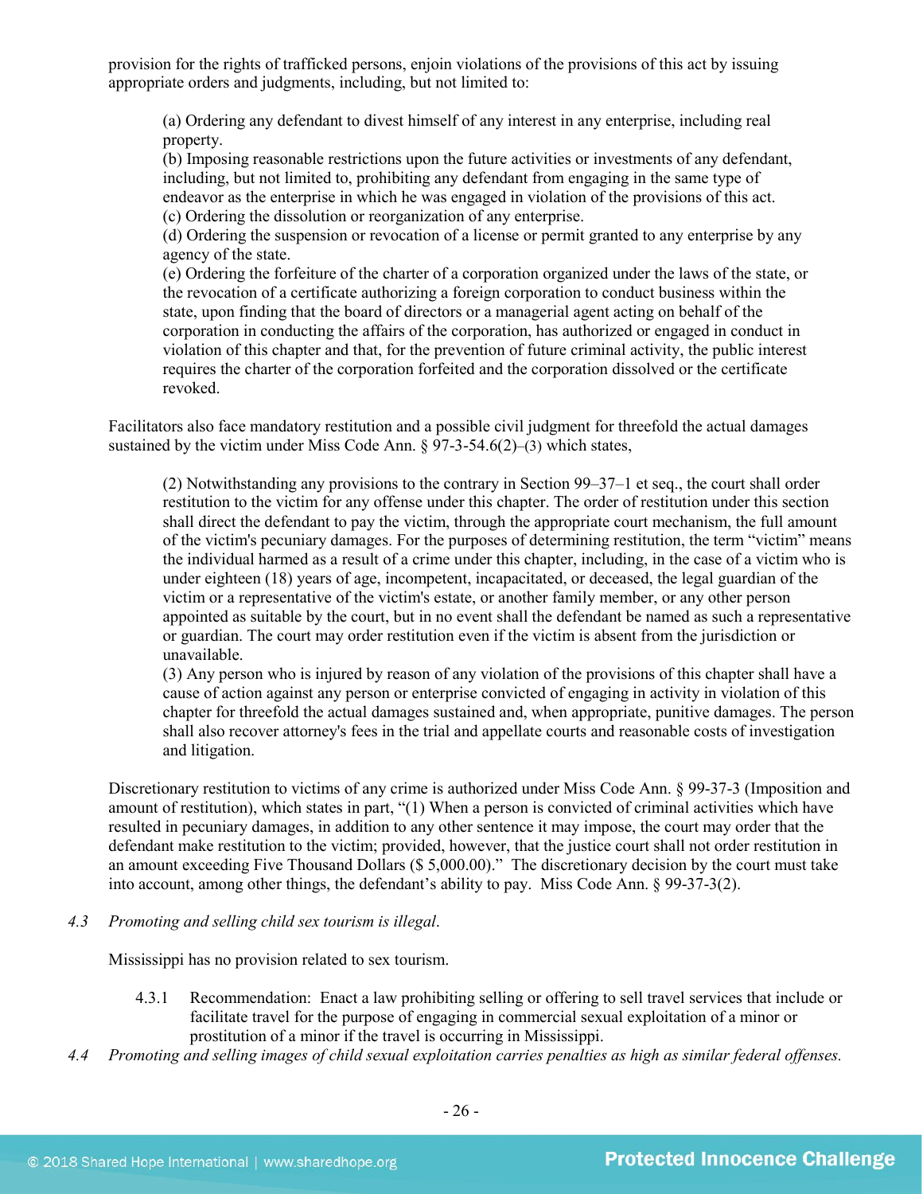provision for the rights of trafficked persons, enjoin violations of the provisions of this act by issuing appropriate orders and judgments, including, but not limited to:

> (a) Ordering any defendant to divest himself of any interest in any enterprise, including real property.
> (b) Imposing reasonable restrictions upon the future activities or investments of any defendant, including, but not limited to, prohibiting any defendant from engaging in the same type of endeavor as the enterprise in which he was engaged in violation of the provisions of this act.
> (c) Ordering the dissolution or reorganization of any enterprise.
> (d) Ordering the suspension or revocation of a license or permit granted to any enterprise by any agency of the state.
> (e) Ordering the forfeiture of the charter of a corporation organized under the laws of the state, or the revocation of a certificate authorizing a foreign corporation to conduct business within the state, upon finding that the board of directors or a managerial agent acting on behalf of the corporation in conducting the affairs of the corporation, has authorized or engaged in conduct in violation of this chapter and that, for the prevention of future criminal activity, the public interest requires the charter of the corporation forfeited and the corporation dissolved or the certificate revoked.

Facilitators also face mandatory restitution and a possible civil judgment for threefold the actual damages sustained by the victim under Miss Code Ann. § 97-3-54.6(2)–(3) which states,

> (2) Notwithstanding any provisions to the contrary in Section 99–37–1 et seq., the court shall order restitution to the victim for any offense under this chapter. The order of restitution under this section shall direct the defendant to pay the victim, through the appropriate court mechanism, the full amount of the victim's pecuniary damages. For the purposes of determining restitution, the term "victim" means the individual harmed as a result of a crime under this chapter, including, in the case of a victim who is under eighteen (18) years of age, incompetent, incapacitated, or deceased, the legal guardian of the victim or a representative of the victim's estate, or another family member, or any other person appointed as suitable by the court, but in no event shall the defendant be named as such a representative or guardian. The court may order restitution even if the victim is absent from the jurisdiction or unavailable.
> (3) Any person who is injured by reason of any violation of the provisions of this chapter shall have a cause of action against any person or enterprise convicted of engaging in activity in violation of this chapter for threefold the actual damages sustained and, when appropriate, punitive damages. The person shall also recover attorney's fees in the trial and appellate courts and reasonable costs of investigation and litigation.

Discretionary restitution to victims of any crime is authorized under Miss Code Ann. § 99-37-3 (Imposition and amount of restitution), which states in part, "(1) When a person is convicted of criminal activities which have resulted in pecuniary damages, in addition to any other sentence it may impose, the court may order that the defendant make restitution to the victim; provided, however, that the justice court shall not order restitution in an amount exceeding Five Thousand Dollars ($ 5,000.00)." The discretionary decision by the court must take into account, among other things, the defendant's ability to pay. Miss Code Ann. § 99-37-3(2).

4.3 *Promoting and selling child sex tourism is illegal.*

Mississippi has no provision related to sex tourism.

4.3.1 Recommendation: Enact a law prohibiting selling or offering to sell travel services that include or facilitate travel for the purpose of engaging in commercial sexual exploitation of a minor or prostitution of a minor if the travel is occurring in Mississippi.

4.4 *Promoting and selling images of child sexual exploitation carries penalties as high as similar federal offenses.*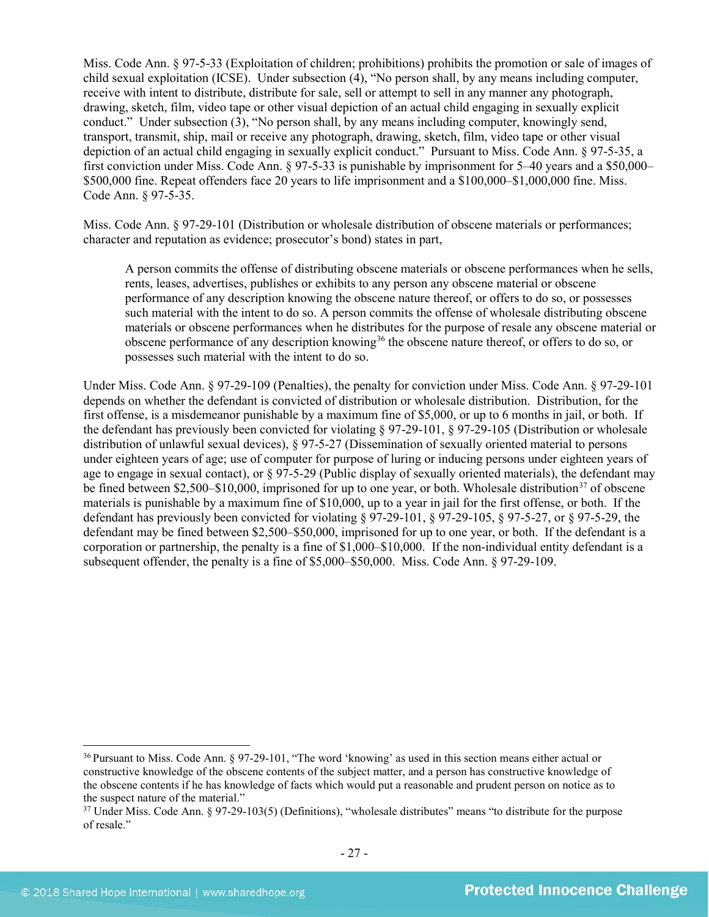Miss. Code Ann. § 97-5-33 (Exploitation of children; prohibitions) prohibits the promotion or sale of images of child sexual exploitation (ICSE). Under subsection (4), "No person shall, by any means including computer, receive with intent to distribute, distribute for sale, sell or attempt to sell in any manner any photograph, drawing, sketch, film, video tape or other visual depiction of an actual child engaging in sexually explicit conduct." Under subsection (3), "No person shall, by any means including computer, knowingly send, transport, transmit, ship, mail or receive any photograph, drawing, sketch, film, video tape or other visual depiction of an actual child engaging in sexually explicit conduct." Pursuant to Miss. Code Ann. § 97-5-35, a first conviction under Miss. Code Ann. § 97-5-33 is punishable by imprisonment for 5–40 years and a $50,000–$500,000 fine. Repeat offenders face 20 years to life imprisonment and a $100,000–$1,000,000 fine. Miss. Code Ann. § 97-5-35.

Miss. Code Ann. § 97-29-101 (Distribution or wholesale distribution of obscene materials or performances; character and reputation as evidence; prosecutor's bond) states in part,

> A person commits the offense of distributing obscene materials or obscene performances when he sells, rents, leases, advertises, publishes or exhibits to any person any obscene material or obscene performance of any description knowing the obscene nature thereof, or offers to do so, or possesses such material with the intent to do so. A person commits the offense of wholesale distributing obscene materials or obscene performances when he distributes for the purpose of resale any obscene material or obscene performance of any description knowing[36] the obscene nature thereof, or offers to do so, or possesses such material with the intent to do so.

Under Miss. Code Ann. § 97-29-109 (Penalties), the penalty for conviction under Miss. Code Ann. § 97-29-101 depends on whether the defendant is convicted of distribution or wholesale distribution. Distribution, for the first offense, is a misdemeanor punishable by a maximum fine of $5,000, or up to 6 months in jail, or both. If the defendant has previously been convicted for violating § 97-29-101, § 97-29-105 (Distribution or wholesale distribution of unlawful sexual devices), § 97-5-27 (Dissemination of sexually oriented material to persons under eighteen years of age; use of computer for purpose of luring or inducing persons under eighteen years of age to engage in sexual contact), or § 97-5-29 (Public display of sexually oriented materials), the defendant may be fined between $2,500–$10,000, imprisoned for up to one year, or both. Wholesale distribution[37] of obscene materials is punishable by a maximum fine of $10,000, up to a year in jail for the first offense, or both. If the defendant has previously been convicted for violating § 97-29-101, § 97-29-105, § 97-5-27, or § 97-5-29, the defendant may be fined between $2,500–$50,000, imprisoned for up to one year, or both. If the defendant is a corporation or partnership, the penalty is a fine of $1,000–$10,000. If the non-individual entity defendant is a subsequent offender, the penalty is a fine of $5,000–$50,000. Miss. Code Ann. § 97-29-109.

---

[36] Pursuant to Miss. Code Ann. § 97-29-101, "The word 'knowing' as used in this section means either actual or constructive knowledge of the obscene contents of the subject matter, and a person has constructive knowledge of the obscene contents if he has knowledge of facts which would put a reasonable and prudent person on notice as to the suspect nature of the material."

[37] Under Miss. Code Ann. § 97-29-103(5) (Definitions), "wholesale distributes" means "to distribute for the purpose of resale."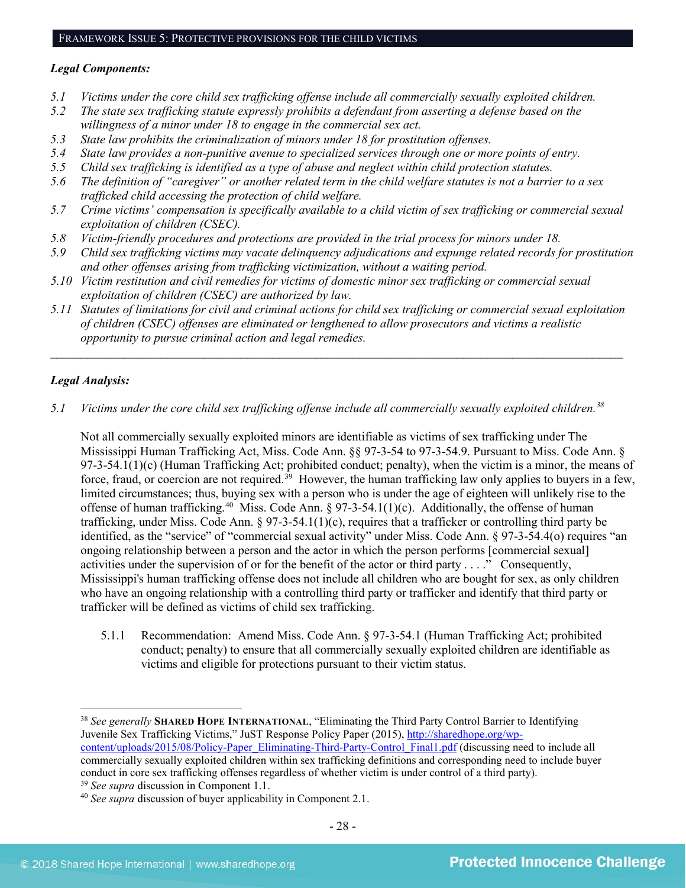## Framework Issue 5: Protective provisions for the child victims

***Legal Components:***

*5.1 Victims under the core child sex trafficking offense include all commercially sexually exploited children.*
*5.2 The state sex trafficking statute expressly prohibits a defendant from asserting a defense based on the willingness of a minor under 18 to engage in the commercial sex act.*
*5.3 State law prohibits the criminalization of minors under 18 for prostitution offenses.*
*5.4 State law provides a non-punitive avenue to specialized services through one or more points of entry.*
*5.5 Child sex trafficking is identified as a type of abuse and neglect within child protection statutes.*
*5.6 The definition of "caregiver" or another related term in the child welfare statutes is not a barrier to a sex trafficked child accessing the protection of child welfare.*
*5.7 Crime victims' compensation is specifically available to a child victim of sex trafficking or commercial sexual exploitation of children (CSEC).*
*5.8 Victim-friendly procedures and protections are provided in the trial process for minors under 18.*
*5.9 Child sex trafficking victims may vacate delinquency adjudications and expunge related records for prostitution and other offenses arising from trafficking victimization, without a waiting period.*
*5.10 Victim restitution and civil remedies for victims of domestic minor sex trafficking or commercial sexual exploitation of children (CSEC) are authorized by law.*
*5.11 Statutes of limitations for civil and criminal actions for child sex trafficking or commercial sexual exploitation of children (CSEC) offenses are eliminated or lengthened to allow prosecutors and victims a realistic opportunity to pursue criminal action and legal remedies.*

---

***Legal Analysis:***

*5.1 Victims under the core child sex trafficking offense include all commercially sexually exploited children.*[38]

Not all commercially sexually exploited minors are identifiable as victims of sex trafficking under The Mississippi Human Trafficking Act, Miss. Code Ann. §§ 97-3-54 to 97-3-54.9. Pursuant to Miss. Code Ann. § 97-3-54.1(1)(c) (Human Trafficking Act; prohibited conduct; penalty), when the victim is a minor, the means of force, fraud, or coercion are not required.[39] However, the human trafficking law only applies to buyers in a few, limited circumstances; thus, buying sex with a person who is under the age of eighteen will unlikely rise to the offense of human trafficking.[40] Miss. Code Ann. § 97-3-54.1(1)(c). Additionally, the offense of human trafficking, under Miss. Code Ann. § 97-3-54.1(1)(c), requires that a trafficker or controlling third party be identified, as the "service" of "commercial sexual activity" under Miss. Code Ann. § 97-3-54.4(o) requires "an ongoing relationship between a person and the actor in which the person performs [commercial sexual] activities under the supervision of or for the benefit of the actor or third party . . . ." Consequently, Mississippi's human trafficking offense does not include all children who are bought for sex, as only children who have an ongoing relationship with a controlling third party or trafficker and identify that third party or trafficker will be defined as victims of child sex trafficking.

5.1.1 Recommendation: Amend Miss. Code Ann. § 97-3-54.1 (Human Trafficking Act; prohibited conduct; penalty) to ensure that all commercially sexually exploited children are identifiable as victims and eligible for protections pursuant to their victim status.

---

[38] *See generally* **Shared Hope International**, "Eliminating the Third Party Control Barrier to Identifying Juvenile Sex Trafficking Victims," JuST Response Policy Paper (2015), http://sharedhope.org/wp-content/uploads/2015/08/Policy-Paper_Eliminating-Third-Party-Control_Final1.pdf (discussing need to include all commercially sexually exploited children within sex trafficking definitions and corresponding need to include buyer conduct in core sex trafficking offenses regardless of whether victim is under control of a third party).
[39] *See supra* discussion in Component 1.1.
[40] *See supra* discussion of buyer applicability in Component 2.1.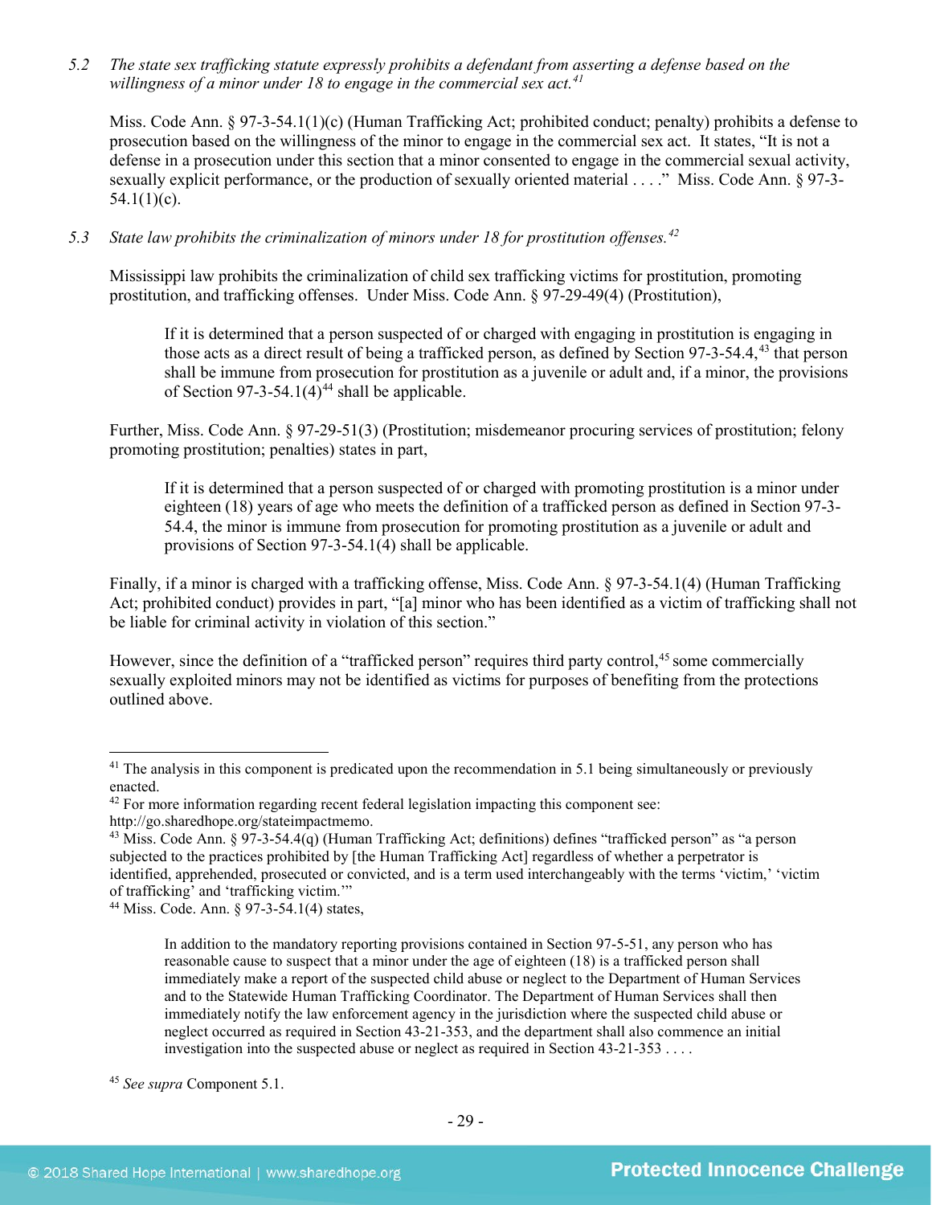*5.2 The state sex trafficking statute expressly prohibits a defendant from asserting a defense based on the willingness of a minor under 18 to engage in the commercial sex act.*[41]

Miss. Code Ann. § 97-3-54.1(1)(c) (Human Trafficking Act; prohibited conduct; penalty) prohibits a defense to prosecution based on the willingness of the minor to engage in the commercial sex act. It states, "It is not a defense in a prosecution under this section that a minor consented to engage in the commercial sexual activity, sexually explicit performance, or the production of sexually oriented material . . . ." Miss. Code Ann. § 97-3-54.1(1)(c).

*5.3 State law prohibits the criminalization of minors under 18 for prostitution offenses.*[42]

Mississippi law prohibits the criminalization of child sex trafficking victims for prostitution, promoting prostitution, and trafficking offenses. Under Miss. Code Ann. § 97-29-49(4) (Prostitution),

> If it is determined that a person suspected of or charged with engaging in prostitution is engaging in those acts as a direct result of being a trafficked person, as defined by Section 97-3-54.4,[43] that person shall be immune from prosecution for prostitution as a juvenile or adult and, if a minor, the provisions of Section 97-3-54.1(4)[44] shall be applicable.

Further, Miss. Code Ann. § 97-29-51(3) (Prostitution; misdemeanor procuring services of prostitution; felony promoting prostitution; penalties) states in part,

> If it is determined that a person suspected of or charged with promoting prostitution is a minor under eighteen (18) years of age who meets the definition of a trafficked person as defined in Section 97-3-54.4, the minor is immune from prosecution for promoting prostitution as a juvenile or adult and provisions of Section 97-3-54.1(4) shall be applicable.

Finally, if a minor is charged with a trafficking offense, Miss. Code Ann. § 97-3-54.1(4) (Human Trafficking Act; prohibited conduct) provides in part, "[a] minor who has been identified as a victim of trafficking shall not be liable for criminal activity in violation of this section."

However, since the definition of a "trafficked person" requires third party control,[45] some commercially sexually exploited minors may not be identified as victims for purposes of benefiting from the protections outlined above.

---

[41] The analysis in this component is predicated upon the recommendation in 5.1 being simultaneously or previously enacted.

[42] For more information regarding recent federal legislation impacting this component see: http://go.sharedhope.org/stateimpactmemo.

[43] Miss. Code Ann. § 97-3-54.4(q) (Human Trafficking Act; definitions) defines "trafficked person" as "a person subjected to the practices prohibited by [the Human Trafficking Act] regardless of whether a perpetrator is identified, apprehended, prosecuted or convicted, and is a term used interchangeably with the terms 'victim,' 'victim of trafficking' and 'trafficking victim.'"

[44] Miss. Code. Ann. § 97-3-54.1(4) states,

> In addition to the mandatory reporting provisions contained in Section 97-5-51, any person who has reasonable cause to suspect that a minor under the age of eighteen (18) is a trafficked person shall immediately make a report of the suspected child abuse or neglect to the Department of Human Services and to the Statewide Human Trafficking Coordinator. The Department of Human Services shall then immediately notify the law enforcement agency in the jurisdiction where the suspected child abuse or neglect occurred as required in Section 43-21-353, and the department shall also commence an initial investigation into the suspected abuse or neglect as required in Section 43-21-353 . . . .

[45] *See supra* Component 5.1.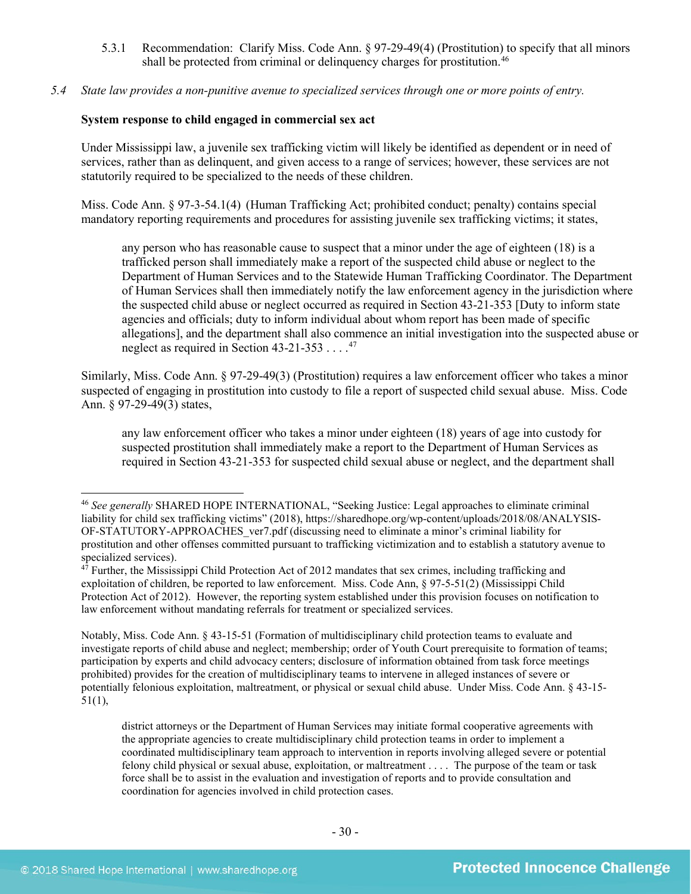5.3.1 Recommendation: Clarify Miss. Code Ann. § 97-29-49(4) (Prostitution) to specify that all minors shall be protected from criminal or delinquency charges for prostitution.[46]

*5.4 State law provides a non-punitive avenue to specialized services through one or more points of entry.*

**System response to child engaged in commercial sex act**

Under Mississippi law, a juvenile sex trafficking victim will likely be identified as dependent or in need of services, rather than as delinquent, and given access to a range of services; however, these services are not statutorily required to be specialized to the needs of these children.

Miss. Code Ann. § 97-3-54.1(4) (Human Trafficking Act; prohibited conduct; penalty) contains special mandatory reporting requirements and procedures for assisting juvenile sex trafficking victims; it states,

> any person who has reasonable cause to suspect that a minor under the age of eighteen (18) is a trafficked person shall immediately make a report of the suspected child abuse or neglect to the Department of Human Services and to the Statewide Human Trafficking Coordinator. The Department of Human Services shall then immediately notify the law enforcement agency in the jurisdiction where the suspected child abuse or neglect occurred as required in Section 43-21-353 [Duty to inform state agencies and officials; duty to inform individual about whom report has been made of specific allegations], and the department shall also commence an initial investigation into the suspected abuse or neglect as required in Section 43-21-353 . . . .[47]

Similarly, Miss. Code Ann. § 97-29-49(3) (Prostitution) requires a law enforcement officer who takes a minor suspected of engaging in prostitution into custody to file a report of suspected child sexual abuse. Miss. Code Ann. § 97-29-49(3) states,

> any law enforcement officer who takes a minor under eighteen (18) years of age into custody for suspected prostitution shall immediately make a report to the Department of Human Services as required in Section 43-21-353 for suspected child sexual abuse or neglect, and the department shall

---

[46] *See generally* SHARED HOPE INTERNATIONAL, "Seeking Justice: Legal approaches to eliminate criminal liability for child sex trafficking victims" (2018), https://sharedhope.org/wp-content/uploads/2018/08/ANALYSIS-OF-STATUTORY-APPROACHES_ver7.pdf (discussing need to eliminate a minor's criminal liability for prostitution and other offenses committed pursuant to trafficking victimization and to establish a statutory avenue to specialized services).

[47] Further, the Mississippi Child Protection Act of 2012 mandates that sex crimes, including trafficking and exploitation of children, be reported to law enforcement. Miss. Code Ann, § 97-5-51(2) (Mississippi Child Protection Act of 2012). However, the reporting system established under this provision focuses on notification to law enforcement without mandating referrals for treatment or specialized services.

Notably, Miss. Code Ann. § 43-15-51 (Formation of multidisciplinary child protection teams to evaluate and investigate reports of child abuse and neglect; membership; order of Youth Court prerequisite to formation of teams; participation by experts and child advocacy centers; disclosure of information obtained from task force meetings prohibited) provides for the creation of multidisciplinary teams to intervene in alleged instances of severe or potentially felonious exploitation, maltreatment, or physical or sexual child abuse. Under Miss. Code Ann. § 43-15-51(1),

> district attorneys or the Department of Human Services may initiate formal cooperative agreements with the appropriate agencies to create multidisciplinary child protection teams in order to implement a coordinated multidisciplinary team approach to intervention in reports involving alleged severe or potential felony child physical or sexual abuse, exploitation, or maltreatment . . . . The purpose of the team or task force shall be to assist in the evaluation and investigation of reports and to provide consultation and coordination for agencies involved in child protection cases.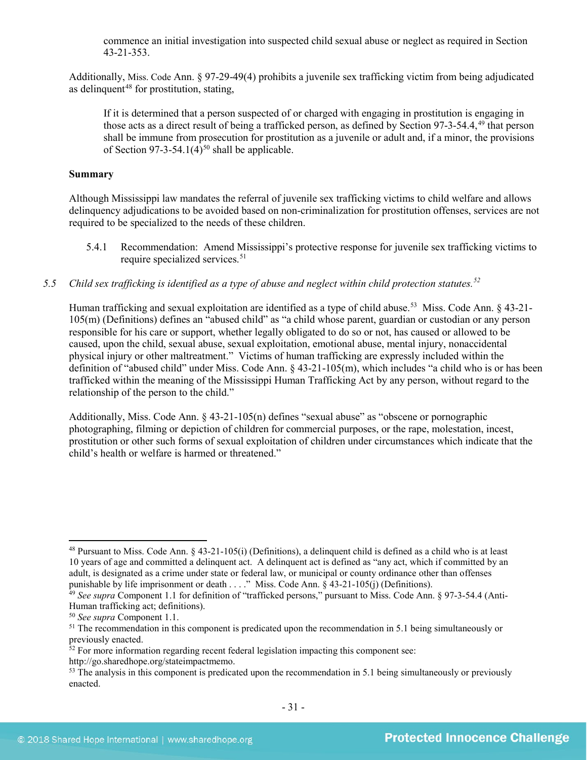commence an initial investigation into suspected child sexual abuse or neglect as required in Section 43-21-353.

Additionally, Miss. Code Ann. § 97-29-49(4) prohibits a juvenile sex trafficking victim from being adjudicated as delinquent[48] for prostitution, stating,

> If it is determined that a person suspected of or charged with engaging in prostitution is engaging in those acts as a direct result of being a trafficked person, as defined by Section 97-3-54.4,[49] that person shall be immune from prosecution for prostitution as a juvenile or adult and, if a minor, the provisions of Section 97-3-54.1(4)[50] shall be applicable.

**Summary**

Although Mississippi law mandates the referral of juvenile sex trafficking victims to child welfare and allows delinquency adjudications to be avoided based on non-criminalization for prostitution offenses, services are not required to be specialized to the needs of these children.

5.4.1 Recommendation: Amend Mississippi's protective response for juvenile sex trafficking victims to require specialized services.[51]

*5.5 Child sex trafficking is identified as a type of abuse and neglect within child protection statutes.[52]*

Human trafficking and sexual exploitation are identified as a type of child abuse.[53] Miss. Code Ann. § 43-21-105(m) (Definitions) defines an "abused child" as "a child whose parent, guardian or custodian or any person responsible for his care or support, whether legally obligated to do so or not, has caused or allowed to be caused, upon the child, sexual abuse, sexual exploitation, emotional abuse, mental injury, nonaccidental physical injury or other maltreatment." Victims of human trafficking are expressly included within the definition of "abused child" under Miss. Code Ann. § 43-21-105(m), which includes "a child who is or has been trafficked within the meaning of the Mississippi Human Trafficking Act by any person, without regard to the relationship of the person to the child."

Additionally, Miss. Code Ann. § 43-21-105(n) defines "sexual abuse" as "obscene or pornographic photographing, filming or depiction of children for commercial purposes, or the rape, molestation, incest, prostitution or other such forms of sexual exploitation of children under circumstances which indicate that the child's health or welfare is harmed or threatened."

---

[48] Pursuant to Miss. Code Ann. § 43-21-105(i) (Definitions), a delinquent child is defined as a child who is at least 10 years of age and committed a delinquent act. A delinquent act is defined as "any act, which if committed by an adult, is designated as a crime under state or federal law, or municipal or county ordinance other than offenses punishable by life imprisonment or death . . . ." Miss. Code Ann. § 43-21-105(j) (Definitions).

[49] *See supra* Component 1.1 for definition of "trafficked persons," pursuant to Miss. Code Ann. § 97-3-54.4 (Anti-Human trafficking act; definitions).

[50] *See supra* Component 1.1.

[51] The recommendation in this component is predicated upon the recommendation in 5.1 being simultaneously or previously enacted.

[52] For more information regarding recent federal legislation impacting this component see: http://go.sharedhope.org/stateimpactmemo.

[53] The analysis in this component is predicated upon the recommendation in 5.1 being simultaneously or previously enacted.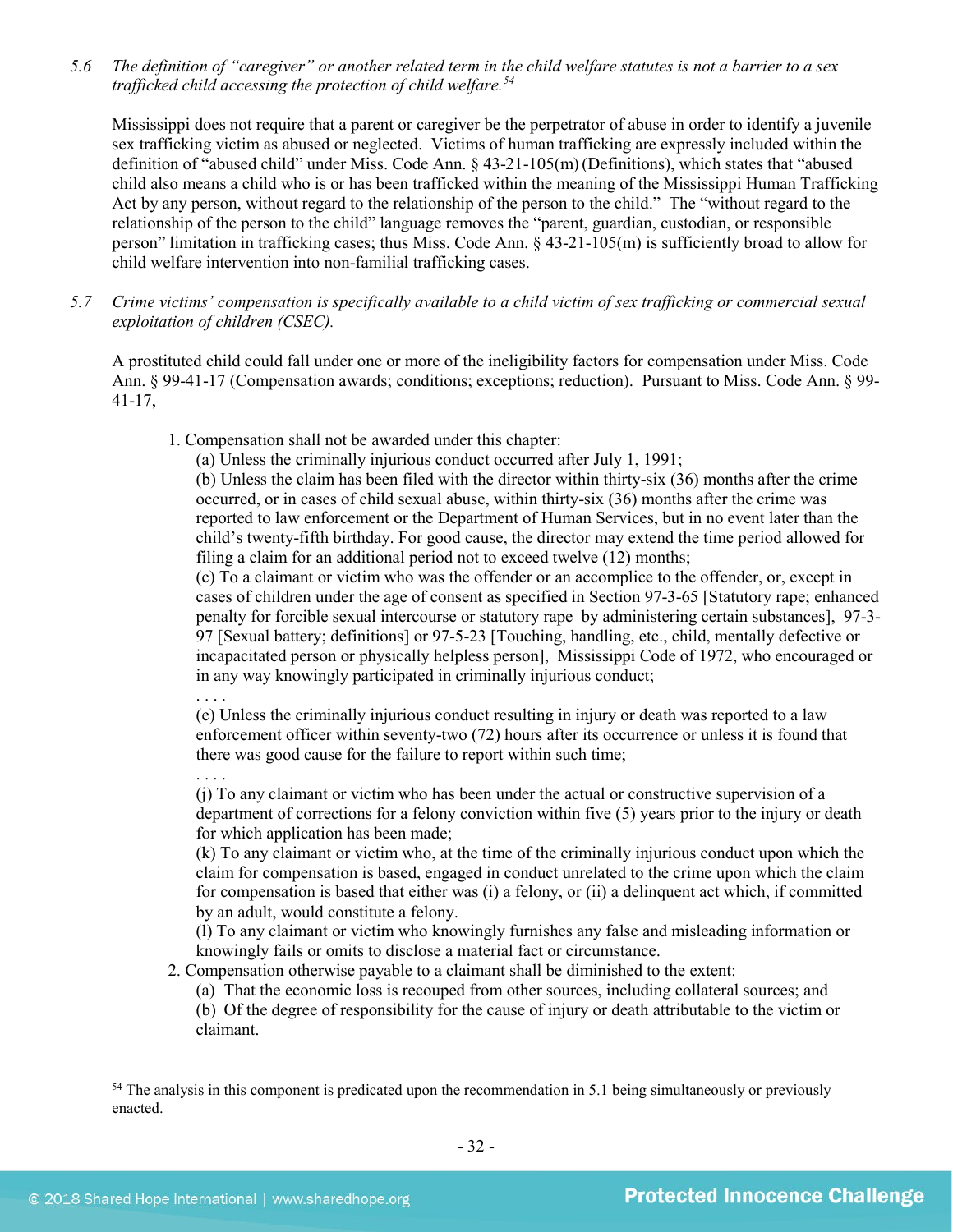5.6 *The definition of "caregiver" or another related term in the child welfare statutes is not a barrier to a sex trafficked child accessing the protection of child welfare.*[54]

Mississippi does not require that a parent or caregiver be the perpetrator of abuse in order to identify a juvenile sex trafficking victim as abused or neglected. Victims of human trafficking are expressly included within the definition of "abused child" under Miss. Code Ann. § 43-21-105(m) (Definitions), which states that "abused child also means a child who is or has been trafficked within the meaning of the Mississippi Human Trafficking Act by any person, without regard to the relationship of the person to the child." The "without regard to the relationship of the person to the child" language removes the "parent, guardian, custodian, or responsible person" limitation in trafficking cases; thus Miss. Code Ann. § 43-21-105(m) is sufficiently broad to allow for child welfare intervention into non-familial trafficking cases.

5.7 *Crime victims' compensation is specifically available to a child victim of sex trafficking or commercial sexual exploitation of children (CSEC).*

A prostituted child could fall under one or more of the ineligibility factors for compensation under Miss. Code Ann. § 99-41-17 (Compensation awards; conditions; exceptions; reduction). Pursuant to Miss. Code Ann. § 99-41-17,

> 1. Compensation shall not be awarded under this chapter:
> (a) Unless the criminally injurious conduct occurred after July 1, 1991;
> (b) Unless the claim has been filed with the director within thirty-six (36) months after the crime occurred, or in cases of child sexual abuse, within thirty-six (36) months after the crime was reported to law enforcement or the Department of Human Services, but in no event later than the child's twenty-fifth birthday. For good cause, the director may extend the time period allowed for filing a claim for an additional period not to exceed twelve (12) months;
> (c) To a claimant or victim who was the offender or an accomplice to the offender, or, except in cases of children under the age of consent as specified in Section 97-3-65 [Statutory rape; enhanced penalty for forcible sexual intercourse or statutory rape by administering certain substances], 97-3-97 [Sexual battery; definitions] or 97-5-23 [Touching, handling, etc., child, mentally defective or incapacitated person or physically helpless person], Mississippi Code of 1972, who encouraged or in any way knowingly participated in criminally injurious conduct;
> . . . .
> (e) Unless the criminally injurious conduct resulting in injury or death was reported to a law enforcement officer within seventy-two (72) hours after its occurrence or unless it is found that there was good cause for the failure to report within such time;
> . . . .
> (j) To any claimant or victim who has been under the actual or constructive supervision of a department of corrections for a felony conviction within five (5) years prior to the injury or death for which application has been made;
> (k) To any claimant or victim who, at the time of the criminally injurious conduct upon which the claim for compensation is based, engaged in conduct unrelated to the crime upon which the claim for compensation is based that either was (i) a felony, or (ii) a delinquent act which, if committed by an adult, would constitute a felony.
> (l) To any claimant or victim who knowingly furnishes any false and misleading information or knowingly fails or omits to disclose a material fact or circumstance.
> 2. Compensation otherwise payable to a claimant shall be diminished to the extent:
> (a) That the economic loss is recouped from other sources, including collateral sources; and
> (b) Of the degree of responsibility for the cause of injury or death attributable to the victim or claimant.

[54] The analysis in this component is predicated upon the recommendation in 5.1 being simultaneously or previously enacted.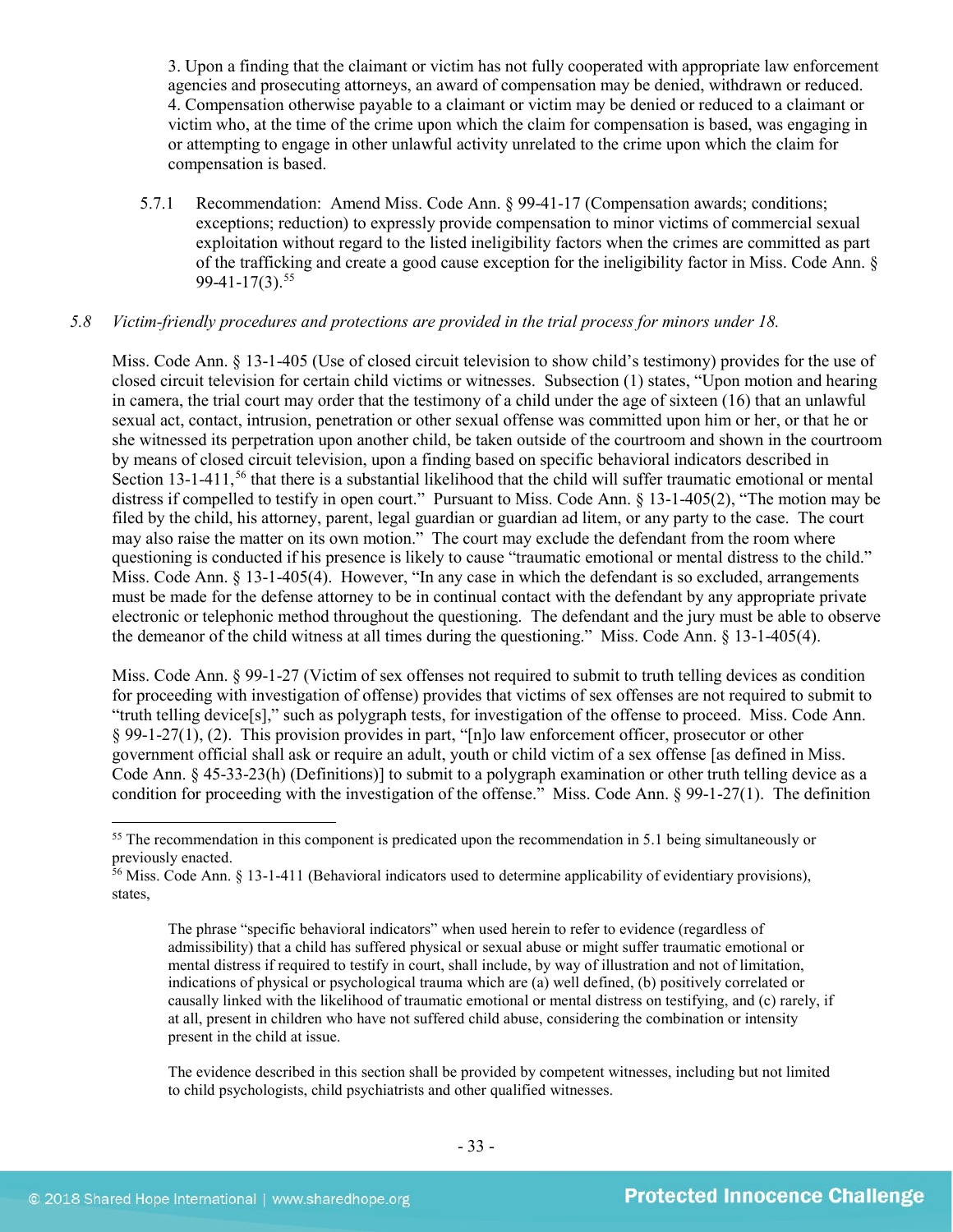3. Upon a finding that the claimant or victim has not fully cooperated with appropriate law enforcement agencies and prosecuting attorneys, an award of compensation may be denied, withdrawn or reduced.
4. Compensation otherwise payable to a claimant or victim may be denied or reduced to a claimant or victim who, at the time of the crime upon which the claim for compensation is based, was engaging in or attempting to engage in other unlawful activity unrelated to the crime upon which the claim for compensation is based.

5.7.1 Recommendation: Amend Miss. Code Ann. § 99-41-17 (Compensation awards; conditions; exceptions; reduction) to expressly provide compensation to minor victims of commercial sexual exploitation without regard to the listed ineligibility factors when the crimes are committed as part of the trafficking and create a good cause exception for the ineligibility factor in Miss. Code Ann. § 99-41-17(3).[55]

*5.8 Victim-friendly procedures and protections are provided in the trial process for minors under 18.*

Miss. Code Ann. § 13-1-405 (Use of closed circuit television to show child's testimony) provides for the use of closed circuit television for certain child victims or witnesses. Subsection (1) states, "Upon motion and hearing in camera, the trial court may order that the testimony of a child under the age of sixteen (16) that an unlawful sexual act, contact, intrusion, penetration or other sexual offense was committed upon him or her, or he or she witnessed its perpetration upon another child, be taken outside of the courtroom and shown in the courtroom by means of closed circuit television, upon a finding based on specific behavioral indicators described in Section 13-1-411,[56] that there is a substantial likelihood that the child will suffer traumatic emotional or mental distress if compelled to testify in open court." Pursuant to Miss. Code Ann. § 13-1-405(2), "The motion may be filed by the child, his attorney, parent, legal guardian or guardian ad litem, or any party to the case. The court may also raise the matter on its own motion." The court may exclude the defendant from the room where questioning is conducted if his presence is likely to cause "traumatic emotional or mental distress to the child." Miss. Code Ann. § 13-1-405(4). However, "In any case in which the defendant is so excluded, arrangements must be made for the defense attorney to be in continual contact with the defendant by any appropriate private electronic or telephonic method throughout the questioning. The defendant and the jury must be able to observe the demeanor of the child witness at all times during the questioning." Miss. Code Ann. § 13-1-405(4).

Miss. Code Ann. § 99-1-27 (Victim of sex offenses not required to submit to truth telling devices as condition for proceeding with investigation of offense) provides that victims of sex offenses are not required to submit to "truth telling device[s]," such as polygraph tests, for investigation of the offense to proceed. Miss. Code Ann. § 99-1-27(1), (2). This provision provides in part, "[n]o law enforcement officer, prosecutor or other government official shall ask or require an adult, youth or child victim of a sex offense [as defined in Miss. Code Ann. § 45-33-23(h) (Definitions)] to submit to a polygraph examination or other truth telling device as a condition for proceeding with the investigation of the offense." Miss. Code Ann. § 99-1-27(1). The definition

---

[55] The recommendation in this component is predicated upon the recommendation in 5.1 being simultaneously or previously enacted.

[56] Miss. Code Ann. § 13-1-411 (Behavioral indicators used to determine applicability of evidentiary provisions), states,

> The phrase "specific behavioral indicators" when used herein to refer to evidence (regardless of admissibility) that a child has suffered physical or sexual abuse or might suffer traumatic emotional or mental distress if required to testify in court, shall include, by way of illustration and not of limitation, indications of physical or psychological trauma which are (a) well defined, (b) positively correlated or causally linked with the likelihood of traumatic emotional or mental distress on testifying, and (c) rarely, if at all, present in children who have not suffered child abuse, considering the combination or intensity present in the child at issue.
>
> The evidence described in this section shall be provided by competent witnesses, including but not limited to child psychologists, child psychiatrists and other qualified witnesses.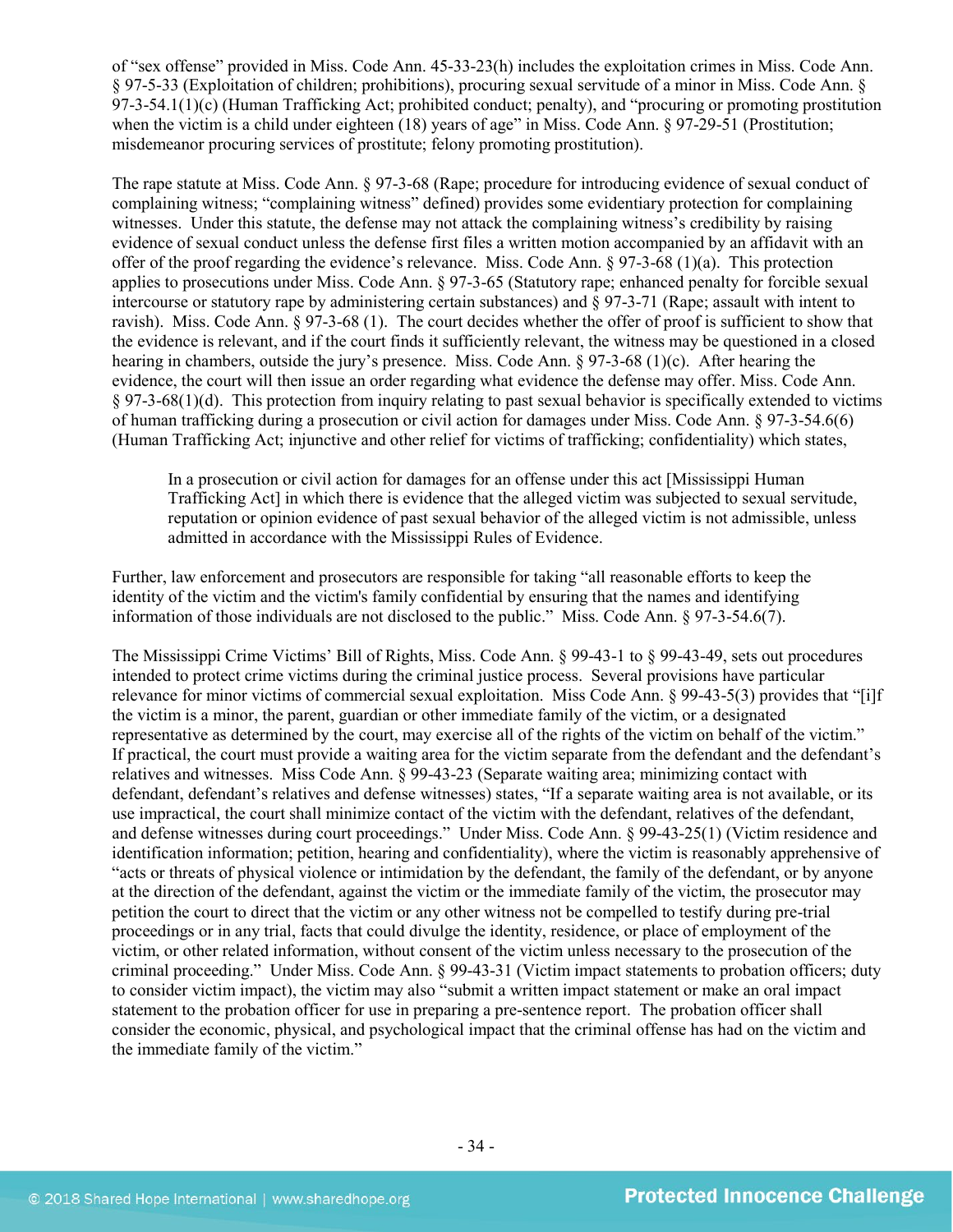of "sex offense" provided in Miss. Code Ann. 45-33-23(h) includes the exploitation crimes in Miss. Code Ann. § 97-5-33 (Exploitation of children; prohibitions), procuring sexual servitude of a minor in Miss. Code Ann. § 97-3-54.1(1)(c) (Human Trafficking Act; prohibited conduct; penalty), and "procuring or promoting prostitution when the victim is a child under eighteen (18) years of age" in Miss. Code Ann. § 97-29-51 (Prostitution; misdemeanor procuring services of prostitute; felony promoting prostitution).

The rape statute at Miss. Code Ann. § 97-3-68 (Rape; procedure for introducing evidence of sexual conduct of complaining witness; "complaining witness" defined) provides some evidentiary protection for complaining witnesses. Under this statute, the defense may not attack the complaining witness's credibility by raising evidence of sexual conduct unless the defense first files a written motion accompanied by an affidavit with an offer of the proof regarding the evidence's relevance. Miss. Code Ann. § 97-3-68 (1)(a). This protection applies to prosecutions under Miss. Code Ann. § 97-3-65 (Statutory rape; enhanced penalty for forcible sexual intercourse or statutory rape by administering certain substances) and § 97-3-71 (Rape; assault with intent to ravish). Miss. Code Ann. § 97-3-68 (1). The court decides whether the offer of proof is sufficient to show that the evidence is relevant, and if the court finds it sufficiently relevant, the witness may be questioned in a closed hearing in chambers, outside the jury's presence. Miss. Code Ann. § 97-3-68 (1)(c). After hearing the evidence, the court will then issue an order regarding what evidence the defense may offer. Miss. Code Ann. § 97-3-68(1)(d). This protection from inquiry relating to past sexual behavior is specifically extended to victims of human trafficking during a prosecution or civil action for damages under Miss. Code Ann. § 97-3-54.6(6) (Human Trafficking Act; injunctive and other relief for victims of trafficking; confidentiality) which states,

> In a prosecution or civil action for damages for an offense under this act [Mississippi Human Trafficking Act] in which there is evidence that the alleged victim was subjected to sexual servitude, reputation or opinion evidence of past sexual behavior of the alleged victim is not admissible, unless admitted in accordance with the Mississippi Rules of Evidence.

Further, law enforcement and prosecutors are responsible for taking "all reasonable efforts to keep the identity of the victim and the victim's family confidential by ensuring that the names and identifying information of those individuals are not disclosed to the public." Miss. Code Ann. § 97-3-54.6(7).

The Mississippi Crime Victims' Bill of Rights, Miss. Code Ann. § 99-43-1 to § 99-43-49, sets out procedures intended to protect crime victims during the criminal justice process. Several provisions have particular relevance for minor victims of commercial sexual exploitation. Miss Code Ann. § 99-43-5(3) provides that "[i]f the victim is a minor, the parent, guardian or other immediate family of the victim, or a designated representative as determined by the court, may exercise all of the rights of the victim on behalf of the victim." If practical, the court must provide a waiting area for the victim separate from the defendant and the defendant's relatives and witnesses. Miss Code Ann. § 99-43-23 (Separate waiting area; minimizing contact with defendant, defendant's relatives and defense witnesses) states, "If a separate waiting area is not available, or its use impractical, the court shall minimize contact of the victim with the defendant, relatives of the defendant, and defense witnesses during court proceedings." Under Miss. Code Ann. § 99-43-25(1) (Victim residence and identification information; petition, hearing and confidentiality), where the victim is reasonably apprehensive of "acts or threats of physical violence or intimidation by the defendant, the family of the defendant, or by anyone at the direction of the defendant, against the victim or the immediate family of the victim, the prosecutor may petition the court to direct that the victim or any other witness not be compelled to testify during pre-trial proceedings or in any trial, facts that could divulge the identity, residence, or place of employment of the victim, or other related information, without consent of the victim unless necessary to the prosecution of the criminal proceeding." Under Miss. Code Ann. § 99-43-31 (Victim impact statements to probation officers; duty to consider victim impact), the victim may also "submit a written impact statement or make an oral impact statement to the probation officer for use in preparing a pre-sentence report. The probation officer shall consider the economic, physical, and psychological impact that the criminal offense has had on the victim and the immediate family of the victim."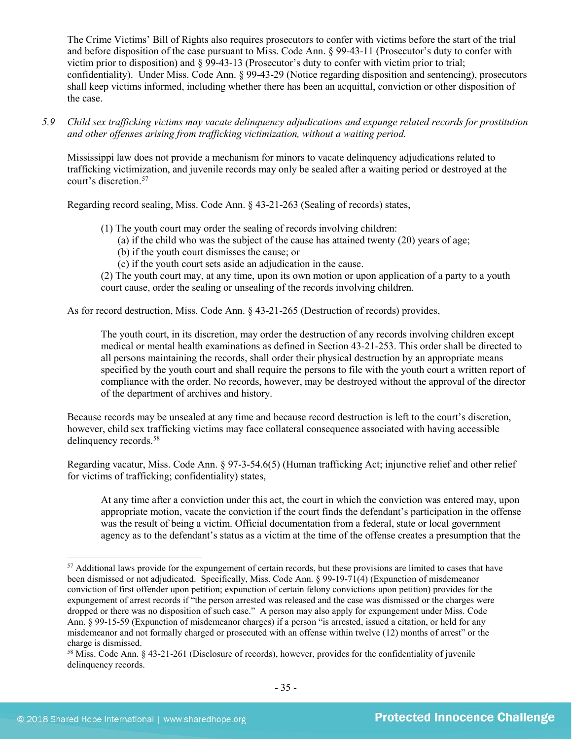The Crime Victims' Bill of Rights also requires prosecutors to confer with victims before the start of the trial and before disposition of the case pursuant to Miss. Code Ann. § 99-43-11 (Prosecutor's duty to confer with victim prior to disposition) and § 99-43-13 (Prosecutor's duty to confer with victim prior to trial; confidentiality). Under Miss. Code Ann. § 99-43-29 (Notice regarding disposition and sentencing), prosecutors shall keep victims informed, including whether there has been an acquittal, conviction or other disposition of the case.

5.9 *Child sex trafficking victims may vacate delinquency adjudications and expunge related records for prostitution and other offenses arising from trafficking victimization, without a waiting period.*

Mississippi law does not provide a mechanism for minors to vacate delinquency adjudications related to trafficking victimization, and juvenile records may only be sealed after a waiting period or destroyed at the court's discretion.[57]

Regarding record sealing, Miss. Code Ann. § 43-21-263 (Sealing of records) states,

> (1) The youth court may order the sealing of records involving children:
> (a) if the child who was the subject of the cause has attained twenty (20) years of age;
> (b) if the youth court dismisses the cause; or
> (c) if the youth court sets aside an adjudication in the cause.
> (2) The youth court may, at any time, upon its own motion or upon application of a party to a youth court cause, order the sealing or unsealing of the records involving children.

As for record destruction, Miss. Code Ann. § 43-21-265 (Destruction of records) provides,

> The youth court, in its discretion, may order the destruction of any records involving children except medical or mental health examinations as defined in Section 43-21-253. This order shall be directed to all persons maintaining the records, shall order their physical destruction by an appropriate means specified by the youth court and shall require the persons to file with the youth court a written report of compliance with the order. No records, however, may be destroyed without the approval of the director of the department of archives and history.

Because records may be unsealed at any time and because record destruction is left to the court's discretion, however, child sex trafficking victims may face collateral consequence associated with having accessible delinquency records.[58]

Regarding vacatur, Miss. Code Ann. § 97-3-54.6(5) (Human trafficking Act; injunctive relief and other relief for victims of trafficking; confidentiality) states,

> At any time after a conviction under this act, the court in which the conviction was entered may, upon appropriate motion, vacate the conviction if the court finds the defendant's participation in the offense was the result of being a victim. Official documentation from a federal, state or local government agency as to the defendant's status as a victim at the time of the offense creates a presumption that the

---

[57] Additional laws provide for the expungement of certain records, but these provisions are limited to cases that have been dismissed or not adjudicated. Specifically, Miss. Code Ann. § 99-19-71(4) (Expunction of misdemeanor conviction of first offender upon petition; expunction of certain felony convictions upon petition) provides for the expungement of arrest records if "the person arrested was released and the case was dismissed or the charges were dropped or there was no disposition of such case." A person may also apply for expungement under Miss. Code Ann. § 99-15-59 (Expunction of misdemeanor charges) if a person "is arrested, issued a citation, or held for any misdemeanor and not formally charged or prosecuted with an offense within twelve (12) months of arrest" or the charge is dismissed.

[58] Miss. Code Ann. § 43-21-261 (Disclosure of records), however, provides for the confidentiality of juvenile delinquency records.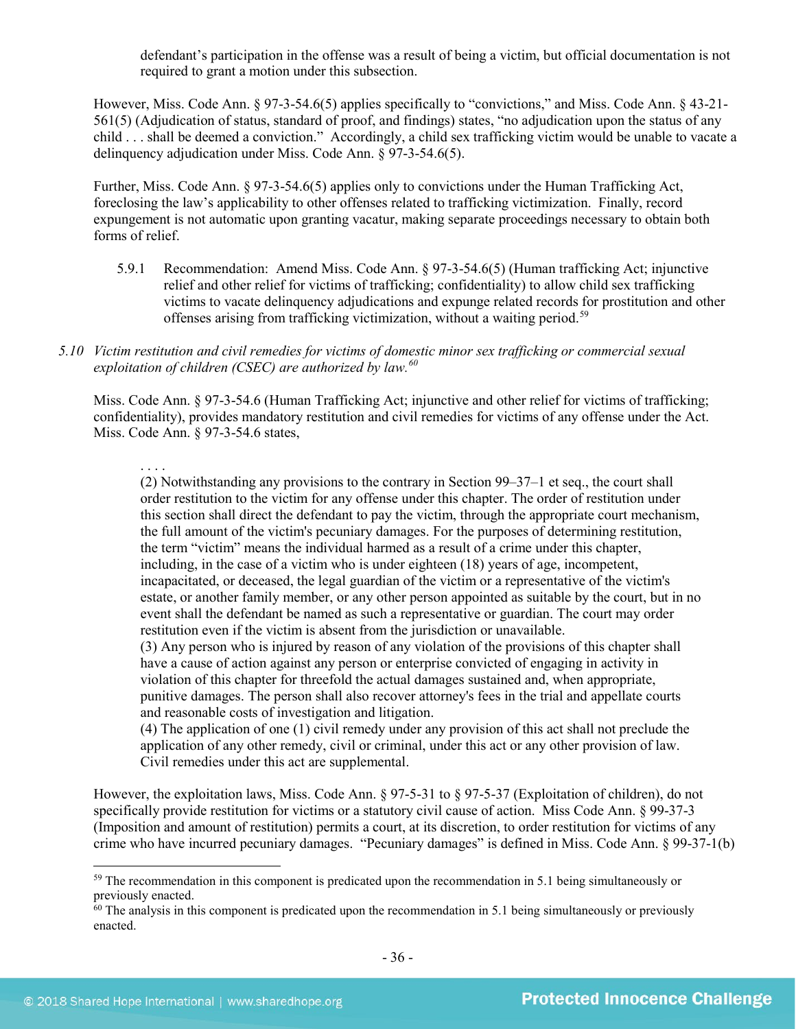defendant's participation in the offense was a result of being a victim, but official documentation is not required to grant a motion under this subsection.

However, Miss. Code Ann. § 97-3-54.6(5) applies specifically to "convictions," and Miss. Code Ann. § 43-21-561(5) (Adjudication of status, standard of proof, and findings) states, "no adjudication upon the status of any child . . . shall be deemed a conviction." Accordingly, a child sex trafficking victim would be unable to vacate a delinquency adjudication under Miss. Code Ann. § 97-3-54.6(5).

Further, Miss. Code Ann. § 97-3-54.6(5) applies only to convictions under the Human Trafficking Act, foreclosing the law's applicability to other offenses related to trafficking victimization. Finally, record expungement is not automatic upon granting vacatur, making separate proceedings necessary to obtain both forms of relief.

5.9.1 Recommendation: Amend Miss. Code Ann. § 97-3-54.6(5) (Human trafficking Act; injunctive relief and other relief for victims of trafficking; confidentiality) to allow child sex trafficking victims to vacate delinquency adjudications and expunge related records for prostitution and other offenses arising from trafficking victimization, without a waiting period.[59]

*5.10 Victim restitution and civil remedies for victims of domestic minor sex trafficking or commercial sexual exploitation of children (CSEC) are authorized by law.[60]*

Miss. Code Ann. § 97-3-54.6 (Human Trafficking Act; injunctive and other relief for victims of trafficking; confidentiality), provides mandatory restitution and civil remedies for victims of any offense under the Act. Miss. Code Ann. § 97-3-54.6 states,

> . . . .
> (2) Notwithstanding any provisions to the contrary in Section 99–37–1 et seq., the court shall order restitution to the victim for any offense under this chapter. The order of restitution under this section shall direct the defendant to pay the victim, through the appropriate court mechanism, the full amount of the victim's pecuniary damages. For the purposes of determining restitution, the term "victim" means the individual harmed as a result of a crime under this chapter, including, in the case of a victim who is under eighteen (18) years of age, incompetent, incapacitated, or deceased, the legal guardian of the victim or a representative of the victim's estate, or another family member, or any other person appointed as suitable by the court, but in no event shall the defendant be named as such a representative or guardian. The court may order restitution even if the victim is absent from the jurisdiction or unavailable.
> (3) Any person who is injured by reason of any violation of the provisions of this chapter shall have a cause of action against any person or enterprise convicted of engaging in activity in violation of this chapter for threefold the actual damages sustained and, when appropriate, punitive damages. The person shall also recover attorney's fees in the trial and appellate courts and reasonable costs of investigation and litigation.
> (4) The application of one (1) civil remedy under any provision of this act shall not preclude the application of any other remedy, civil or criminal, under this act or any other provision of law. Civil remedies under this act are supplemental.

However, the exploitation laws, Miss. Code Ann. § 97-5-31 to § 97-5-37 (Exploitation of children), do not specifically provide restitution for victims or a statutory civil cause of action. Miss Code Ann. § 99-37-3 (Imposition and amount of restitution) permits a court, at its discretion, to order restitution for victims of any crime who have incurred pecuniary damages. "Pecuniary damages" is defined in Miss. Code Ann. § 99-37-1(b)

---

[59] The recommendation in this component is predicated upon the recommendation in 5.1 being simultaneously or previously enacted.

[60] The analysis in this component is predicated upon the recommendation in 5.1 being simultaneously or previously enacted.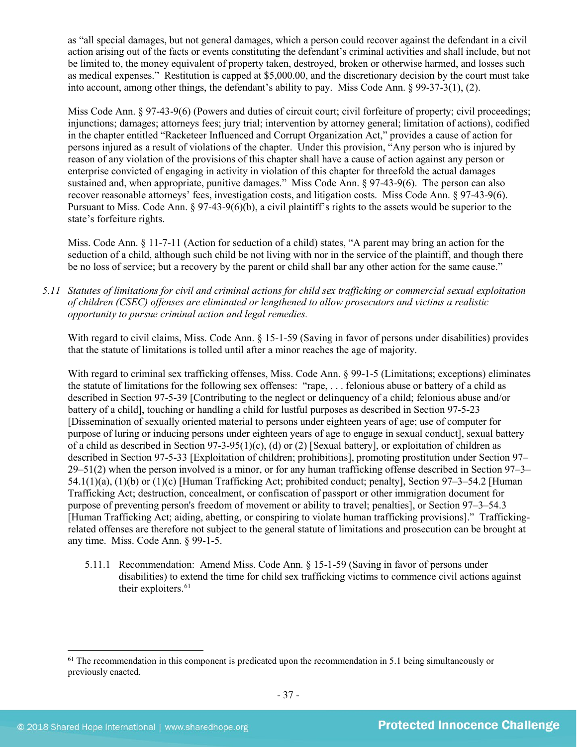as "all special damages, but not general damages, which a person could recover against the defendant in a civil action arising out of the facts or events constituting the defendant's criminal activities and shall include, but not be limited to, the money equivalent of property taken, destroyed, broken or otherwise harmed, and losses such as medical expenses." Restitution is capped at $5,000.00, and the discretionary decision by the court must take into account, among other things, the defendant's ability to pay. Miss Code Ann. § 99-37-3(1), (2).

Miss Code Ann. § 97-43-9(6) (Powers and duties of circuit court; civil forfeiture of property; civil proceedings; injunctions; damages; attorneys fees; jury trial; intervention by attorney general; limitation of actions), codified in the chapter entitled "Racketeer Influenced and Corrupt Organization Act," provides a cause of action for persons injured as a result of violations of the chapter. Under this provision, "Any person who is injured by reason of any violation of the provisions of this chapter shall have a cause of action against any person or enterprise convicted of engaging in activity in violation of this chapter for threefold the actual damages sustained and, when appropriate, punitive damages." Miss Code Ann. § 97-43-9(6). The person can also recover reasonable attorneys' fees, investigation costs, and litigation costs. Miss Code Ann. § 97-43-9(6). Pursuant to Miss. Code Ann. § 97-43-9(6)(b), a civil plaintiff's rights to the assets would be superior to the state's forfeiture rights.

Miss. Code Ann. § 11-7-11 (Action for seduction of a child) states, "A parent may bring an action for the seduction of a child, although such child be not living with nor in the service of the plaintiff, and though there be no loss of service; but a recovery by the parent or child shall bar any other action for the same cause."

*5.11 Statutes of limitations for civil and criminal actions for child sex trafficking or commercial sexual exploitation of children (CSEC) offenses are eliminated or lengthened to allow prosecutors and victims a realistic opportunity to pursue criminal action and legal remedies.*

With regard to civil claims, Miss. Code Ann. § 15-1-59 (Saving in favor of persons under disabilities) provides that the statute of limitations is tolled until after a minor reaches the age of majority.

With regard to criminal sex trafficking offenses, Miss. Code Ann. § 99-1-5 (Limitations; exceptions) eliminates the statute of limitations for the following sex offenses: "rape, . . . felonious abuse or battery of a child as described in Section 97-5-39 [Contributing to the neglect or delinquency of a child; felonious abuse and/or battery of a child], touching or handling a child for lustful purposes as described in Section 97-5-23 [Dissemination of sexually oriented material to persons under eighteen years of age; use of computer for purpose of luring or inducing persons under eighteen years of age to engage in sexual conduct], sexual battery of a child as described in Section 97-3-95(1)(c), (d) or (2) [Sexual battery], or exploitation of children as described in Section 97-5-33 [Exploitation of children; prohibitions], promoting prostitution under Section 97–29–51(2) when the person involved is a minor, or for any human trafficking offense described in Section 97–3–54.1(1)(a), (1)(b) or (1)(c) [Human Trafficking Act; prohibited conduct; penalty], Section 97–3–54.2 [Human Trafficking Act; destruction, concealment, or confiscation of passport or other immigration document for purpose of preventing person's freedom of movement or ability to travel; penalties], or Section 97–3–54.3 [Human Trafficking Act; aiding, abetting, or conspiring to violate human trafficking provisions]." Trafficking-related offenses are therefore not subject to the general statute of limitations and prosecution can be brought at any time. Miss. Code Ann. § 99-1-5.

5.11.1 Recommendation: Amend Miss. Code Ann. § 15-1-59 (Saving in favor of persons under disabilities) to extend the time for child sex trafficking victims to commence civil actions against their exploiters.[61]

---

[61] The recommendation in this component is predicated upon the recommendation in 5.1 being simultaneously or previously enacted.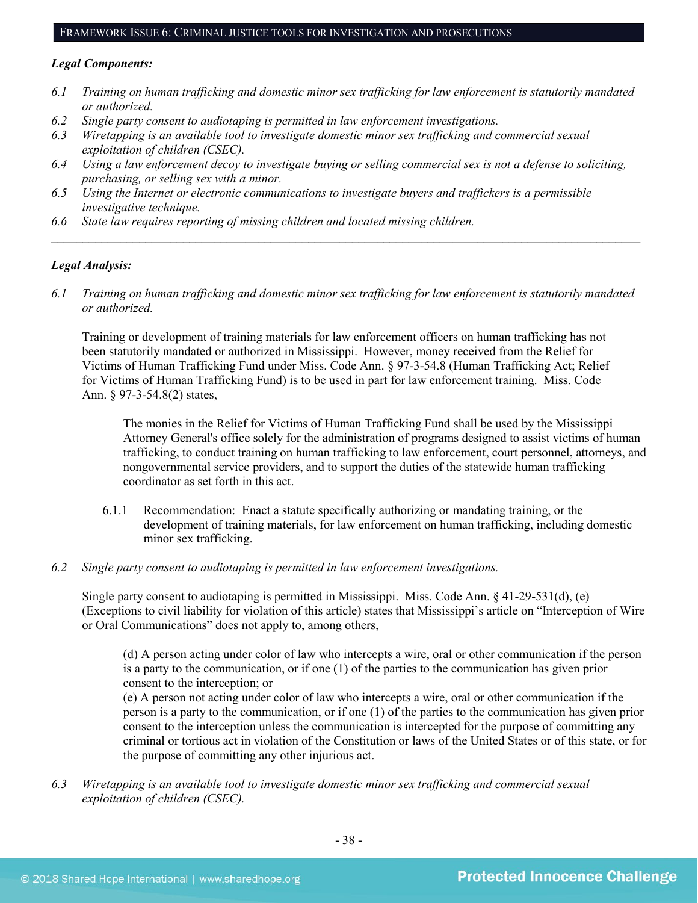FRAMEWORK ISSUE 6: CRIMINAL JUSTICE TOOLS FOR INVESTIGATION AND PROSECUTIONS

***Legal Components:***

*6.1 Training on human trafficking and domestic minor sex trafficking for law enforcement is statutorily mandated or authorized.*

*6.2 Single party consent to audiotaping is permitted in law enforcement investigations.*

*6.3 Wiretapping is an available tool to investigate domestic minor sex trafficking and commercial sexual exploitation of children (CSEC).*

*6.4 Using a law enforcement decoy to investigate buying or selling commercial sex is not a defense to soliciting, purchasing, or selling sex with a minor.*

*6.5 Using the Internet or electronic communications to investigate buyers and traffickers is a permissible investigative technique.*

*6.6 State law requires reporting of missing children and located missing children.*

---

***Legal Analysis:***

*6.1 Training on human trafficking and domestic minor sex trafficking for law enforcement is statutorily mandated or authorized.*

Training or development of training materials for law enforcement officers on human trafficking has not been statutorily mandated or authorized in Mississippi. However, money received from the Relief for Victims of Human Trafficking Fund under Miss. Code Ann. § 97-3-54.8 (Human Trafficking Act; Relief for Victims of Human Trafficking Fund) is to be used in part for law enforcement training. Miss. Code Ann. § 97-3-54.8(2) states,

> The monies in the Relief for Victims of Human Trafficking Fund shall be used by the Mississippi Attorney General's office solely for the administration of programs designed to assist victims of human trafficking, to conduct training on human trafficking to law enforcement, court personnel, attorneys, and nongovernmental service providers, and to support the duties of the statewide human trafficking coordinator as set forth in this act.

6.1.1 Recommendation: Enact a statute specifically authorizing or mandating training, or the development of training materials, for law enforcement on human trafficking, including domestic minor sex trafficking.

*6.2 Single party consent to audiotaping is permitted in law enforcement investigations.*

Single party consent to audiotaping is permitted in Mississippi. Miss. Code Ann. § 41-29-531(d), (e) (Exceptions to civil liability for violation of this article) states that Mississippi's article on "Interception of Wire or Oral Communications" does not apply to, among others,

> (d) A person acting under color of law who intercepts a wire, oral or other communication if the person is a party to the communication, or if one (1) of the parties to the communication has given prior consent to the interception; or
>
> (e) A person not acting under color of law who intercepts a wire, oral or other communication if the person is a party to the communication, or if one (1) of the parties to the communication has given prior consent to the interception unless the communication is intercepted for the purpose of committing any criminal or tortious act in violation of the Constitution or laws of the United States or of this state, or for the purpose of committing any other injurious act.

*6.3 Wiretapping is an available tool to investigate domestic minor sex trafficking and commercial sexual exploitation of children (CSEC).*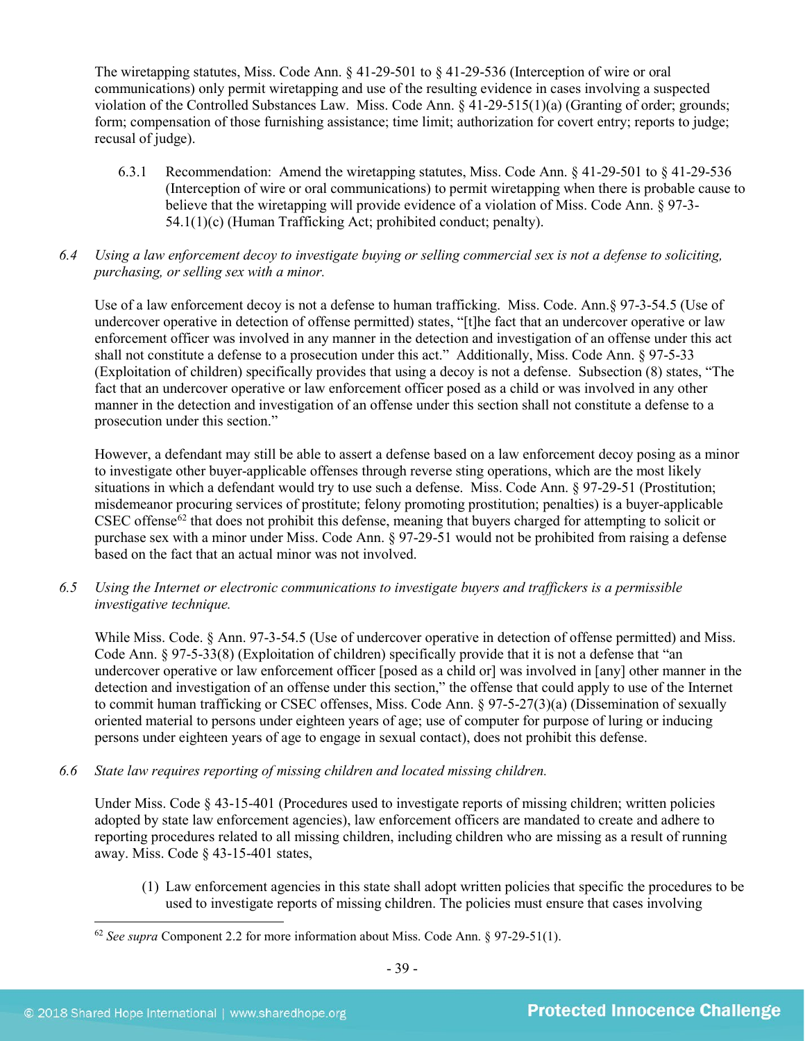The wiretapping statutes, Miss. Code Ann. § 41-29-501 to § 41-29-536 (Interception of wire or oral communications) only permit wiretapping and use of the resulting evidence in cases involving a suspected violation of the Controlled Substances Law. Miss. Code Ann. § 41-29-515(1)(a) (Granting of order; grounds; form; compensation of those furnishing assistance; time limit; authorization for covert entry; reports to judge; recusal of judge).

6.3.1 Recommendation: Amend the wiretapping statutes, Miss. Code Ann. § 41-29-501 to § 41-29-536 (Interception of wire or oral communications) to permit wiretapping when there is probable cause to believe that the wiretapping will provide evidence of a violation of Miss. Code Ann. § 97-3-54.1(1)(c) (Human Trafficking Act; prohibited conduct; penalty).

*6.4 Using a law enforcement decoy to investigate buying or selling commercial sex is not a defense to soliciting, purchasing, or selling sex with a minor.*

Use of a law enforcement decoy is not a defense to human trafficking. Miss. Code. Ann.§ 97-3-54.5 (Use of undercover operative in detection of offense permitted) states, "[t]he fact that an undercover operative or law enforcement officer was involved in any manner in the detection and investigation of an offense under this act shall not constitute a defense to a prosecution under this act." Additionally, Miss. Code Ann. § 97-5-33 (Exploitation of children) specifically provides that using a decoy is not a defense. Subsection (8) states, "The fact that an undercover operative or law enforcement officer posed as a child or was involved in any other manner in the detection and investigation of an offense under this section shall not constitute a defense to a prosecution under this section."

However, a defendant may still be able to assert a defense based on a law enforcement decoy posing as a minor to investigate other buyer-applicable offenses through reverse sting operations, which are the most likely situations in which a defendant would try to use such a defense. Miss. Code Ann. § 97-29-51 (Prostitution; misdemeanor procuring services of prostitute; felony promoting prostitution; penalties) is a buyer-applicable CSEC offense[62] that does not prohibit this defense, meaning that buyers charged for attempting to solicit or purchase sex with a minor under Miss. Code Ann. § 97-29-51 would not be prohibited from raising a defense based on the fact that an actual minor was not involved.

*6.5 Using the Internet or electronic communications to investigate buyers and traffickers is a permissible investigative technique.*

While Miss. Code. § Ann. 97-3-54.5 (Use of undercover operative in detection of offense permitted) and Miss. Code Ann. § 97-5-33(8) (Exploitation of children) specifically provide that it is not a defense that "an undercover operative or law enforcement officer [posed as a child or] was involved in [any] other manner in the detection and investigation of an offense under this section," the offense that could apply to use of the Internet to commit human trafficking or CSEC offenses, Miss. Code Ann. § 97-5-27(3)(a) (Dissemination of sexually oriented material to persons under eighteen years of age; use of computer for purpose of luring or inducing persons under eighteen years of age to engage in sexual contact), does not prohibit this defense.

*6.6 State law requires reporting of missing children and located missing children.*

Under Miss. Code § 43-15-401 (Procedures used to investigate reports of missing children; written policies adopted by state law enforcement agencies), law enforcement officers are mandated to create and adhere to reporting procedures related to all missing children, including children who are missing as a result of running away. Miss. Code § 43-15-401 states,

> (1) Law enforcement agencies in this state shall adopt written policies that specific the procedures to be used to investigate reports of missing children. The policies must ensure that cases involving

[62] *See supra* Component 2.2 for more information about Miss. Code Ann. § 97-29-51(1).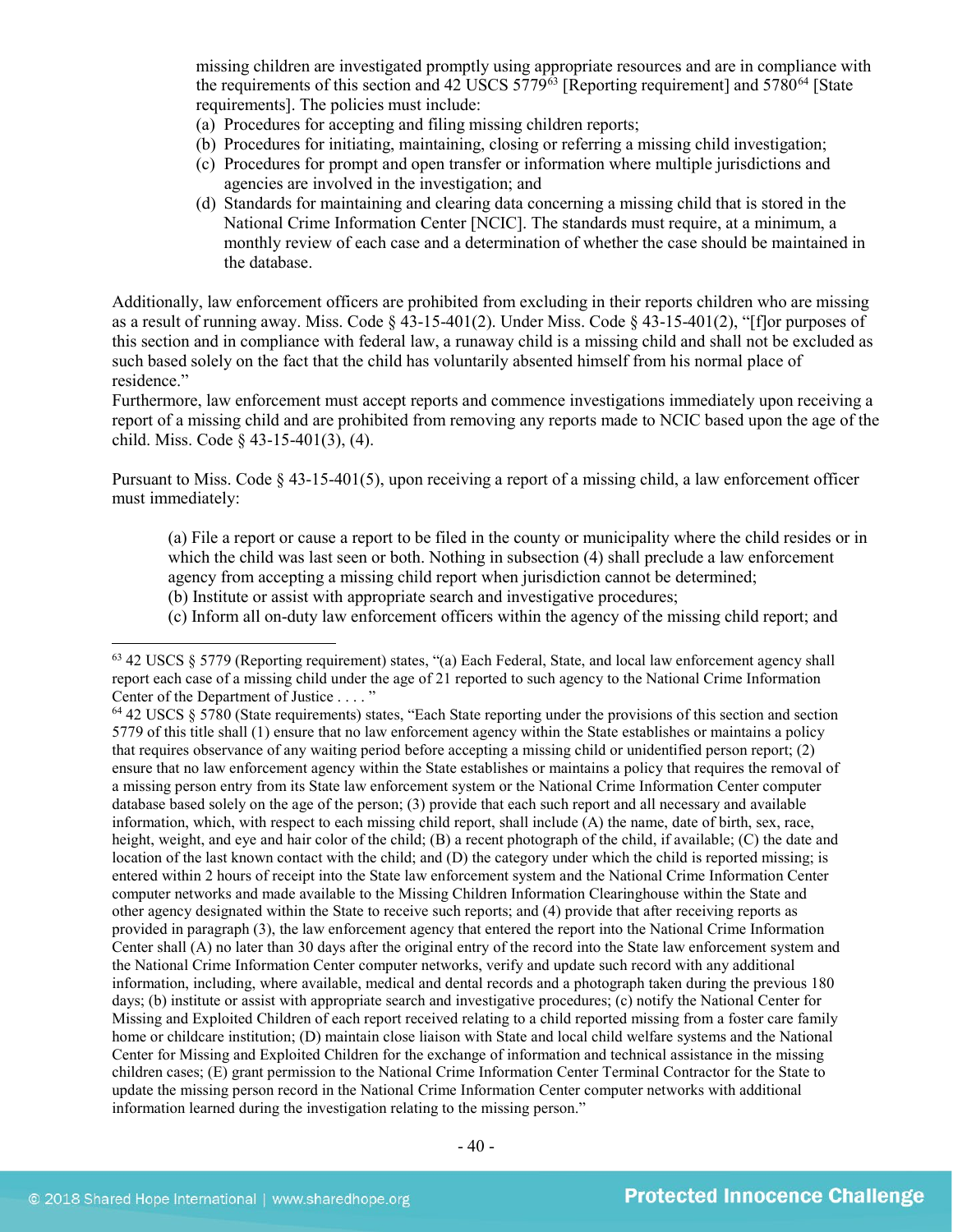missing children are investigated promptly using appropriate resources and are in compliance with the requirements of this section and 42 USCS 5779[63] [Reporting requirement] and 5780[64] [State requirements]. The policies must include:

(a) Procedures for accepting and filing missing children reports;
(b) Procedures for initiating, maintaining, closing or referring a missing child investigation;
(c) Procedures for prompt and open transfer or information where multiple jurisdictions and agencies are involved in the investigation; and
(d) Standards for maintaining and clearing data concerning a missing child that is stored in the National Crime Information Center [NCIC]. The standards must require, at a minimum, a monthly review of each case and a determination of whether the case should be maintained in the database.

Additionally, law enforcement officers are prohibited from excluding in their reports children who are missing as a result of running away. Miss. Code § 43-15-401(2). Under Miss. Code § 43-15-401(2), "[f]or purposes of this section and in compliance with federal law, a runaway child is a missing child and shall not be excluded as such based solely on the fact that the child has voluntarily absented himself from his normal place of residence."
Furthermore, law enforcement must accept reports and commence investigations immediately upon receiving a report of a missing child and are prohibited from removing any reports made to NCIC based upon the age of the child. Miss. Code § 43-15-401(3), (4).

Pursuant to Miss. Code § 43-15-401(5), upon receiving a report of a missing child, a law enforcement officer must immediately:

> (a) File a report or cause a report to be filed in the county or municipality where the child resides or in which the child was last seen or both. Nothing in subsection (4) shall preclude a law enforcement agency from accepting a missing child report when jurisdiction cannot be determined;
> (b) Institute or assist with appropriate search and investigative procedures;
> (c) Inform all on-duty law enforcement officers within the agency of the missing child report; and

---

[63] 42 USCS § 5779 (Reporting requirement) states, "(a) Each Federal, State, and local law enforcement agency shall report each case of a missing child under the age of 21 reported to such agency to the National Crime Information Center of the Department of Justice . . . . "

[64] 42 USCS § 5780 (State requirements) states, "Each State reporting under the provisions of this section and section 5779 of this title shall (1) ensure that no law enforcement agency within the State establishes or maintains a policy that requires observance of any waiting period before accepting a missing child or unidentified person report; (2) ensure that no law enforcement agency within the State establishes or maintains a policy that requires the removal of a missing person entry from its State law enforcement system or the National Crime Information Center computer database based solely on the age of the person; (3) provide that each such report and all necessary and available information, which, with respect to each missing child report, shall include (A) the name, date of birth, sex, race, height, weight, and eye and hair color of the child; (B) a recent photograph of the child, if available; (C) the date and location of the last known contact with the child; and (D) the category under which the child is reported missing; is entered within 2 hours of receipt into the State law enforcement system and the National Crime Information Center computer networks and made available to the Missing Children Information Clearinghouse within the State and other agency designated within the State to receive such reports; and (4) provide that after receiving reports as provided in paragraph (3), the law enforcement agency that entered the report into the National Crime Information Center shall (A) no later than 30 days after the original entry of the record into the State law enforcement system and the National Crime Information Center computer networks, verify and update such record with any additional information, including, where available, medical and dental records and a photograph taken during the previous 180 days; (b) institute or assist with appropriate search and investigative procedures; (c) notify the National Center for Missing and Exploited Children of each report received relating to a child reported missing from a foster care family home or childcare institution; (D) maintain close liaison with State and local child welfare systems and the National Center for Missing and Exploited Children for the exchange of information and technical assistance in the missing children cases; (E) grant permission to the National Crime Information Center Terminal Contractor for the State to update the missing person record in the National Crime Information Center computer networks with additional information learned during the investigation relating to the missing person."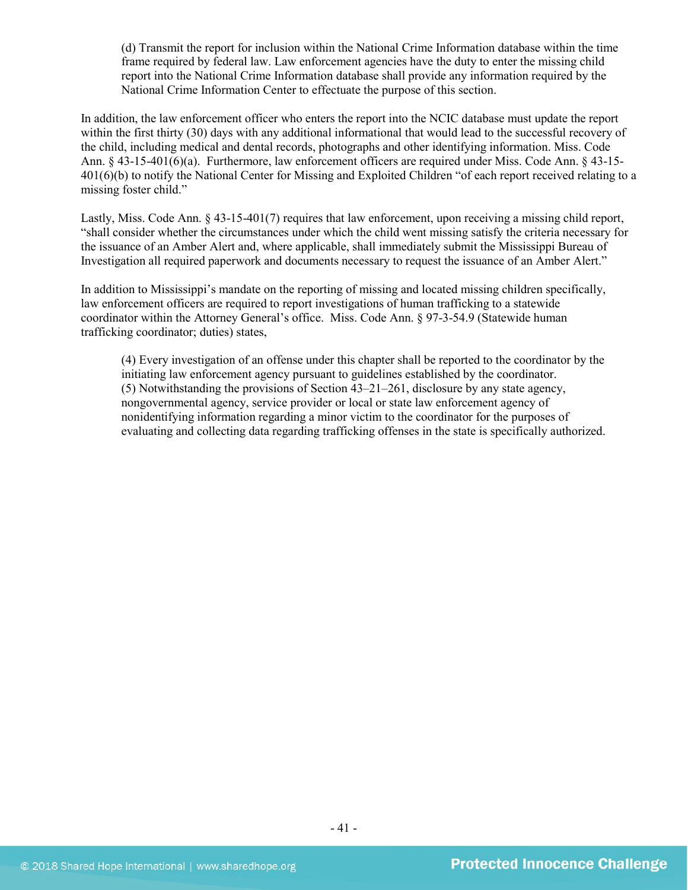> (d) Transmit the report for inclusion within the National Crime Information database within the time frame required by federal law. Law enforcement agencies have the duty to enter the missing child report into the National Crime Information database shall provide any information required by the National Crime Information Center to effectuate the purpose of this section.

In addition, the law enforcement officer who enters the report into the NCIC database must update the report within the first thirty (30) days with any additional informational that would lead to the successful recovery of the child, including medical and dental records, photographs and other identifying information. Miss. Code Ann. § 43-15-401(6)(a). Furthermore, law enforcement officers are required under Miss. Code Ann. § 43-15-401(6)(b) to notify the National Center for Missing and Exploited Children "of each report received relating to a missing foster child."

Lastly, Miss. Code Ann. § 43-15-401(7) requires that law enforcement, upon receiving a missing child report, "shall consider whether the circumstances under which the child went missing satisfy the criteria necessary for the issuance of an Amber Alert and, where applicable, shall immediately submit the Mississippi Bureau of Investigation all required paperwork and documents necessary to request the issuance of an Amber Alert."

In addition to Mississippi's mandate on the reporting of missing and located missing children specifically, law enforcement officers are required to report investigations of human trafficking to a statewide coordinator within the Attorney General's office. Miss. Code Ann. § 97-3-54.9 (Statewide human trafficking coordinator; duties) states,

> (4) Every investigation of an offense under this chapter shall be reported to the coordinator by the initiating law enforcement agency pursuant to guidelines established by the coordinator.
> (5) Notwithstanding the provisions of Section 43–21–261, disclosure by any state agency, nongovernmental agency, service provider or local or state law enforcement agency of nonidentifying information regarding a minor victim to the coordinator for the purposes of evaluating and collecting data regarding trafficking offenses in the state is specifically authorized.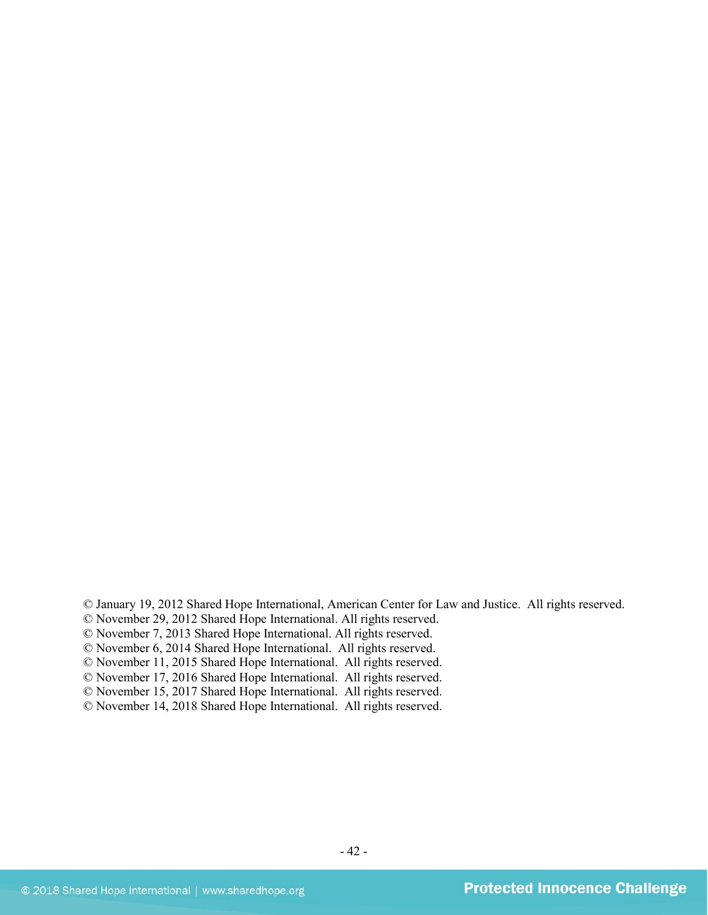© January 19, 2012 Shared Hope International, American Center for Law and Justice. All rights reserved.
© November 29, 2012 Shared Hope International. All rights reserved.
© November 7, 2013 Shared Hope International. All rights reserved.
© November 6, 2014 Shared Hope International. All rights reserved.
© November 11, 2015 Shared Hope International. All rights reserved.
© November 17, 2016 Shared Hope International. All rights reserved.
© November 15, 2017 Shared Hope International. All rights reserved.
© November 14, 2018 Shared Hope International. All rights reserved.